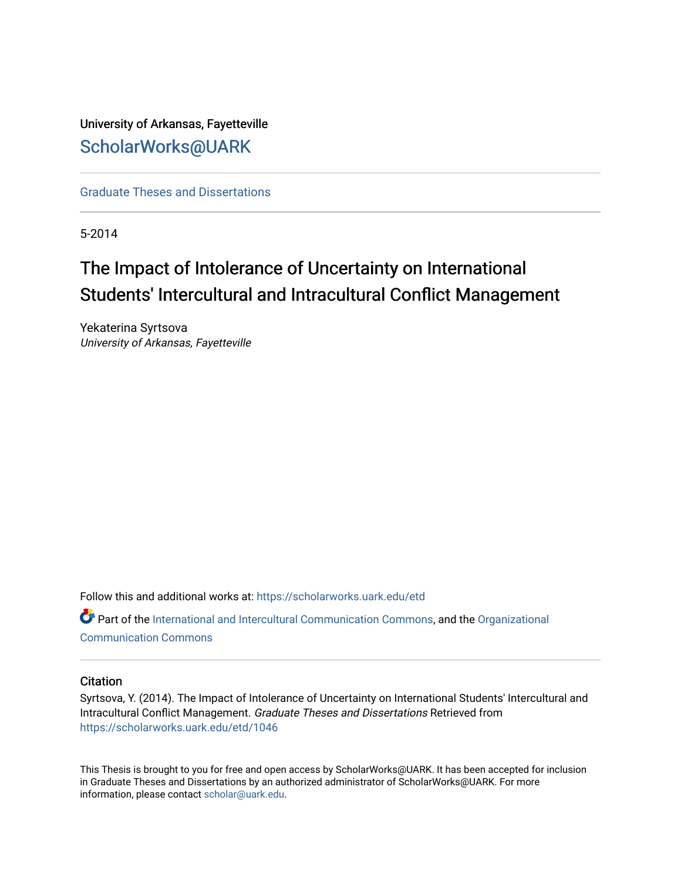University of Arkansas, Fayetteville

ScholarWorks@UARK

Graduate Theses and Dissertations

5-2014

# The Impact of Intolerance of Uncertainty on International Students' Intercultural and Intracultural Conflict Management

Yekaterina Syrtsova
*University of Arkansas, Fayetteville*

Follow this and additional works at: https://scholarworks.uark.edu/etd

Part of the International and Intercultural Communication Commons, and the Organizational Communication Commons

## Citation

Syrtsova, Y. (2014). The Impact of Intolerance of Uncertainty on International Students' Intercultural and Intracultural Conflict Management. *Graduate Theses and Dissertations* Retrieved from https://scholarworks.uark.edu/etd/1046

This Thesis is brought to you for free and open access by ScholarWorks@UARK. It has been accepted for inclusion in Graduate Theses and Dissertations by an authorized administrator of ScholarWorks@UARK. For more information, please contact scholar@uark.edu.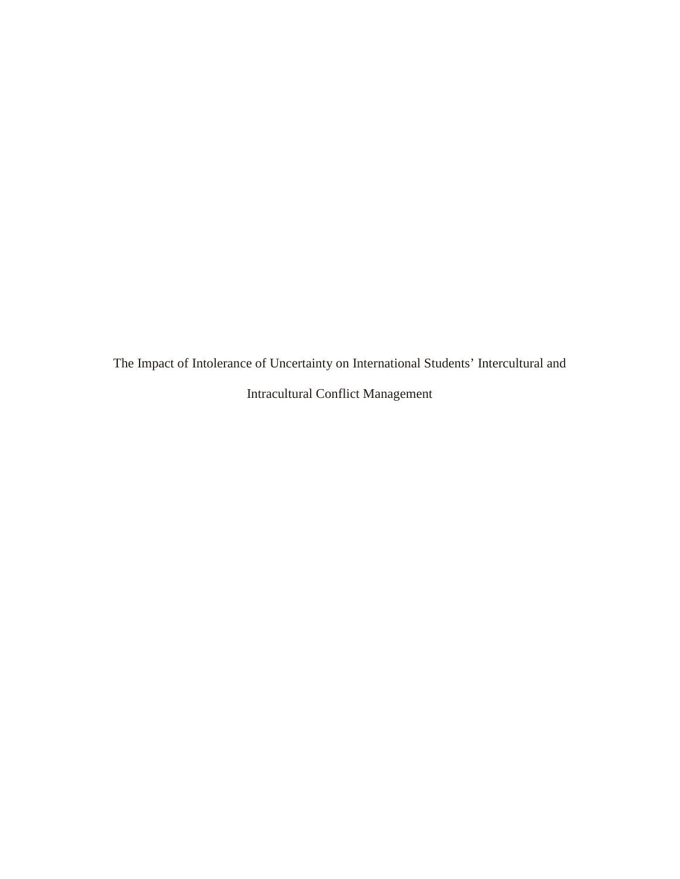The Impact of Intolerance of Uncertainty on International Students’ Intercultural and Intracultural Conflict Management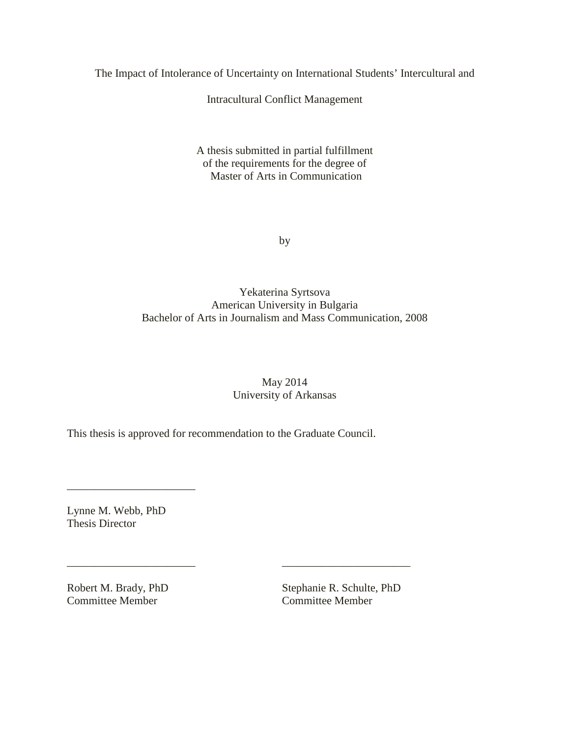The Impact of Intolerance of Uncertainty on International Students' Intercultural and

Intracultural Conflict Management

A thesis submitted in partial fulfillment
of the requirements for the degree of
Master of Arts in Communication

by

Yekaterina Syrtsova
American University in Bulgaria
Bachelor of Arts in Journalism and Mass Communication, 2008

May 2014
University of Arkansas

This thesis is approved for recommendation to the Graduate Council.

_______________________

Lynne M. Webb, PhD
Thesis Director

_______________________ _______________________

Robert M. Brady, PhD
Committee Member

Stephanie R. Schulte, PhD
Committee Member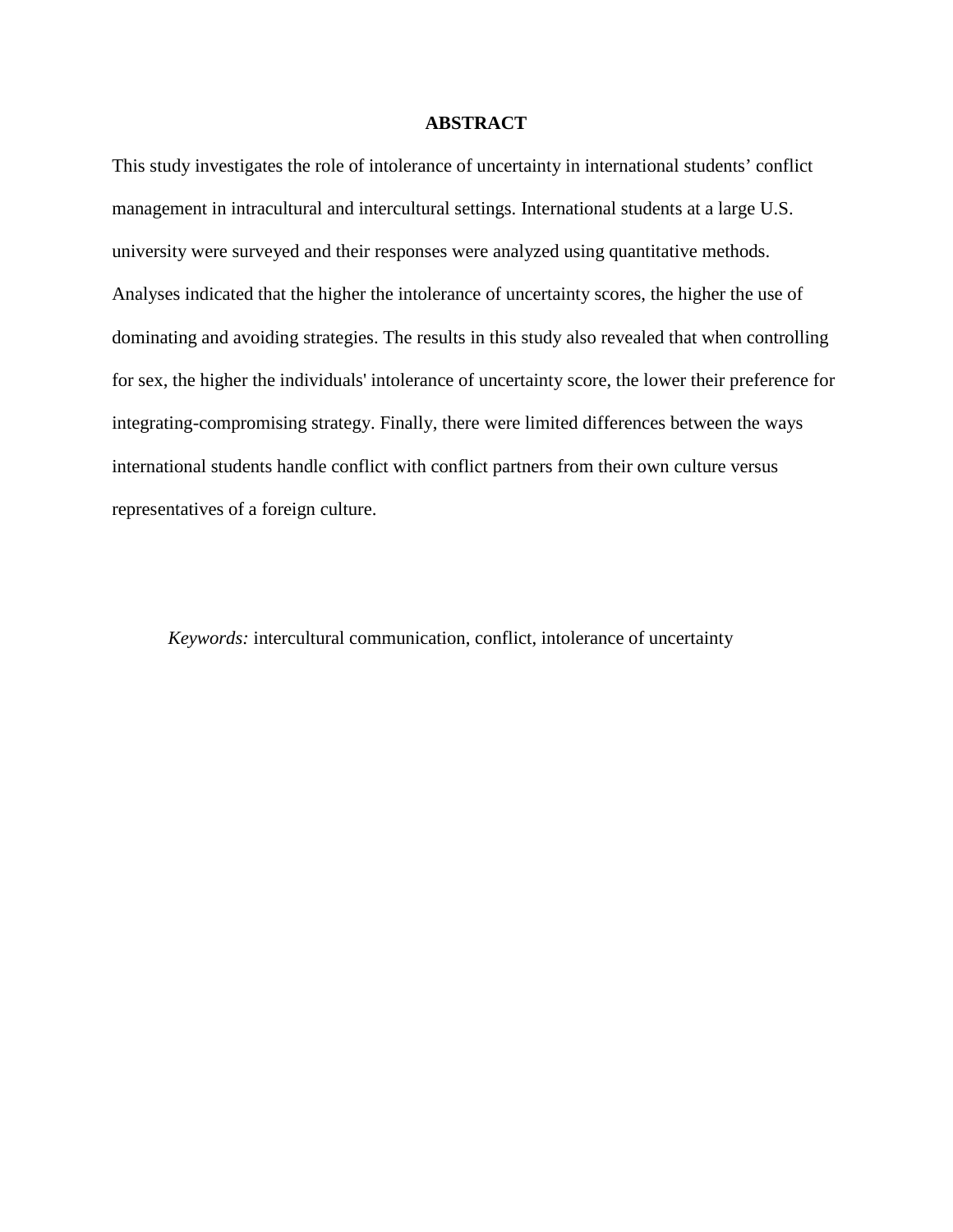# ABSTRACT

This study investigates the role of intolerance of uncertainty in international students' conflict management in intracultural and intercultural settings. International students at a large U.S. university were surveyed and their responses were analyzed using quantitative methods. Analyses indicated that the higher the intolerance of uncertainty scores, the higher the use of dominating and avoiding strategies. The results in this study also revealed that when controlling for sex, the higher the individuals' intolerance of uncertainty score, the lower their preference for integrating-compromising strategy. Finally, there were limited differences between the ways international students handle conflict with conflict partners from their own culture versus representatives of a foreign culture.

*Keywords:* intercultural communication, conflict, intolerance of uncertainty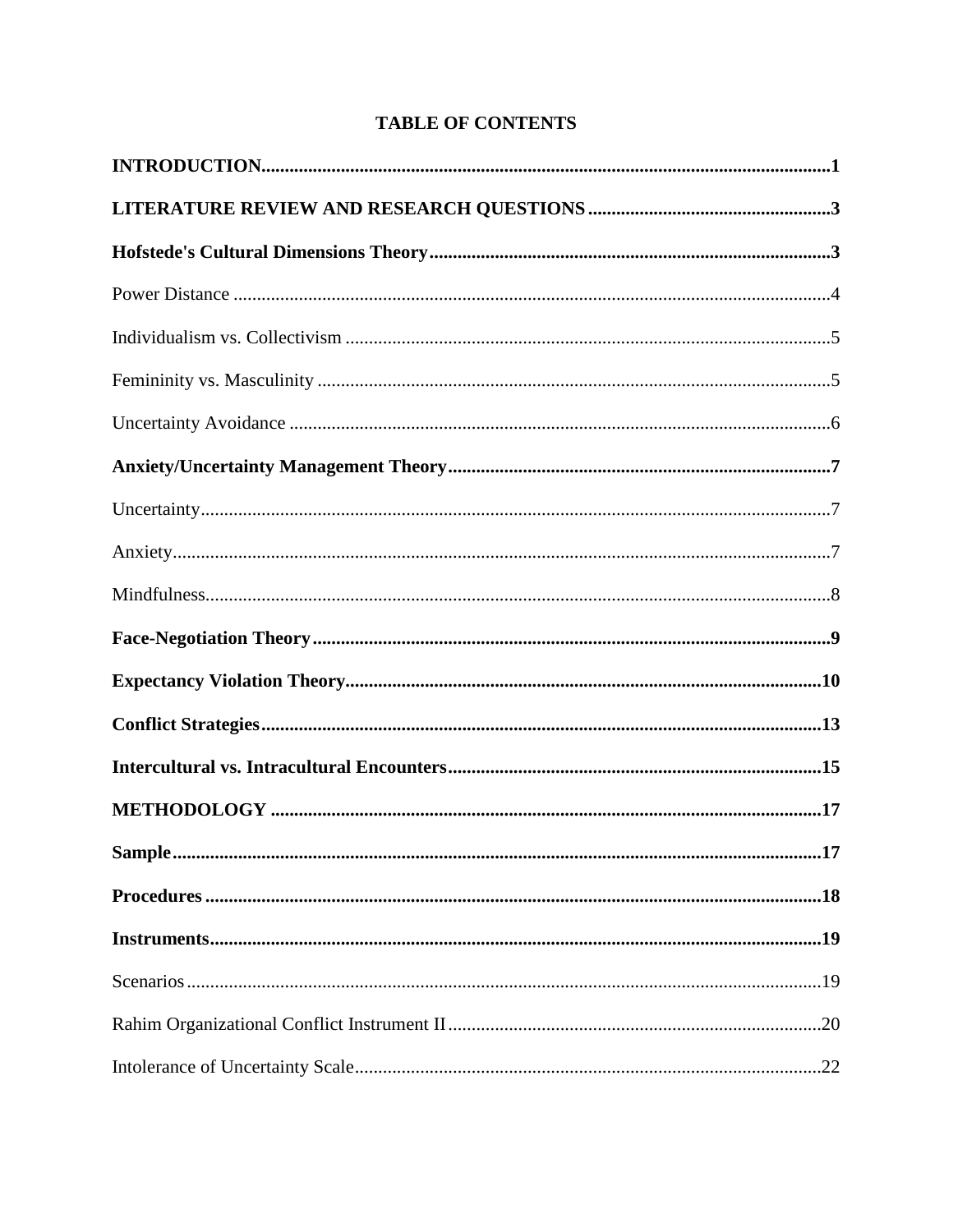# TABLE OF CONTENTS

**INTRODUCTION**........................................................................................................................**1**

**LITERATURE REVIEW AND RESEARCH QUESTIONS**..................................................**3**

**Hofstede's Cultural Dimensions Theory**....................................................................................**3**

Power Distance ..............................................................................................................................4

Individualism vs. Collectivism .......................................................................................................5

Femininity vs. Masculinity ............................................................................................................5

Uncertainty Avoidance ..................................................................................................................6

**Anxiety/Uncertainty Management Theory**..................................................................................**7**

Uncertainty......................................................................................................................................7

Anxiety............................................................................................................................................7

Mindfulness.....................................................................................................................................8

**Face-Negotiation Theory**..............................................................................................................**9**

**Expectancy Violation Theory**.....................................................................................................**10**

**Conflict Strategies**.......................................................................................................................**13**

**Intercultural vs. Intracultural Encounters**................................................................................**15**

**METHODOLOGY** .....................................................................................................................**17**

**Sample**..........................................................................................................................................**17**

**Procedures** ...................................................................................................................................**18**

**Instruments**..................................................................................................................................**19**

Scenarios .......................................................................................................................................19

Rahim Organizational Conflict Instrument II ..............................................................................20

Intolerance of Uncertainty Scale...................................................................................................22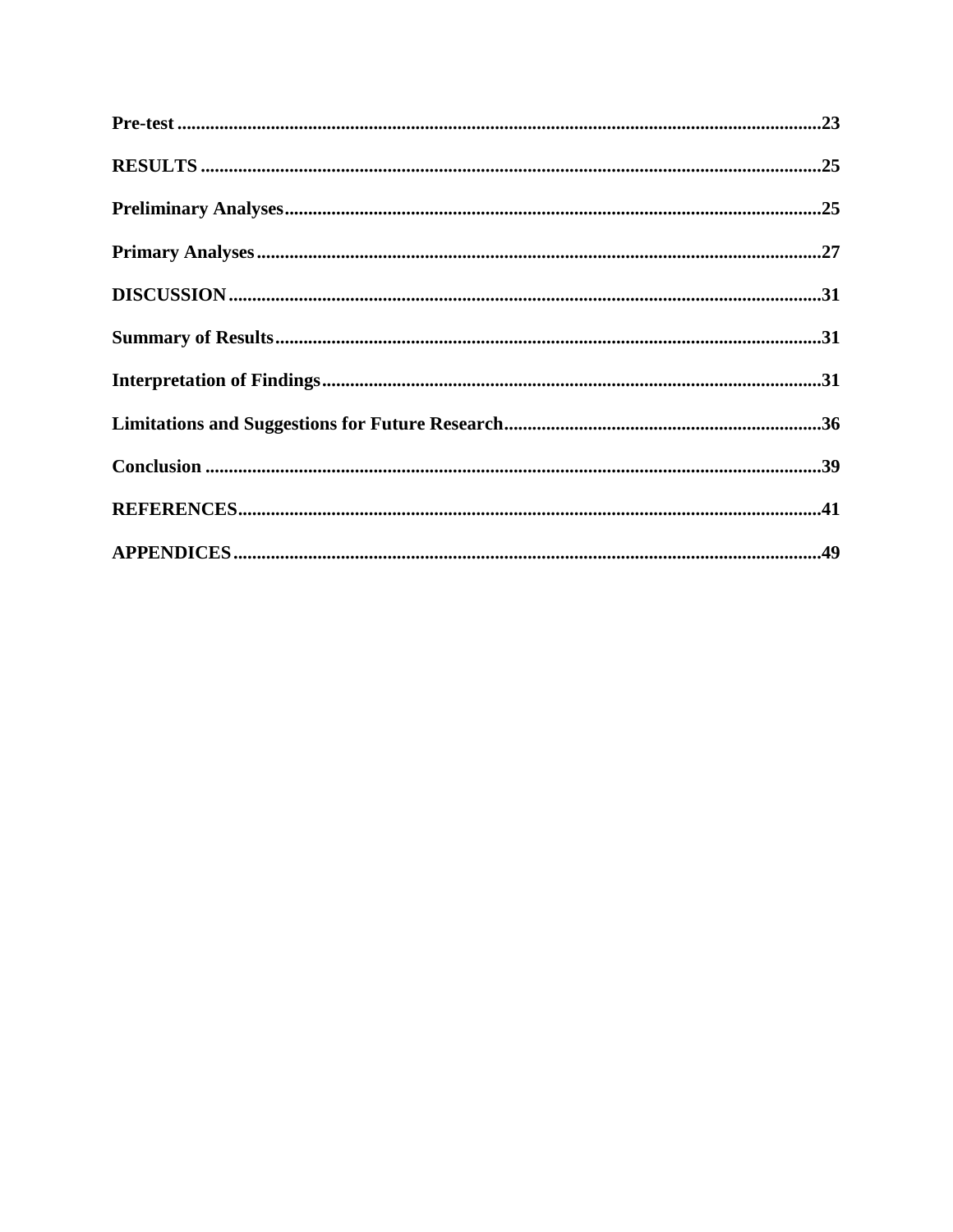**Pre-test** ........................................................................................................................................23

**RESULTS** ........................................................................................................................................25

**Preliminary Analyses**..........................................................................................................................25

**Primary Analyses**...............................................................................................................................27

**DISCUSSION**.....................................................................................................................................31

**Summary of Results**...........................................................................................................................31

**Interpretation of Findings**....................................................................................................................31

**Limitations and Suggestions for Future Research**..........................................................................36

**Conclusion** .........................................................................................................................................39

**REFERENCES**...................................................................................................................................41

**APPENDICES**....................................................................................................................................49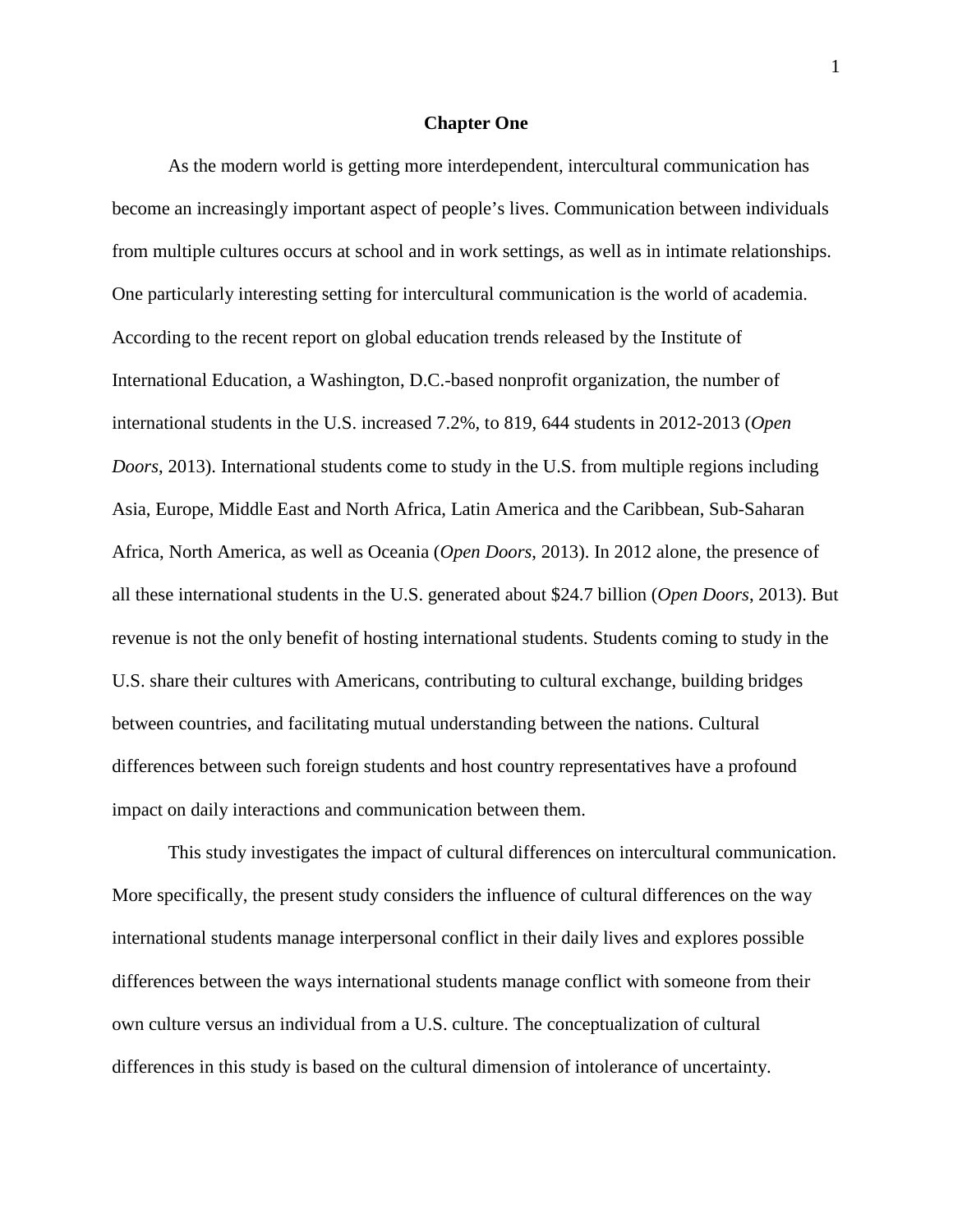# Chapter One

As the modern world is getting more interdependent, intercultural communication has become an increasingly important aspect of people's lives. Communication between individuals from multiple cultures occurs at school and in work settings, as well as in intimate relationships. One particularly interesting setting for intercultural communication is the world of academia. According to the recent report on global education trends released by the Institute of International Education, a Washington, D.C.-based nonprofit organization, the number of international students in the U.S. increased 7.2%, to 819, 644 students in 2012-2013 (*Open Doors*, 2013). International students come to study in the U.S. from multiple regions including Asia, Europe, Middle East and North Africa, Latin America and the Caribbean, Sub-Saharan Africa, North America, as well as Oceania (*Open Doors*, 2013). In 2012 alone, the presence of all these international students in the U.S. generated about $24.7 billion (*Open Doors*, 2013). But revenue is not the only benefit of hosting international students. Students coming to study in the U.S. share their cultures with Americans, contributing to cultural exchange, building bridges between countries, and facilitating mutual understanding between the nations. Cultural differences between such foreign students and host country representatives have a profound impact on daily interactions and communication between them.

This study investigates the impact of cultural differences on intercultural communication. More specifically, the present study considers the influence of cultural differences on the way international students manage interpersonal conflict in their daily lives and explores possible differences between the ways international students manage conflict with someone from their own culture versus an individual from a U.S. culture. The conceptualization of cultural differences in this study is based on the cultural dimension of intolerance of uncertainty.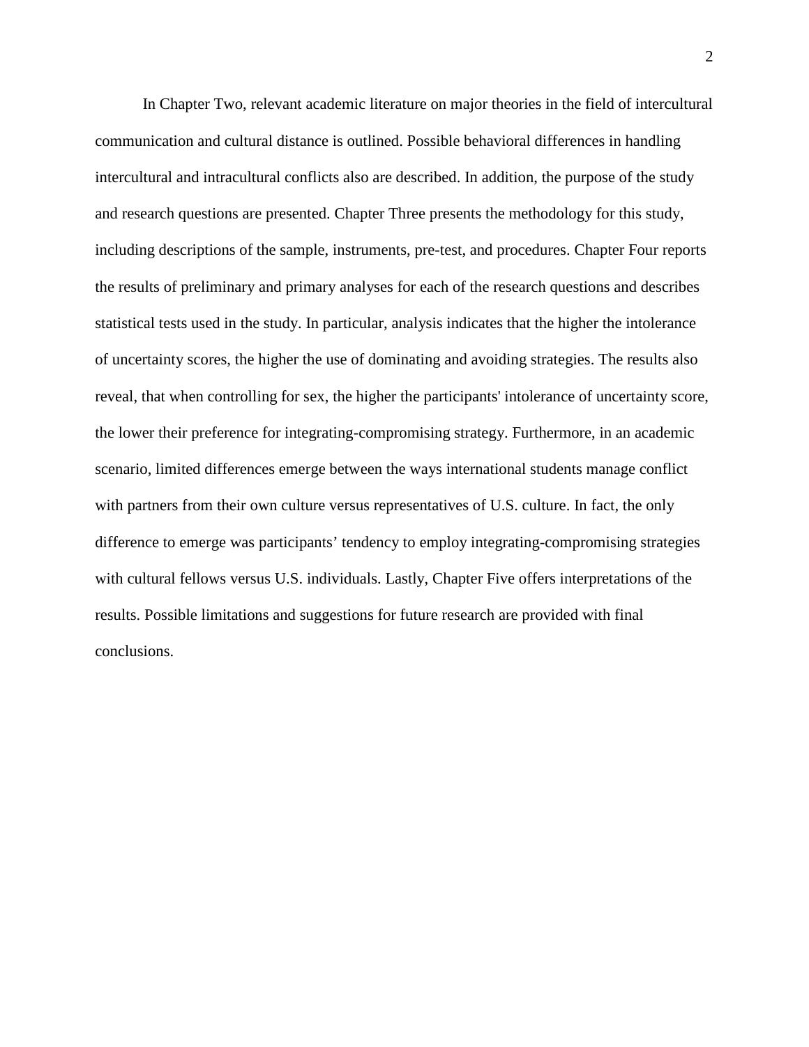In Chapter Two, relevant academic literature on major theories in the field of intercultural communication and cultural distance is outlined. Possible behavioral differences in handling intercultural and intracultural conflicts also are described. In addition, the purpose of the study and research questions are presented. Chapter Three presents the methodology for this study, including descriptions of the sample, instruments, pre-test, and procedures. Chapter Four reports the results of preliminary and primary analyses for each of the research questions and describes statistical tests used in the study. In particular, analysis indicates that the higher the intolerance of uncertainty scores, the higher the use of dominating and avoiding strategies. The results also reveal, that when controlling for sex, the higher the participants' intolerance of uncertainty score, the lower their preference for integrating-compromising strategy. Furthermore, in an academic scenario, limited differences emerge between the ways international students manage conflict with partners from their own culture versus representatives of U.S. culture. In fact, the only difference to emerge was participants' tendency to employ integrating-compromising strategies with cultural fellows versus U.S. individuals. Lastly, Chapter Five offers interpretations of the results. Possible limitations and suggestions for future research are provided with final conclusions.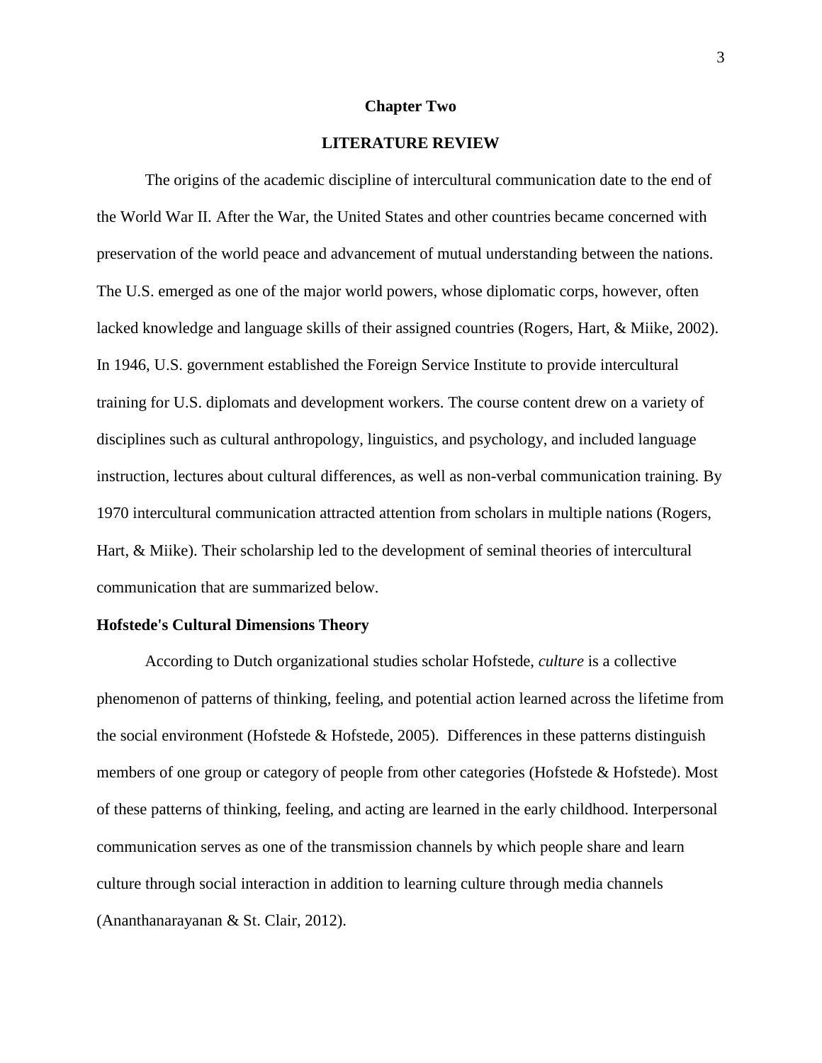# Chapter Two

## LITERATURE REVIEW

The origins of the academic discipline of intercultural communication date to the end of the World War II. After the War, the United States and other countries became concerned with preservation of the world peace and advancement of mutual understanding between the nations. The U.S. emerged as one of the major world powers, whose diplomatic corps, however, often lacked knowledge and language skills of their assigned countries (Rogers, Hart, & Miike, 2002). In 1946, U.S. government established the Foreign Service Institute to provide intercultural training for U.S. diplomats and development workers. The course content drew on a variety of disciplines such as cultural anthropology, linguistics, and psychology, and included language instruction, lectures about cultural differences, as well as non-verbal communication training. By 1970 intercultural communication attracted attention from scholars in multiple nations (Rogers, Hart, & Miike). Their scholarship led to the development of seminal theories of intercultural communication that are summarized below.

### Hofstede's Cultural Dimensions Theory

According to Dutch organizational studies scholar Hofstede, *culture* is a collective phenomenon of patterns of thinking, feeling, and potential action learned across the lifetime from the social environment (Hofstede & Hofstede, 2005). Differences in these patterns distinguish members of one group or category of people from other categories (Hofstede & Hofstede). Most of these patterns of thinking, feeling, and acting are learned in the early childhood. Interpersonal communication serves as one of the transmission channels by which people share and learn culture through social interaction in addition to learning culture through media channels (Ananthanarayanan & St. Clair, 2012).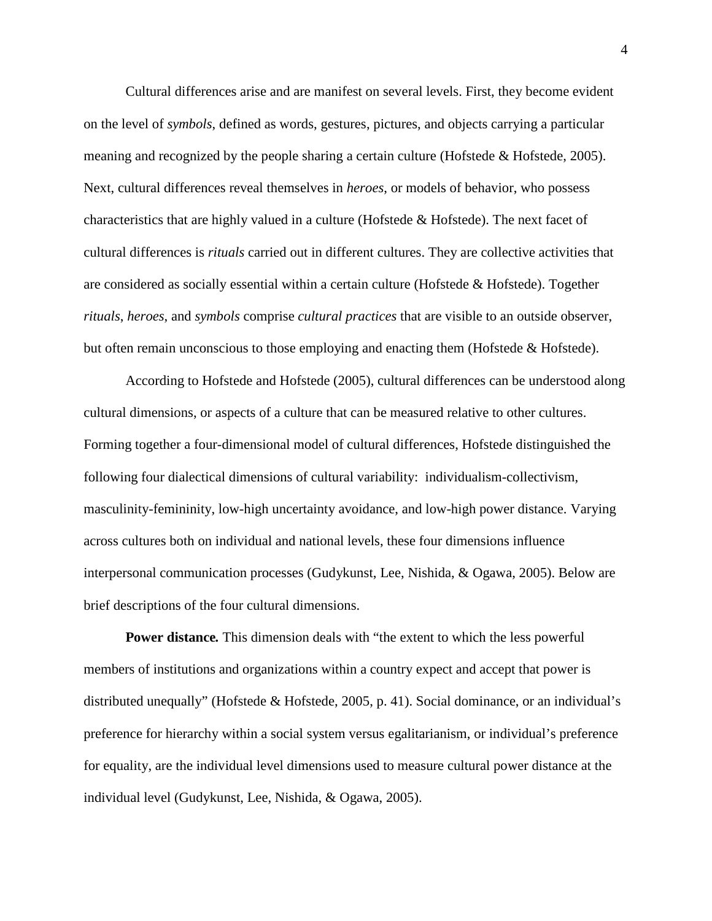Cultural differences arise and are manifest on several levels. First, they become evident on the level of *symbols*, defined as words, gestures, pictures, and objects carrying a particular meaning and recognized by the people sharing a certain culture (Hofstede & Hofstede, 2005). Next, cultural differences reveal themselves in *heroes*, or models of behavior, who possess characteristics that are highly valued in a culture (Hofstede & Hofstede). The next facet of cultural differences is *rituals* carried out in different cultures. They are collective activities that are considered as socially essential within a certain culture (Hofstede & Hofstede). Together *rituals*, *heroes*, and *symbols* comprise *cultural practices* that are visible to an outside observer, but often remain unconscious to those employing and enacting them (Hofstede & Hofstede).

According to Hofstede and Hofstede (2005), cultural differences can be understood along cultural dimensions, or aspects of a culture that can be measured relative to other cultures. Forming together a four-dimensional model of cultural differences, Hofstede distinguished the following four dialectical dimensions of cultural variability: individualism-collectivism, masculinity-femininity, low-high uncertainty avoidance, and low-high power distance. Varying across cultures both on individual and national levels, these four dimensions influence interpersonal communication processes (Gudykunst, Lee, Nishida, & Ogawa, 2005). Below are brief descriptions of the four cultural dimensions.

**Power distance.** This dimension deals with "the extent to which the less powerful members of institutions and organizations within a country expect and accept that power is distributed unequally" (Hofstede & Hofstede, 2005, p. 41). Social dominance, or an individual's preference for hierarchy within a social system versus egalitarianism, or individual's preference for equality, are the individual level dimensions used to measure cultural power distance at the individual level (Gudykunst, Lee, Nishida, & Ogawa, 2005).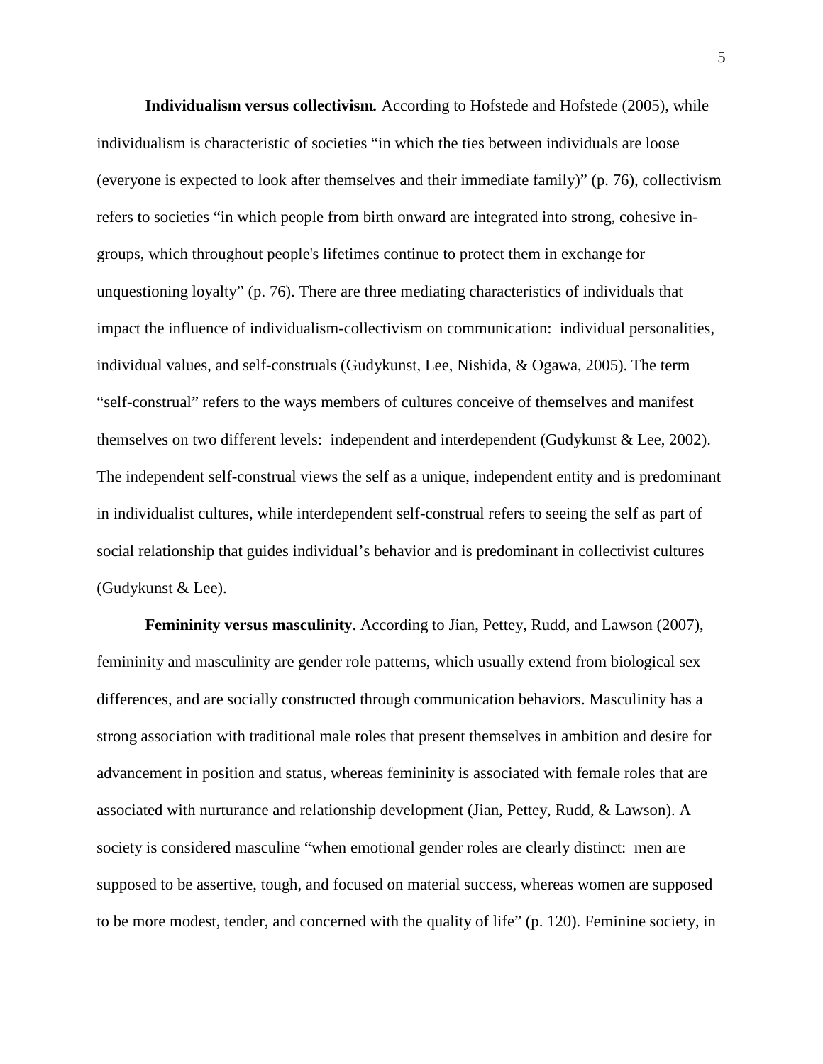**Individualism versus collectivism***.* According to Hofstede and Hofstede (2005), while individualism is characteristic of societies "in which the ties between individuals are loose (everyone is expected to look after themselves and their immediate family)" (p. 76), collectivism refers to societies "in which people from birth onward are integrated into strong, cohesive in-groups, which throughout people's lifetimes continue to protect them in exchange for unquestioning loyalty" (p. 76). There are three mediating characteristics of individuals that impact the influence of individualism-collectivism on communication: individual personalities, individual values, and self-construals (Gudykunst, Lee, Nishida, & Ogawa, 2005). The term "self-construal" refers to the ways members of cultures conceive of themselves and manifest themselves on two different levels: independent and interdependent (Gudykunst & Lee, 2002). The independent self-construal views the self as a unique, independent entity and is predominant in individualist cultures, while interdependent self-construal refers to seeing the self as part of social relationship that guides individual's behavior and is predominant in collectivist cultures (Gudykunst & Lee).

**Femininity versus masculinity**. According to Jian, Pettey, Rudd, and Lawson (2007), femininity and masculinity are gender role patterns, which usually extend from biological sex differences, and are socially constructed through communication behaviors. Masculinity has a strong association with traditional male roles that present themselves in ambition and desire for advancement in position and status, whereas femininity is associated with female roles that are associated with nurturance and relationship development (Jian, Pettey, Rudd, & Lawson). A society is considered masculine "when emotional gender roles are clearly distinct: men are supposed to be assertive, tough, and focused on material success, whereas women are supposed to be more modest, tender, and concerned with the quality of life" (p. 120). Feminine society, in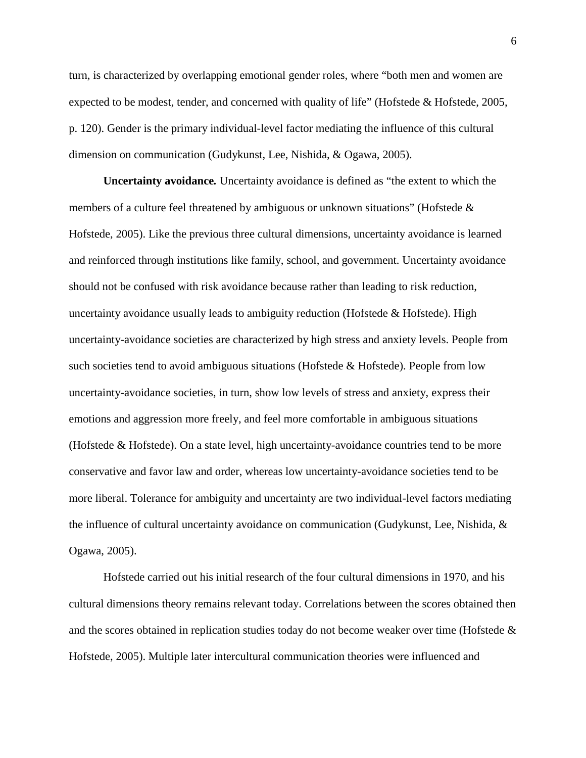turn, is characterized by overlapping emotional gender roles, where "both men and women are expected to be modest, tender, and concerned with quality of life" (Hofstede & Hofstede, 2005, p. 120). Gender is the primary individual-level factor mediating the influence of this cultural dimension on communication (Gudykunst, Lee, Nishida, & Ogawa, 2005).

**Uncertainty avoidance.** Uncertainty avoidance is defined as "the extent to which the members of a culture feel threatened by ambiguous or unknown situations" (Hofstede & Hofstede, 2005). Like the previous three cultural dimensions, uncertainty avoidance is learned and reinforced through institutions like family, school, and government. Uncertainty avoidance should not be confused with risk avoidance because rather than leading to risk reduction, uncertainty avoidance usually leads to ambiguity reduction (Hofstede & Hofstede). High uncertainty-avoidance societies are characterized by high stress and anxiety levels. People from such societies tend to avoid ambiguous situations (Hofstede & Hofstede). People from low uncertainty-avoidance societies, in turn, show low levels of stress and anxiety, express their emotions and aggression more freely, and feel more comfortable in ambiguous situations (Hofstede & Hofstede). On a state level, high uncertainty-avoidance countries tend to be more conservative and favor law and order, whereas low uncertainty-avoidance societies tend to be more liberal. Tolerance for ambiguity and uncertainty are two individual-level factors mediating the influence of cultural uncertainty avoidance on communication (Gudykunst, Lee, Nishida, & Ogawa, 2005).

Hofstede carried out his initial research of the four cultural dimensions in 1970, and his cultural dimensions theory remains relevant today. Correlations between the scores obtained then and the scores obtained in replication studies today do not become weaker over time (Hofstede & Hofstede, 2005). Multiple later intercultural communication theories were influenced and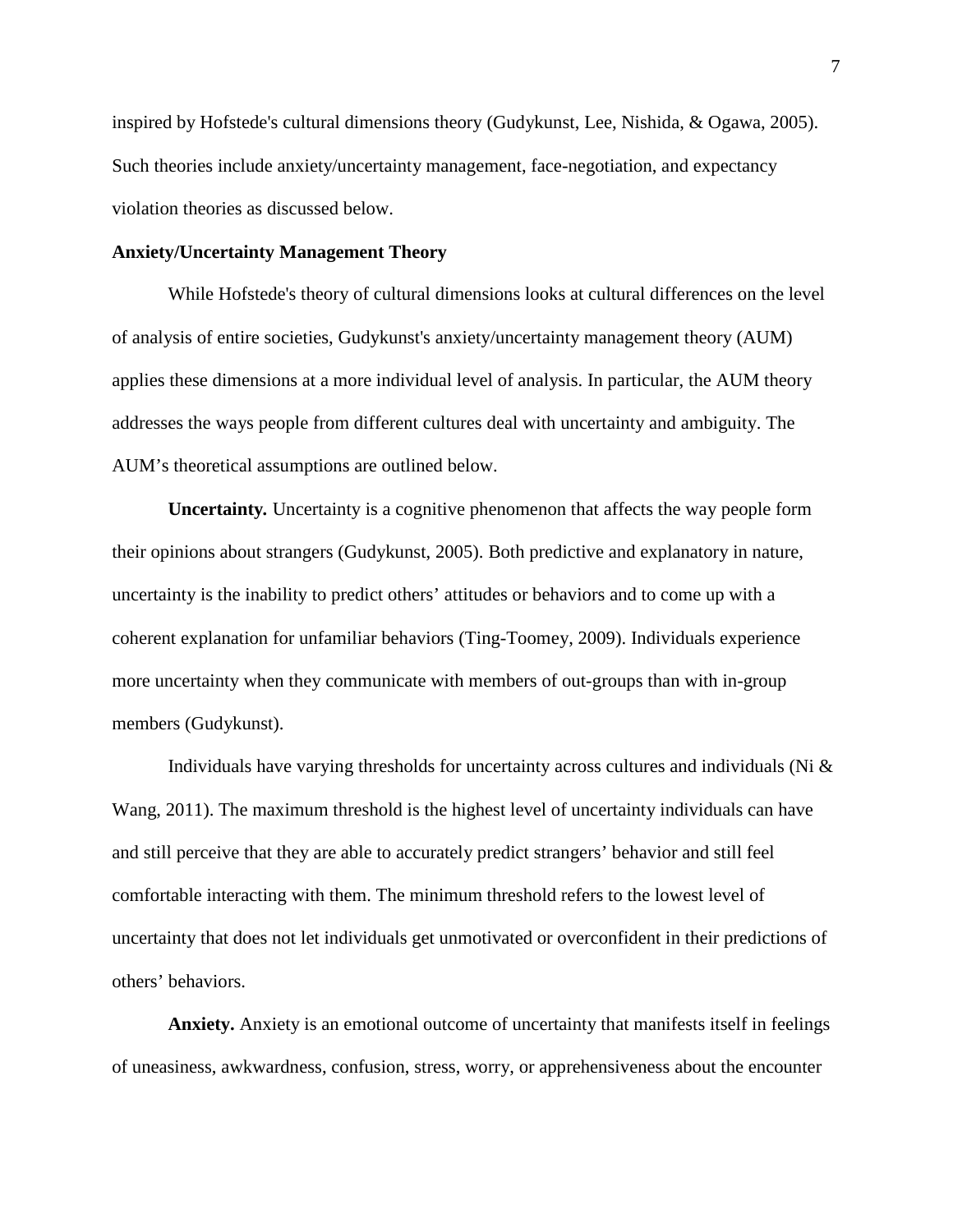inspired by Hofstede's cultural dimensions theory (Gudykunst, Lee, Nishida, & Ogawa, 2005). Such theories include anxiety/uncertainty management, face-negotiation, and expectancy violation theories as discussed below.

## Anxiety/Uncertainty Management Theory

While Hofstede's theory of cultural dimensions looks at cultural differences on the level of analysis of entire societies, Gudykunst's anxiety/uncertainty management theory (AUM) applies these dimensions at a more individual level of analysis. In particular, the AUM theory addresses the ways people from different cultures deal with uncertainty and ambiguity. The AUM's theoretical assumptions are outlined below.

**Uncertainty.** Uncertainty is a cognitive phenomenon that affects the way people form their opinions about strangers (Gudykunst, 2005). Both predictive and explanatory in nature, uncertainty is the inability to predict others' attitudes or behaviors and to come up with a coherent explanation for unfamiliar behaviors (Ting-Toomey, 2009). Individuals experience more uncertainty when they communicate with members of out-groups than with in-group members (Gudykunst).

Individuals have varying thresholds for uncertainty across cultures and individuals (Ni & Wang, 2011). The maximum threshold is the highest level of uncertainty individuals can have and still perceive that they are able to accurately predict strangers' behavior and still feel comfortable interacting with them. The minimum threshold refers to the lowest level of uncertainty that does not let individuals get unmotivated or overconfident in their predictions of others' behaviors.

**Anxiety.** Anxiety is an emotional outcome of uncertainty that manifests itself in feelings of uneasiness, awkwardness, confusion, stress, worry, or apprehensiveness about the encounter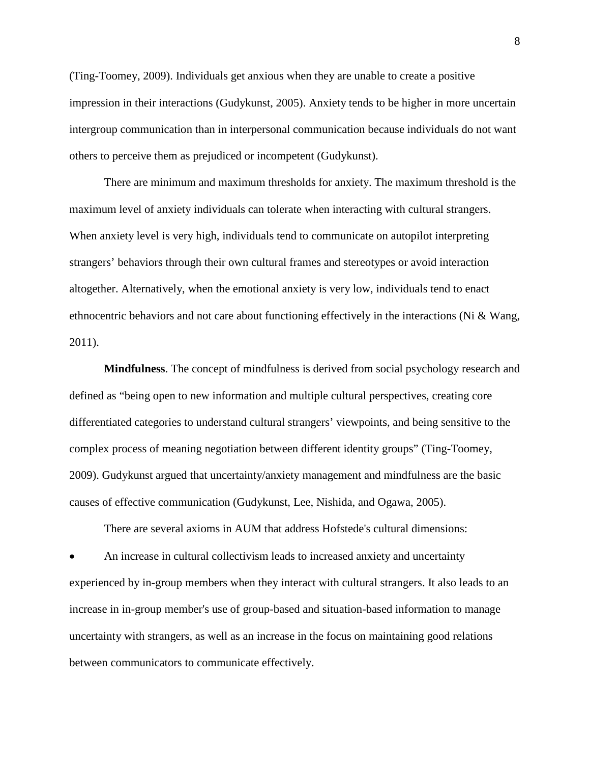(Ting-Toomey, 2009). Individuals get anxious when they are unable to create a positive impression in their interactions (Gudykunst, 2005). Anxiety tends to be higher in more uncertain intergroup communication than in interpersonal communication because individuals do not want others to perceive them as prejudiced or incompetent (Gudykunst).

There are minimum and maximum thresholds for anxiety. The maximum threshold is the maximum level of anxiety individuals can tolerate when interacting with cultural strangers. When anxiety level is very high, individuals tend to communicate on autopilot interpreting strangers' behaviors through their own cultural frames and stereotypes or avoid interaction altogether. Alternatively, when the emotional anxiety is very low, individuals tend to enact ethnocentric behaviors and not care about functioning effectively in the interactions (Ni & Wang, 2011).

**Mindfulness**. The concept of mindfulness is derived from social psychology research and defined as "being open to new information and multiple cultural perspectives, creating core differentiated categories to understand cultural strangers' viewpoints, and being sensitive to the complex process of meaning negotiation between different identity groups" (Ting-Toomey, 2009). Gudykunst argued that uncertainty/anxiety management and mindfulness are the basic causes of effective communication (Gudykunst, Lee, Nishida, and Ogawa, 2005).

There are several axioms in AUM that address Hofstede's cultural dimensions:

- An increase in cultural collectivism leads to increased anxiety and uncertainty experienced by in-group members when they interact with cultural strangers. It also leads to an increase in in-group member's use of group-based and situation-based information to manage uncertainty with strangers, as well as an increase in the focus on maintaining good relations between communicators to communicate effectively.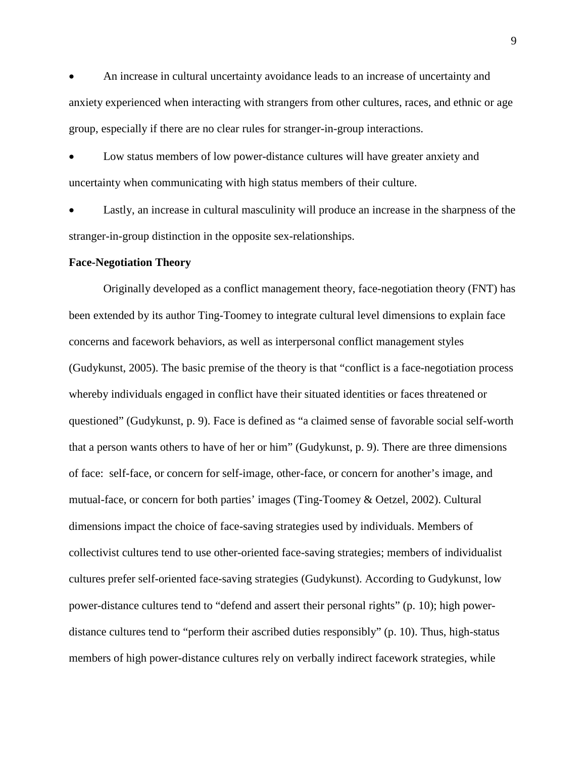- An increase in cultural uncertainty avoidance leads to an increase of uncertainty and anxiety experienced when interacting with strangers from other cultures, races, and ethnic or age group, especially if there are no clear rules for stranger-in-group interactions.
- Low status members of low power-distance cultures will have greater anxiety and uncertainty when communicating with high status members of their culture.
- Lastly, an increase in cultural masculinity will produce an increase in the sharpness of the stranger-in-group distinction in the opposite sex-relationships.

**Face-Negotiation Theory**

Originally developed as a conflict management theory, face-negotiation theory (FNT) has been extended by its author Ting-Toomey to integrate cultural level dimensions to explain face concerns and facework behaviors, as well as interpersonal conflict management styles (Gudykunst, 2005). The basic premise of the theory is that "conflict is a face-negotiation process whereby individuals engaged in conflict have their situated identities or faces threatened or questioned" (Gudykunst, p. 9). Face is defined as "a claimed sense of favorable social self-worth that a person wants others to have of her or him" (Gudykunst, p. 9). There are three dimensions of face: self-face, or concern for self-image, other-face, or concern for another's image, and mutual-face, or concern for both parties' images (Ting-Toomey & Oetzel, 2002). Cultural dimensions impact the choice of face-saving strategies used by individuals. Members of collectivist cultures tend to use other-oriented face-saving strategies; members of individualist cultures prefer self-oriented face-saving strategies (Gudykunst). According to Gudykunst, low power-distance cultures tend to "defend and assert their personal rights" (p. 10); high power-distance cultures tend to "perform their ascribed duties responsibly" (p. 10). Thus, high-status members of high power-distance cultures rely on verbally indirect facework strategies, while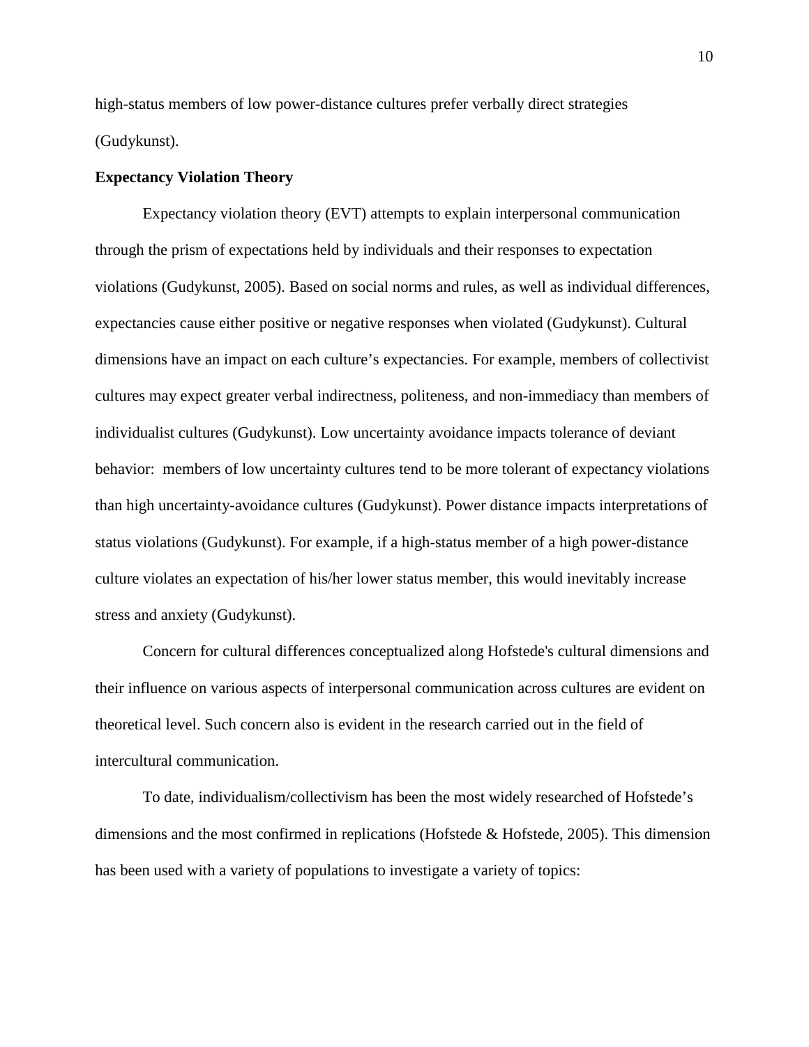high-status members of low power-distance cultures prefer verbally direct strategies (Gudykunst).

**Expectancy Violation Theory**

Expectancy violation theory (EVT) attempts to explain interpersonal communication through the prism of expectations held by individuals and their responses to expectation violations (Gudykunst, 2005). Based on social norms and rules, as well as individual differences, expectancies cause either positive or negative responses when violated (Gudykunst). Cultural dimensions have an impact on each culture's expectancies. For example, members of collectivist cultures may expect greater verbal indirectness, politeness, and non-immediacy than members of individualist cultures (Gudykunst). Low uncertainty avoidance impacts tolerance of deviant behavior: members of low uncertainty cultures tend to be more tolerant of expectancy violations than high uncertainty-avoidance cultures (Gudykunst). Power distance impacts interpretations of status violations (Gudykunst). For example, if a high-status member of a high power-distance culture violates an expectation of his/her lower status member, this would inevitably increase stress and anxiety (Gudykunst).

Concern for cultural differences conceptualized along Hofstede's cultural dimensions and their influence on various aspects of interpersonal communication across cultures are evident on theoretical level. Such concern also is evident in the research carried out in the field of intercultural communication.

To date, individualism/collectivism has been the most widely researched of Hofstede's dimensions and the most confirmed in replications (Hofstede & Hofstede, 2005). This dimension has been used with a variety of populations to investigate a variety of topics: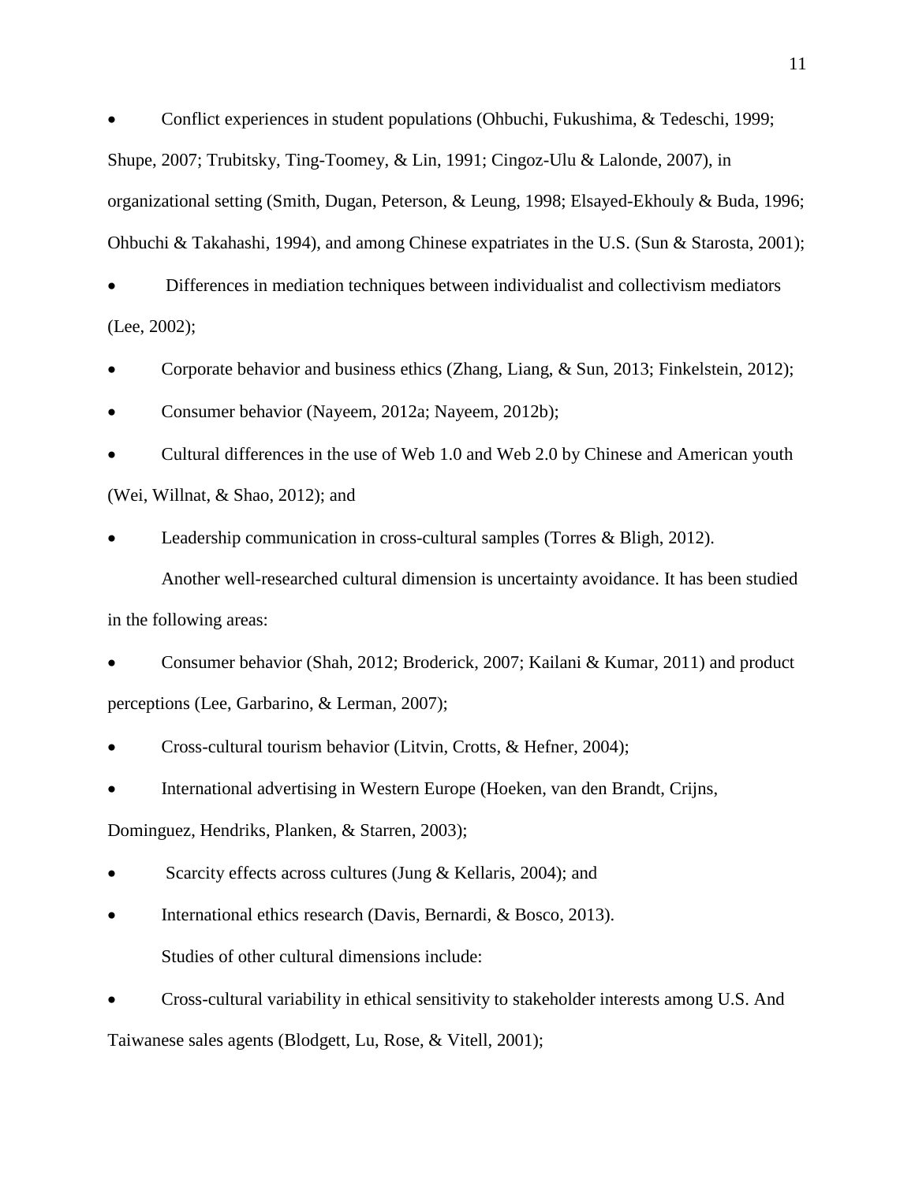- Conflict experiences in student populations (Ohbuchi, Fukushima, & Tedeschi, 1999; Shupe, 2007; Trubitsky, Ting-Toomey, & Lin, 1991; Cingoz-Ulu & Lalonde, 2007), in organizational setting (Smith, Dugan, Peterson, & Leung, 1998; Elsayed-Ekhouly & Buda, 1996; Ohbuchi & Takahashi, 1994), and among Chinese expatriates in the U.S. (Sun & Starosta, 2001);
- Differences in mediation techniques between individualist and collectivism mediators (Lee, 2002);
- Corporate behavior and business ethics (Zhang, Liang, & Sun, 2013; Finkelstein, 2012);
- Consumer behavior (Nayeem, 2012a; Nayeem, 2012b);
- Cultural differences in the use of Web 1.0 and Web 2.0 by Chinese and American youth (Wei, Willnat, & Shao, 2012); and
- Leadership communication in cross-cultural samples (Torres & Bligh, 2012).

Another well-researched cultural dimension is uncertainty avoidance. It has been studied in the following areas:

- Consumer behavior (Shah, 2012; Broderick, 2007; Kailani & Kumar, 2011) and product perceptions (Lee, Garbarino, & Lerman, 2007);
- Cross-cultural tourism behavior (Litvin, Crotts, & Hefner, 2004);
- International advertising in Western Europe (Hoeken, van den Brandt, Crijns, Dominguez, Hendriks, Planken, & Starren, 2003);
- Scarcity effects across cultures (Jung & Kellaris, 2004); and
- International ethics research (Davis, Bernardi, & Bosco, 2013).

Studies of other cultural dimensions include:

- Cross-cultural variability in ethical sensitivity to stakeholder interests among U.S. And Taiwanese sales agents (Blodgett, Lu, Rose, & Vitell, 2001);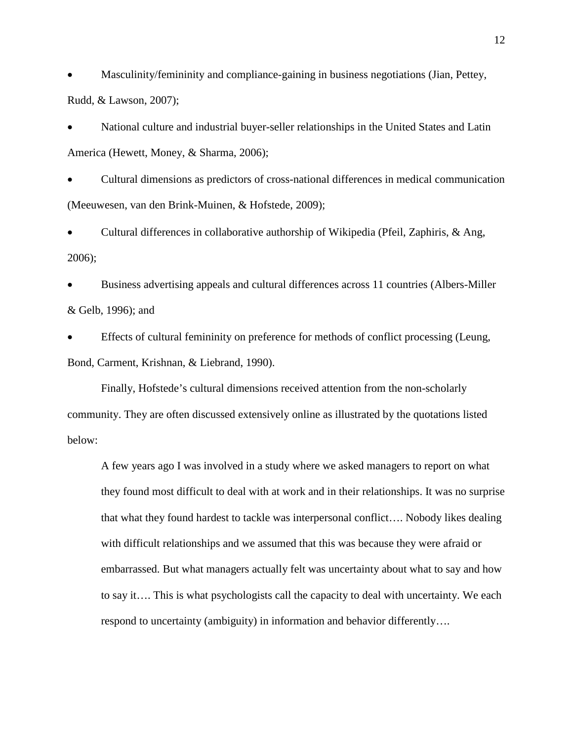- Masculinity/femininity and compliance-gaining in business negotiations (Jian, Pettey, Rudd, & Lawson, 2007);
- National culture and industrial buyer-seller relationships in the United States and Latin America (Hewett, Money, & Sharma, 2006);
- Cultural dimensions as predictors of cross-national differences in medical communication (Meeuwesen, van den Brink-Muinen, & Hofstede, 2009);
- Cultural differences in collaborative authorship of Wikipedia (Pfeil, Zaphiris, & Ang, 2006);
- Business advertising appeals and cultural differences across 11 countries (Albers-Miller & Gelb, 1996); and
- Effects of cultural femininity on preference for methods of conflict processing (Leung, Bond, Carment, Krishnan, & Liebrand, 1990).

Finally, Hofstede's cultural dimensions received attention from the non-scholarly community. They are often discussed extensively online as illustrated by the quotations listed below:

> A few years ago I was involved in a study where we asked managers to report on what they found most difficult to deal with at work and in their relationships. It was no surprise that what they found hardest to tackle was interpersonal conflict…. Nobody likes dealing with difficult relationships and we assumed that this was because they were afraid or embarrassed. But what managers actually felt was uncertainty about what to say and how to say it…. This is what psychologists call the capacity to deal with uncertainty. We each respond to uncertainty (ambiguity) in information and behavior differently….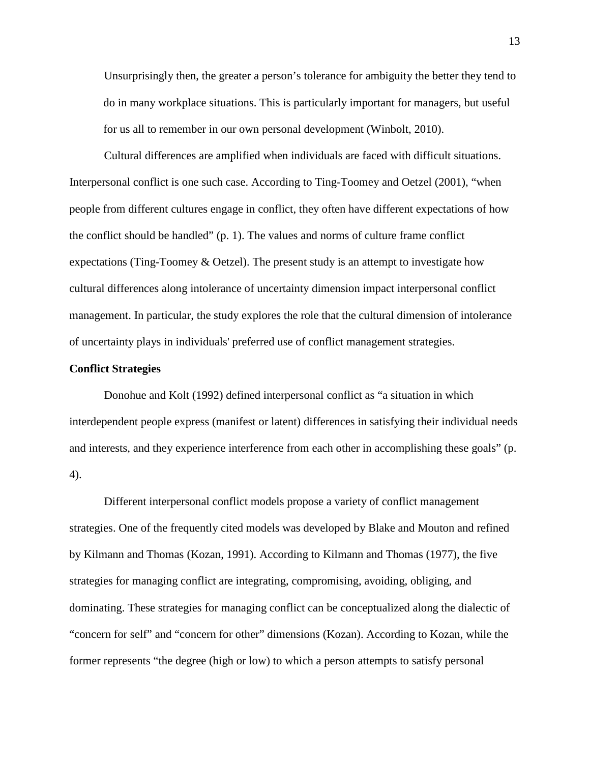> Unsurprisingly then, the greater a person's tolerance for ambiguity the better they tend to do in many workplace situations. This is particularly important for managers, but useful for us all to remember in our own personal development (Winbolt, 2010).

Cultural differences are amplified when individuals are faced with difficult situations. Interpersonal conflict is one such case. According to Ting-Toomey and Oetzel (2001), "when people from different cultures engage in conflict, they often have different expectations of how the conflict should be handled" (p. 1). The values and norms of culture frame conflict expectations (Ting-Toomey & Oetzel). The present study is an attempt to investigate how cultural differences along intolerance of uncertainty dimension impact interpersonal conflict management. In particular, the study explores the role that the cultural dimension of intolerance of uncertainty plays in individuals' preferred use of conflict management strategies.

**Conflict Strategies**

Donohue and Kolt (1992) defined interpersonal conflict as "a situation in which interdependent people express (manifest or latent) differences in satisfying their individual needs and interests, and they experience interference from each other in accomplishing these goals" (p. 4).

Different interpersonal conflict models propose a variety of conflict management strategies. One of the frequently cited models was developed by Blake and Mouton and refined by Kilmann and Thomas (Kozan, 1991). According to Kilmann and Thomas (1977), the five strategies for managing conflict are integrating, compromising, avoiding, obliging, and dominating. These strategies for managing conflict can be conceptualized along the dialectic of "concern for self" and "concern for other" dimensions (Kozan). According to Kozan, while the former represents "the degree (high or low) to which a person attempts to satisfy personal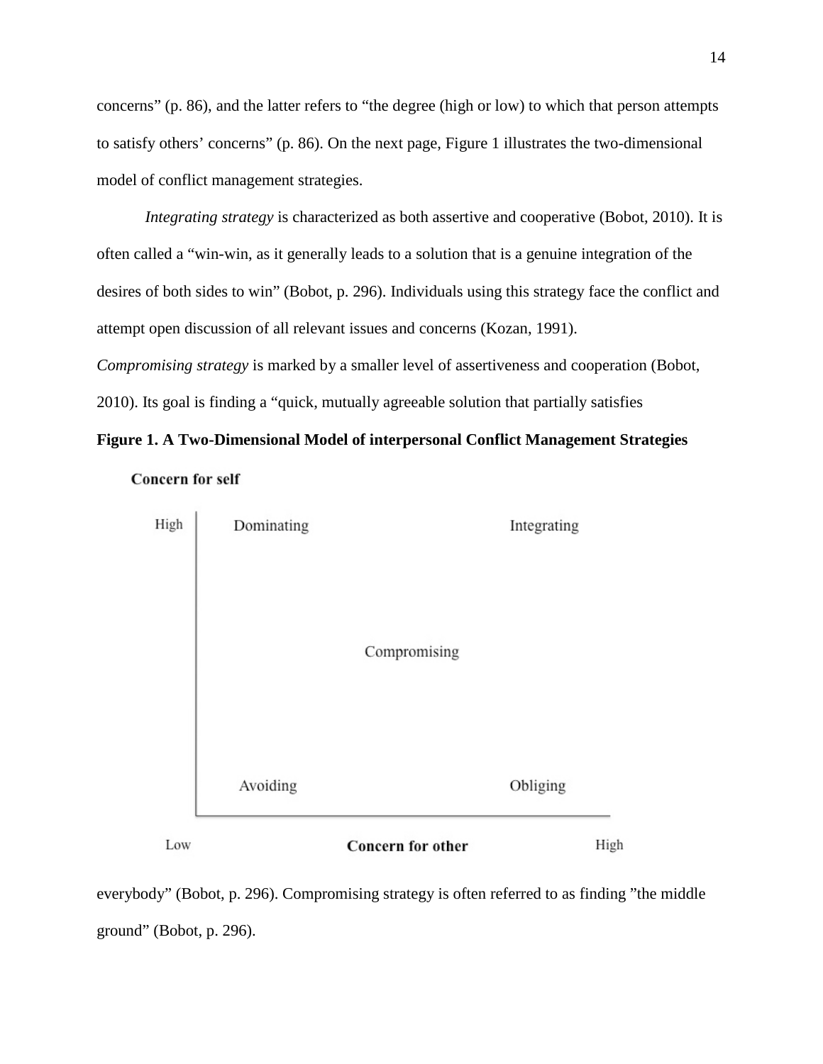concerns" (p. 86), and the latter refers to "the degree (high or low) to which that person attempts to satisfy others' concerns" (p. 86). On the next page, Figure 1 illustrates the two-dimensional model of conflict management strategies.

*Integrating strategy* is characterized as both assertive and cooperative (Bobot, 2010). It is often called a "win-win, as it generally leads to a solution that is a genuine integration of the desires of both sides to win" (Bobot, p. 296). Individuals using this strategy face the conflict and attempt open discussion of all relevant issues and concerns (Kozan, 1991).

*Compromising strategy* is marked by a smaller level of assertiveness and cooperation (Bobot, 2010). Its goal is finding a "quick, mutually agreeable solution that partially satisfies

**Figure 1. A Two-Dimensional Model of interpersonal Conflict Management Strategies**

**Concern for self**

High — Dominating — Integrating

Compromising

Avoiding — Obliging

Low — **Concern for other** — High

everybody" (Bobot, p. 296). Compromising strategy is often referred to as finding "the middle ground" (Bobot, p. 296).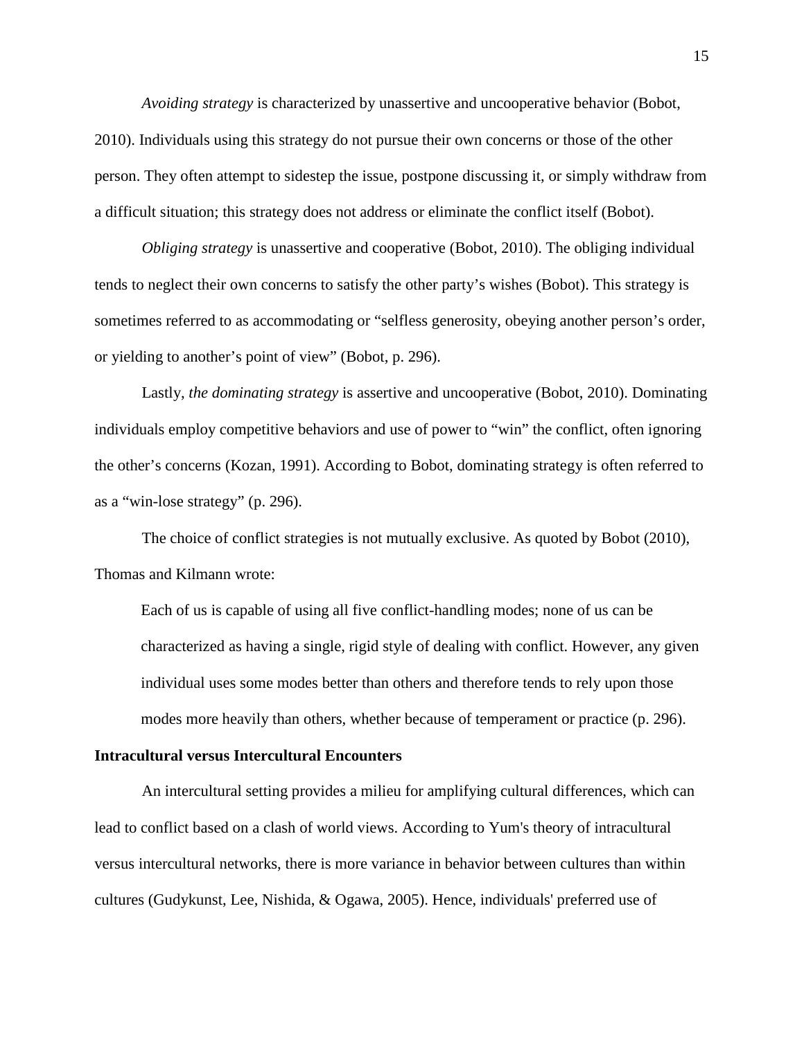*Avoiding strategy* is characterized by unassertive and uncooperative behavior (Bobot, 2010). Individuals using this strategy do not pursue their own concerns or those of the other person. They often attempt to sidestep the issue, postpone discussing it, or simply withdraw from a difficult situation; this strategy does not address or eliminate the conflict itself (Bobot).

*Obliging strategy* is unassertive and cooperative (Bobot, 2010). The obliging individual tends to neglect their own concerns to satisfy the other party's wishes (Bobot). This strategy is sometimes referred to as accommodating or "selfless generosity, obeying another person's order, or yielding to another's point of view" (Bobot, p. 296).

Lastly, *the dominating strategy* is assertive and uncooperative (Bobot, 2010). Dominating individuals employ competitive behaviors and use of power to "win" the conflict, often ignoring the other's concerns (Kozan, 1991). According to Bobot, dominating strategy is often referred to as a "win-lose strategy" (p. 296).

The choice of conflict strategies is not mutually exclusive. As quoted by Bobot (2010), Thomas and Kilmann wrote:

> Each of us is capable of using all five conflict-handling modes; none of us can be characterized as having a single, rigid style of dealing with conflict. However, any given individual uses some modes better than others and therefore tends to rely upon those modes more heavily than others, whether because of temperament or practice (p. 296).

**Intracultural versus Intercultural Encounters**

An intercultural setting provides a milieu for amplifying cultural differences, which can lead to conflict based on a clash of world views. According to Yum's theory of intracultural versus intercultural networks, there is more variance in behavior between cultures than within cultures (Gudykunst, Lee, Nishida, & Ogawa, 2005). Hence, individuals' preferred use of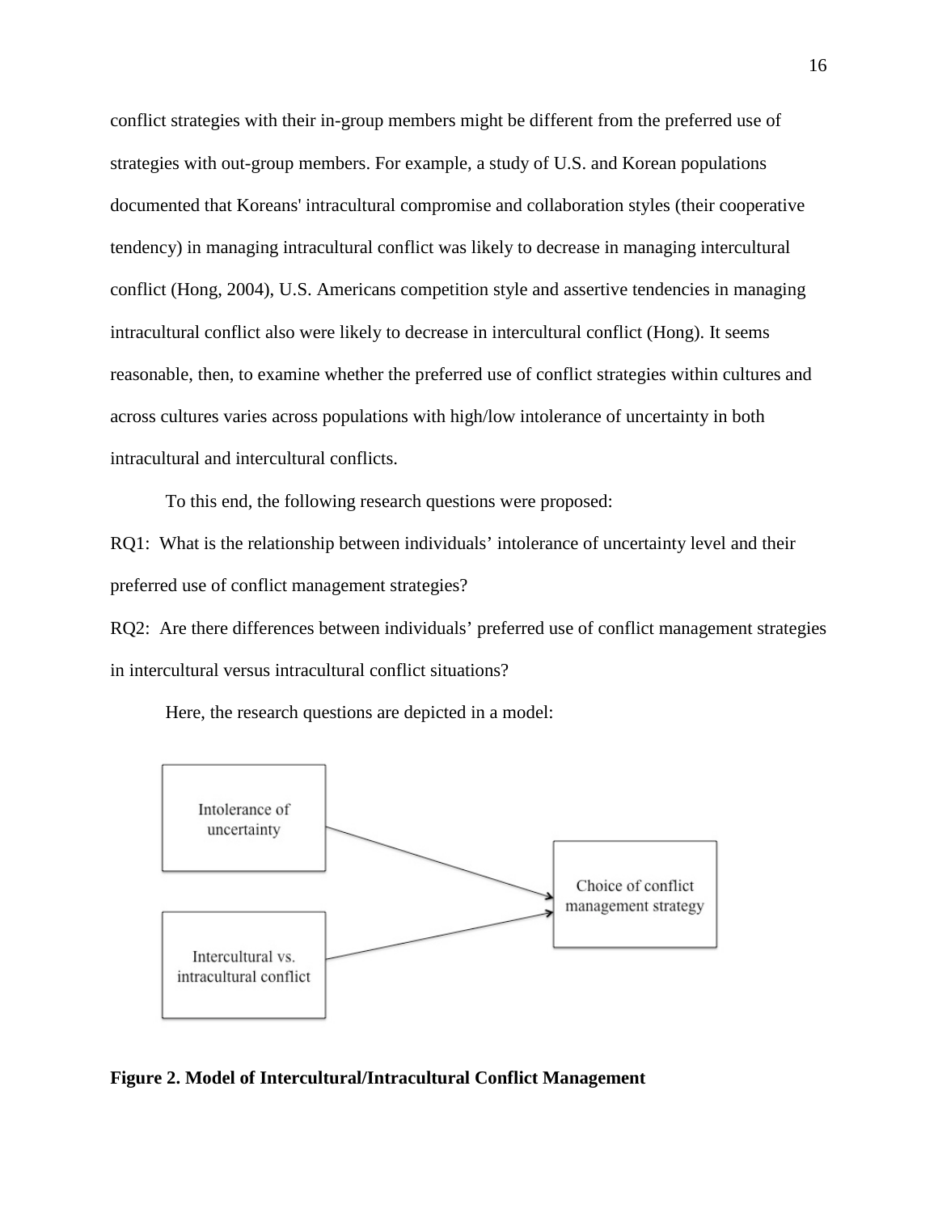conflict strategies with their in-group members might be different from the preferred use of strategies with out-group members. For example, a study of U.S. and Korean populations documented that Koreans' intracultural compromise and collaboration styles (their cooperative tendency) in managing intracultural conflict was likely to decrease in managing intercultural conflict (Hong, 2004), U.S. Americans competition style and assertive tendencies in managing intracultural conflict also were likely to decrease in intercultural conflict (Hong). It seems reasonable, then, to examine whether the preferred use of conflict strategies within cultures and across cultures varies across populations with high/low intolerance of uncertainty in both intracultural and intercultural conflicts.

To this end, the following research questions were proposed:

RQ1: What is the relationship between individuals' intolerance of uncertainty level and their preferred use of conflict management strategies?

RQ2: Are there differences between individuals' preferred use of conflict management strategies in intercultural versus intracultural conflict situations?

Here, the research questions are depicted in a model:

Intolerance of uncertainty → Choice of conflict management strategy

Intercultural vs. intracultural conflict → Choice of conflict management strategy

**Figure 2. Model of Intercultural/Intracultural Conflict Management**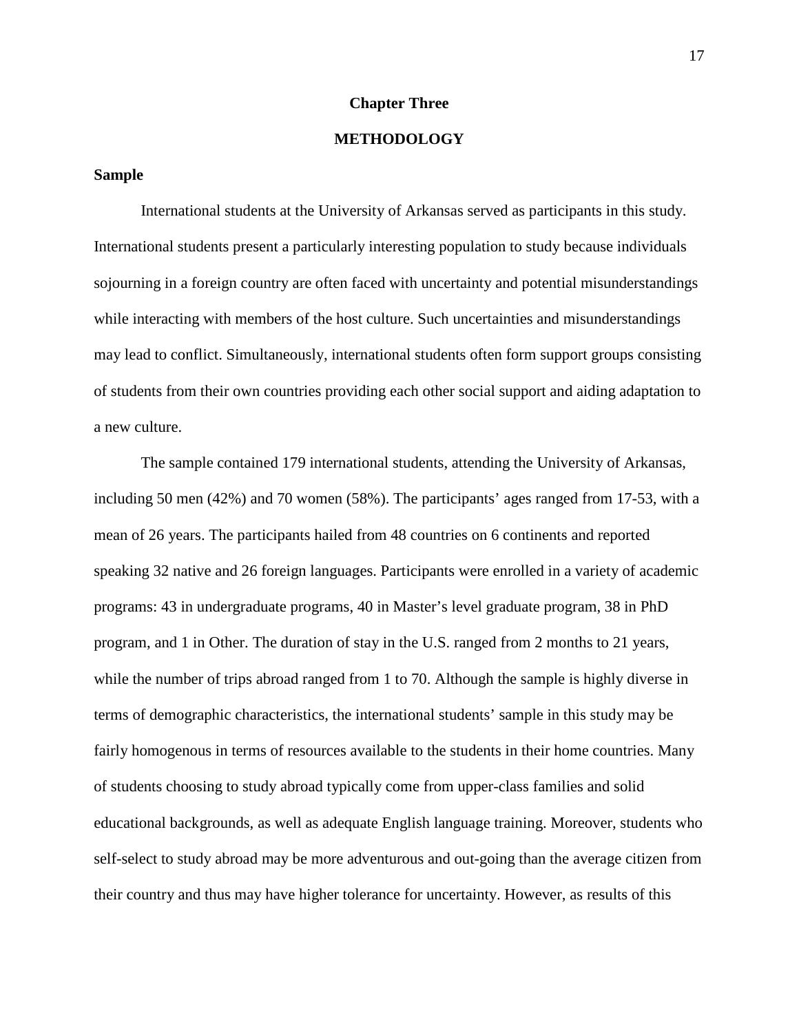# Chapter Three

# METHODOLOGY

## Sample

International students at the University of Arkansas served as participants in this study. International students present a particularly interesting population to study because individuals sojourning in a foreign country are often faced with uncertainty and potential misunderstandings while interacting with members of the host culture. Such uncertainties and misunderstandings may lead to conflict. Simultaneously, international students often form support groups consisting of students from their own countries providing each other social support and aiding adaptation to a new culture.

The sample contained 179 international students, attending the University of Arkansas, including 50 men (42%) and 70 women (58%). The participants' ages ranged from 17-53, with a mean of 26 years. The participants hailed from 48 countries on 6 continents and reported speaking 32 native and 26 foreign languages. Participants were enrolled in a variety of academic programs: 43 in undergraduate programs, 40 in Master's level graduate program, 38 in PhD program, and 1 in Other. The duration of stay in the U.S. ranged from 2 months to 21 years, while the number of trips abroad ranged from 1 to 70. Although the sample is highly diverse in terms of demographic characteristics, the international students' sample in this study may be fairly homogenous in terms of resources available to the students in their home countries. Many of students choosing to study abroad typically come from upper-class families and solid educational backgrounds, as well as adequate English language training. Moreover, students who self-select to study abroad may be more adventurous and out-going than the average citizen from their country and thus may have higher tolerance for uncertainty. However, as results of this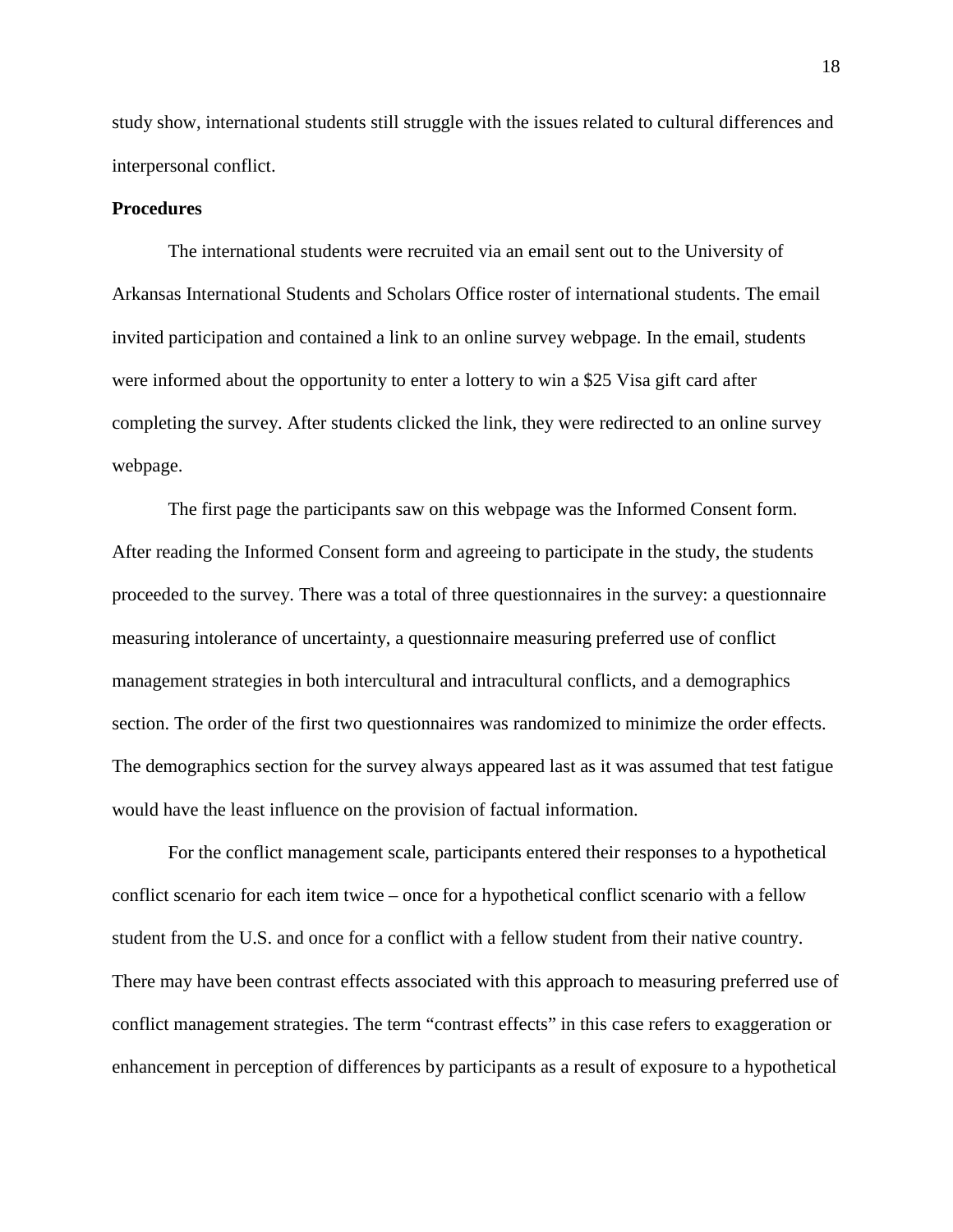study show, international students still struggle with the issues related to cultural differences and interpersonal conflict.

**Procedures**

The international students were recruited via an email sent out to the University of Arkansas International Students and Scholars Office roster of international students. The email invited participation and contained a link to an online survey webpage. In the email, students were informed about the opportunity to enter a lottery to win a $25 Visa gift card after completing the survey. After students clicked the link, they were redirected to an online survey webpage.

The first page the participants saw on this webpage was the Informed Consent form. After reading the Informed Consent form and agreeing to participate in the study, the students proceeded to the survey. There was a total of three questionnaires in the survey: a questionnaire measuring intolerance of uncertainty, a questionnaire measuring preferred use of conflict management strategies in both intercultural and intracultural conflicts, and a demographics section. The order of the first two questionnaires was randomized to minimize the order effects. The demographics section for the survey always appeared last as it was assumed that test fatigue would have the least influence on the provision of factual information.

For the conflict management scale, participants entered their responses to a hypothetical conflict scenario for each item twice – once for a hypothetical conflict scenario with a fellow student from the U.S. and once for a conflict with a fellow student from their native country. There may have been contrast effects associated with this approach to measuring preferred use of conflict management strategies. The term "contrast effects" in this case refers to exaggeration or enhancement in perception of differences by participants as a result of exposure to a hypothetical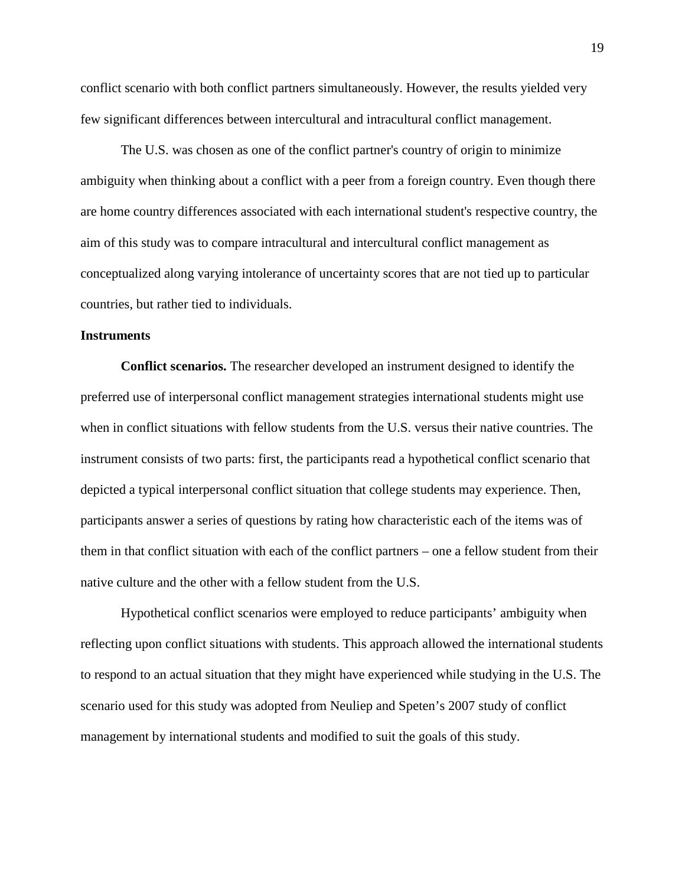conflict scenario with both conflict partners simultaneously. However, the results yielded very few significant differences between intercultural and intracultural conflict management.

The U.S. was chosen as one of the conflict partner's country of origin to minimize ambiguity when thinking about a conflict with a peer from a foreign country. Even though there are home country differences associated with each international student's respective country, the aim of this study was to compare intracultural and intercultural conflict management as conceptualized along varying intolerance of uncertainty scores that are not tied up to particular countries, but rather tied to individuals.

### Instruments

**Conflict scenarios.** The researcher developed an instrument designed to identify the preferred use of interpersonal conflict management strategies international students might use when in conflict situations with fellow students from the U.S. versus their native countries. The instrument consists of two parts: first, the participants read a hypothetical conflict scenario that depicted a typical interpersonal conflict situation that college students may experience. Then, participants answer a series of questions by rating how characteristic each of the items was of them in that conflict situation with each of the conflict partners – one a fellow student from their native culture and the other with a fellow student from the U.S.

Hypothetical conflict scenarios were employed to reduce participants' ambiguity when reflecting upon conflict situations with students. This approach allowed the international students to respond to an actual situation that they might have experienced while studying in the U.S. The scenario used for this study was adopted from Neuliep and Speten's 2007 study of conflict management by international students and modified to suit the goals of this study.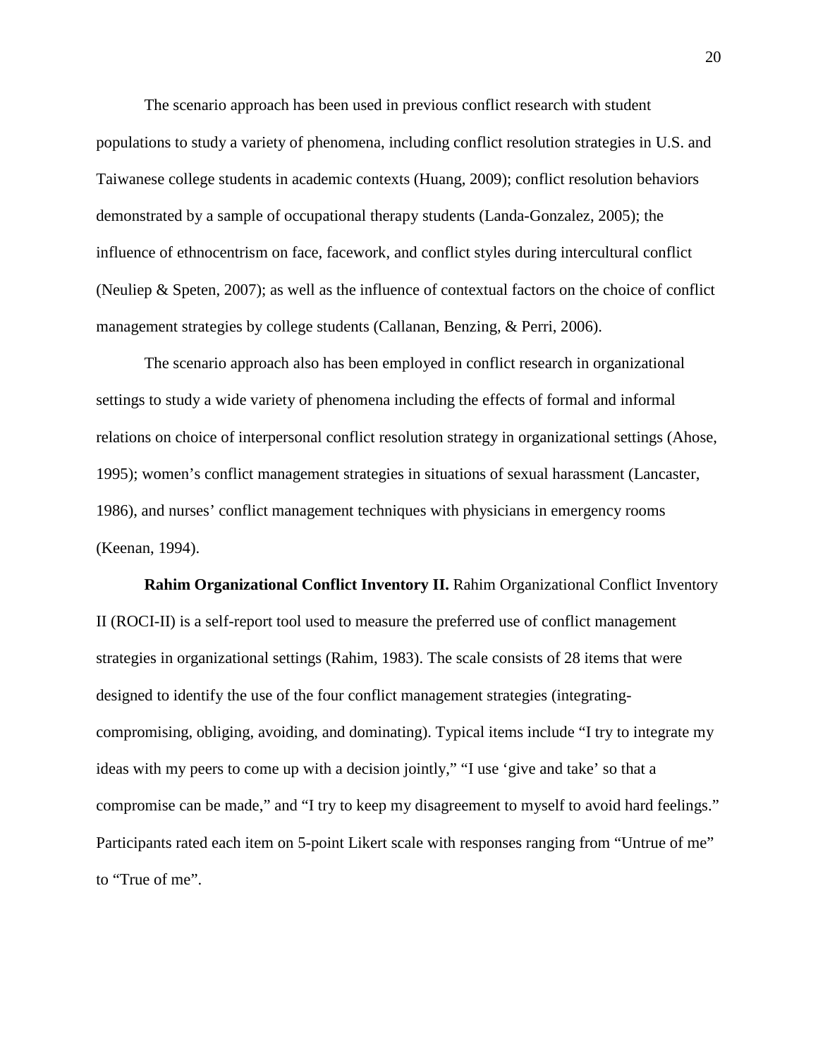The scenario approach has been used in previous conflict research with student populations to study a variety of phenomena, including conflict resolution strategies in U.S. and Taiwanese college students in academic contexts (Huang, 2009); conflict resolution behaviors demonstrated by a sample of occupational therapy students (Landa-Gonzalez, 2005); the influence of ethnocentrism on face, facework, and conflict styles during intercultural conflict (Neuliep & Speten, 2007); as well as the influence of contextual factors on the choice of conflict management strategies by college students (Callanan, Benzing, & Perri, 2006).

The scenario approach also has been employed in conflict research in organizational settings to study a wide variety of phenomena including the effects of formal and informal relations on choice of interpersonal conflict resolution strategy in organizational settings (Ahose, 1995); women's conflict management strategies in situations of sexual harassment (Lancaster, 1986), and nurses' conflict management techniques with physicians in emergency rooms (Keenan, 1994).

**Rahim Organizational Conflict Inventory II.** Rahim Organizational Conflict Inventory II (ROCI-II) is a self-report tool used to measure the preferred use of conflict management strategies in organizational settings (Rahim, 1983). The scale consists of 28 items that were designed to identify the use of the four conflict management strategies (integrating-compromising, obliging, avoiding, and dominating). Typical items include "I try to integrate my ideas with my peers to come up with a decision jointly," "I use 'give and take' so that a compromise can be made," and "I try to keep my disagreement to myself to avoid hard feelings." Participants rated each item on 5-point Likert scale with responses ranging from "Untrue of me" to "True of me".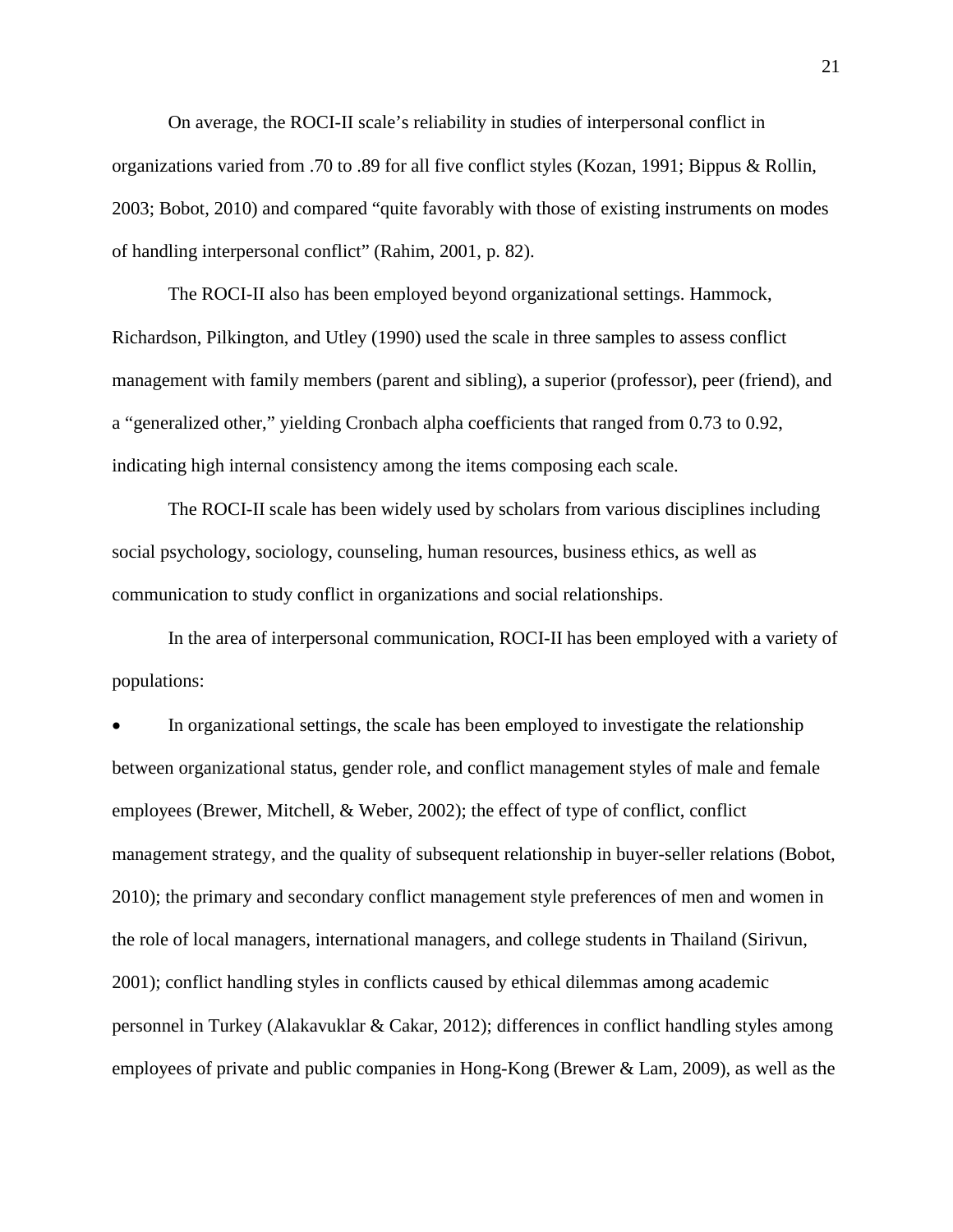On average, the ROCI-II scale's reliability in studies of interpersonal conflict in organizations varied from .70 to .89 for all five conflict styles (Kozan, 1991; Bippus & Rollin, 2003; Bobot, 2010) and compared "quite favorably with those of existing instruments on modes of handling interpersonal conflict" (Rahim, 2001, p. 82).

The ROCI-II also has been employed beyond organizational settings. Hammock, Richardson, Pilkington, and Utley (1990) used the scale in three samples to assess conflict management with family members (parent and sibling), a superior (professor), peer (friend), and a "generalized other," yielding Cronbach alpha coefficients that ranged from 0.73 to 0.92, indicating high internal consistency among the items composing each scale.

The ROCI-II scale has been widely used by scholars from various disciplines including social psychology, sociology, counseling, human resources, business ethics, as well as communication to study conflict in organizations and social relationships.

In the area of interpersonal communication, ROCI-II has been employed with a variety of populations:

- In organizational settings, the scale has been employed to investigate the relationship between organizational status, gender role, and conflict management styles of male and female employees (Brewer, Mitchell, & Weber, 2002); the effect of type of conflict, conflict management strategy, and the quality of subsequent relationship in buyer-seller relations (Bobot, 2010); the primary and secondary conflict management style preferences of men and women in the role of local managers, international managers, and college students in Thailand (Sirivun, 2001); conflict handling styles in conflicts caused by ethical dilemmas among academic personnel in Turkey (Alakavuklar & Cakar, 2012); differences in conflict handling styles among employees of private and public companies in Hong-Kong (Brewer & Lam, 2009), as well as the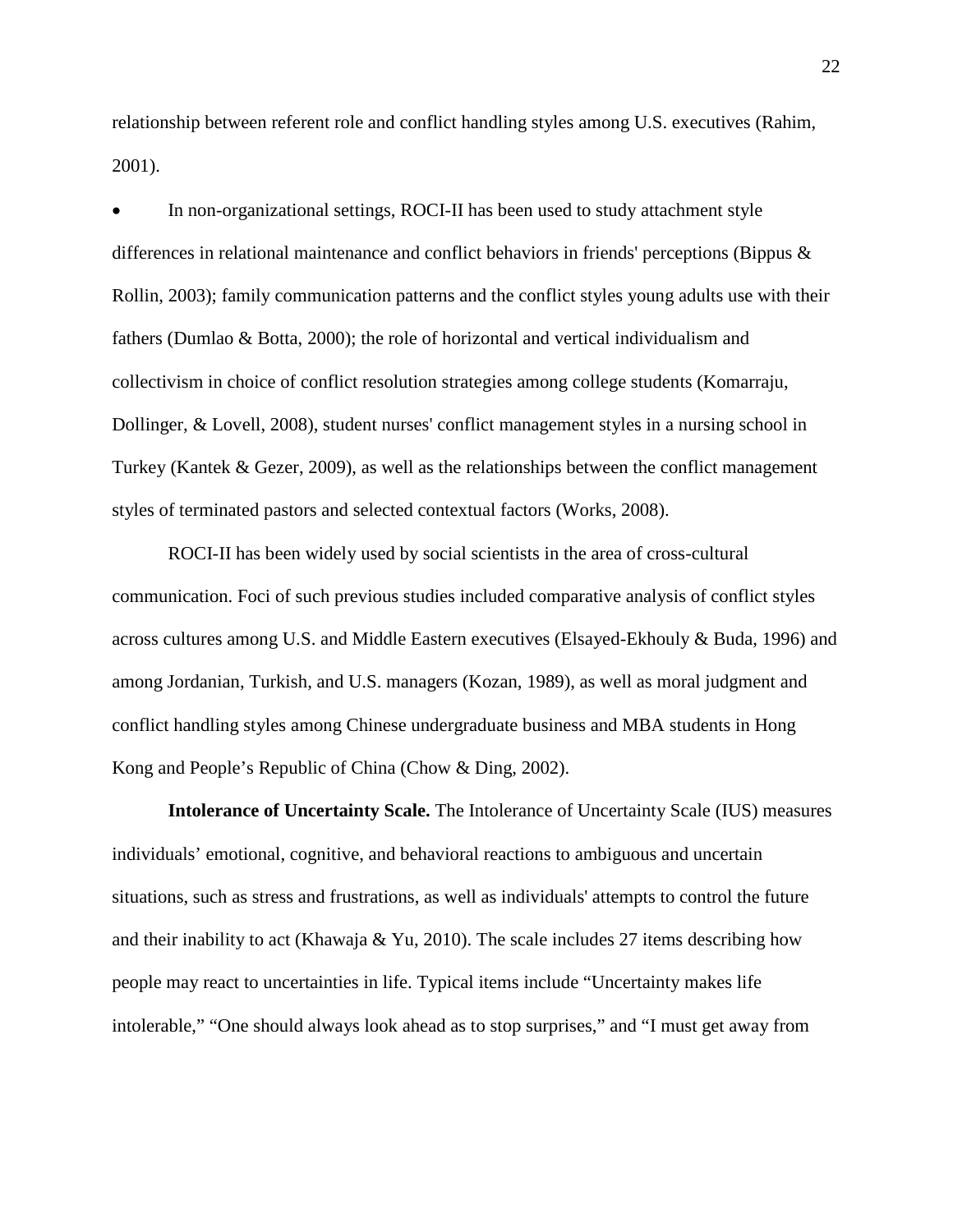relationship between referent role and conflict handling styles among U.S. executives (Rahim, 2001).

- In non-organizational settings, ROCI-II has been used to study attachment style differences in relational maintenance and conflict behaviors in friends' perceptions (Bippus & Rollin, 2003); family communication patterns and the conflict styles young adults use with their fathers (Dumlao & Botta, 2000); the role of horizontal and vertical individualism and collectivism in choice of conflict resolution strategies among college students (Komarraju, Dollinger, & Lovell, 2008), student nurses' conflict management styles in a nursing school in Turkey (Kantek & Gezer, 2009), as well as the relationships between the conflict management styles of terminated pastors and selected contextual factors (Works, 2008).

ROCI-II has been widely used by social scientists in the area of cross-cultural communication. Foci of such previous studies included comparative analysis of conflict styles across cultures among U.S. and Middle Eastern executives (Elsayed-Ekhouly & Buda, 1996) and among Jordanian, Turkish, and U.S. managers (Kozan, 1989), as well as moral judgment and conflict handling styles among Chinese undergraduate business and MBA students in Hong Kong and People’s Republic of China (Chow & Ding, 2002).

**Intolerance of Uncertainty Scale.** The Intolerance of Uncertainty Scale (IUS) measures individuals’ emotional, cognitive, and behavioral reactions to ambiguous and uncertain situations, such as stress and frustrations, as well as individuals' attempts to control the future and their inability to act (Khawaja & Yu, 2010). The scale includes 27 items describing how people may react to uncertainties in life. Typical items include “Uncertainty makes life intolerable,” “One should always look ahead as to stop surprises,” and “I must get away from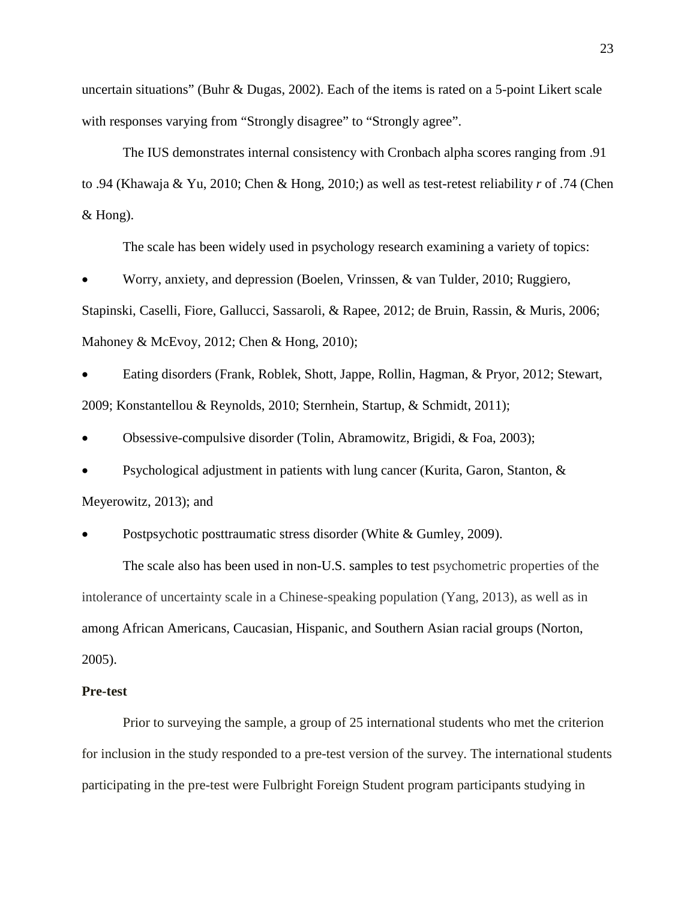uncertain situations" (Buhr & Dugas, 2002). Each of the items is rated on a 5-point Likert scale with responses varying from "Strongly disagree" to "Strongly agree".

The IUS demonstrates internal consistency with Cronbach alpha scores ranging from .91 to .94 (Khawaja & Yu, 2010; Chen & Hong, 2010;) as well as test-retest reliability *r* of .74 (Chen & Hong).

The scale has been widely used in psychology research examining a variety of topics:

- Worry, anxiety, and depression (Boelen, Vrinssen, & van Tulder, 2010; Ruggiero, Stapinski, Caselli, Fiore, Gallucci, Sassaroli, & Rapee, 2012; de Bruin, Rassin, & Muris, 2006; Mahoney & McEvoy, 2012; Chen & Hong, 2010);
- Eating disorders (Frank, Roblek, Shott, Jappe, Rollin, Hagman, & Pryor, 2012; Stewart, 2009; Konstantellou & Reynolds, 2010; Sternhein, Startup, & Schmidt, 2011);
- Obsessive-compulsive disorder (Tolin, Abramowitz, Brigidi, & Foa, 2003);
- Psychological adjustment in patients with lung cancer (Kurita, Garon, Stanton, & Meyerowitz, 2013); and
- Postpsychotic posttraumatic stress disorder (White & Gumley, 2009).

The scale also has been used in non-U.S. samples to test psychometric properties of the intolerance of uncertainty scale in a Chinese-speaking population (Yang, 2013), as well as in among African Americans, Caucasian, Hispanic, and Southern Asian racial groups (Norton, 2005).

**Pre-test**

Prior to surveying the sample, a group of 25 international students who met the criterion for inclusion in the study responded to a pre-test version of the survey. The international students participating in the pre-test were Fulbright Foreign Student program participants studying in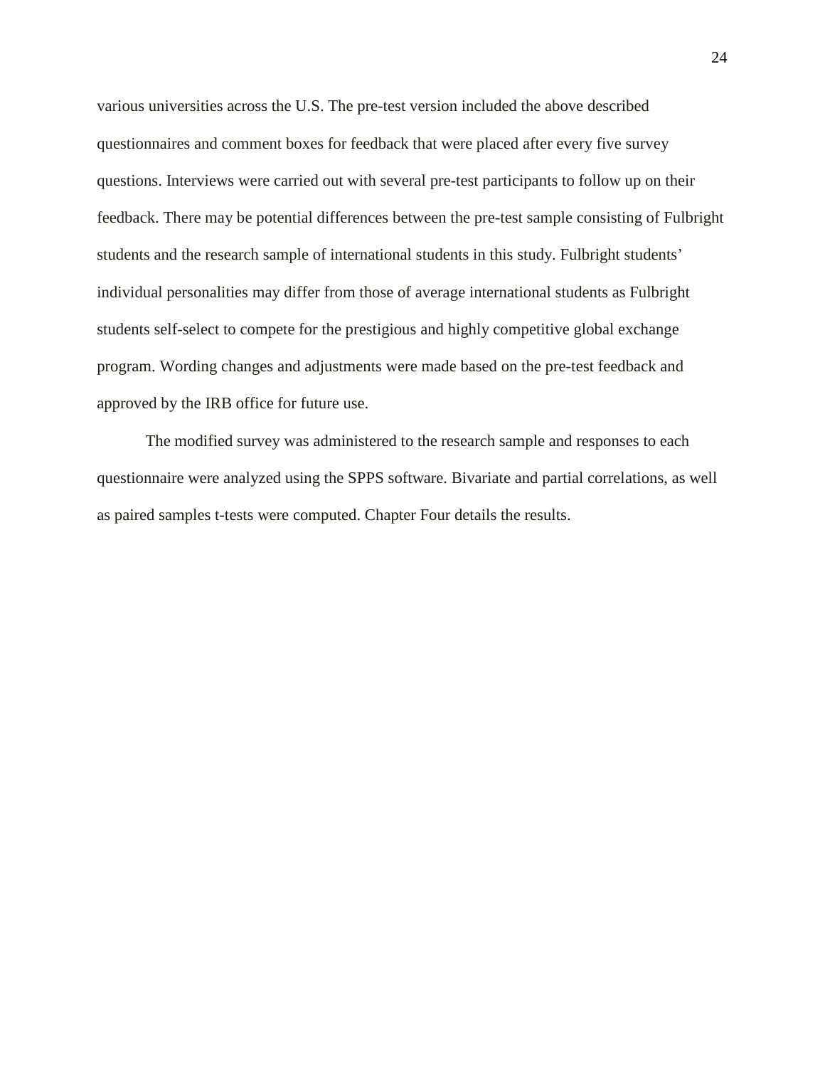various universities across the U.S. The pre-test version included the above described questionnaires and comment boxes for feedback that were placed after every five survey questions. Interviews were carried out with several pre-test participants to follow up on their feedback. There may be potential differences between the pre-test sample consisting of Fulbright students and the research sample of international students in this study. Fulbright students' individual personalities may differ from those of average international students as Fulbright students self-select to compete for the prestigious and highly competitive global exchange program. Wording changes and adjustments were made based on the pre-test feedback and approved by the IRB office for future use.

The modified survey was administered to the research sample and responses to each questionnaire were analyzed using the SPPS software. Bivariate and partial correlations, as well as paired samples t-tests were computed. Chapter Four details the results.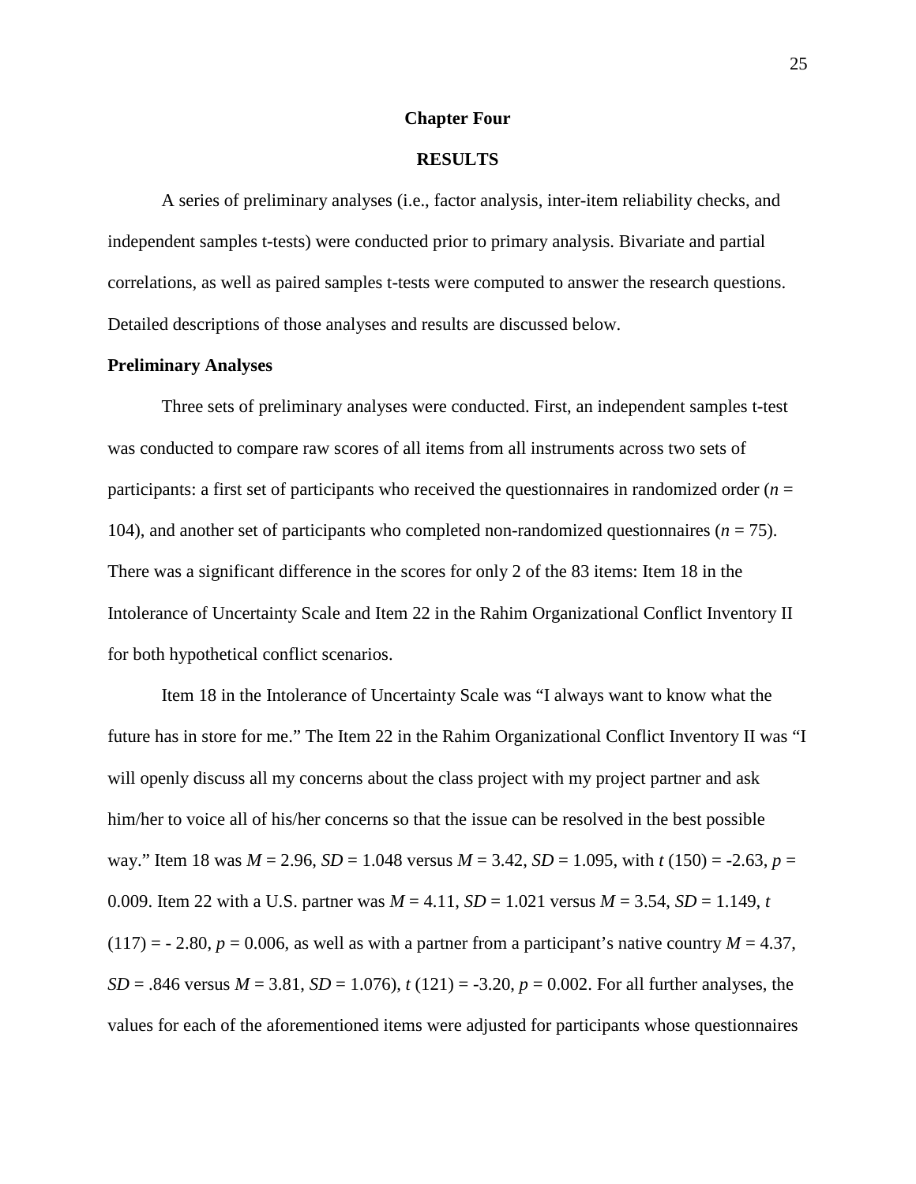# Chapter Four

# RESULTS

A series of preliminary analyses (i.e., factor analysis, inter-item reliability checks, and independent samples t-tests) were conducted prior to primary analysis. Bivariate and partial correlations, as well as paired samples t-tests were computed to answer the research questions. Detailed descriptions of those analyses and results are discussed below.

## Preliminary Analyses

Three sets of preliminary analyses were conducted. First, an independent samples t-test was conducted to compare raw scores of all items from all instruments across two sets of participants: a first set of participants who received the questionnaires in randomized order ($n$ = 104), and another set of participants who completed non-randomized questionnaires ($n$ = 75). There was a significant difference in the scores for only 2 of the 83 items: Item 18 in the Intolerance of Uncertainty Scale and Item 22 in the Rahim Organizational Conflict Inventory II for both hypothetical conflict scenarios.

Item 18 in the Intolerance of Uncertainty Scale was "I always want to know what the future has in store for me." The Item 22 in the Rahim Organizational Conflict Inventory II was "I will openly discuss all my concerns about the class project with my project partner and ask him/her to voice all of his/her concerns so that the issue can be resolved in the best possible way." Item 18 was $M$ = 2.96, $SD$ = 1.048 versus $M$ = 3.42, $SD$ = 1.095, with $t$ (150) = -2.63, $p$ = 0.009. Item 22 with a U.S. partner was $M$ = 4.11, $SD$ = 1.021 versus $M$ = 3.54, $SD$ = 1.149, $t$ (117) = - 2.80, $p$ = 0.006, as well as with a partner from a participant's native country $M$ = 4.37, $SD$ = .846 versus $M$ = 3.81, $SD$ = 1.076), $t$ (121) = -3.20, $p$ = 0.002. For all further analyses, the values for each of the aforementioned items were adjusted for participants whose questionnaires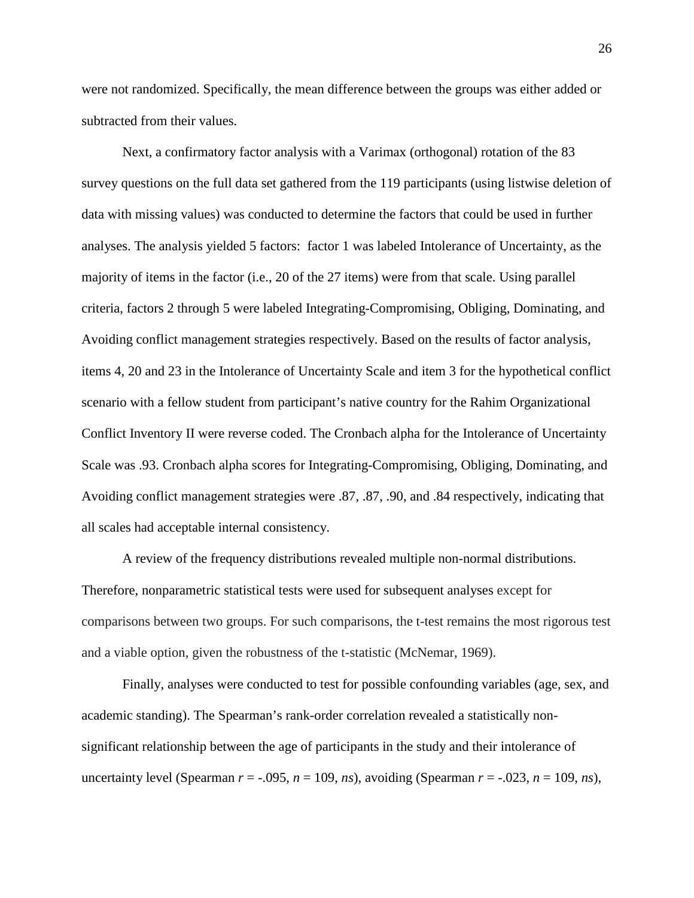were not randomized. Specifically, the mean difference between the groups was either added or subtracted from their values.

Next, a confirmatory factor analysis with a Varimax (orthogonal) rotation of the 83 survey questions on the full data set gathered from the 119 participants (using listwise deletion of data with missing values) was conducted to determine the factors that could be used in further analyses. The analysis yielded 5 factors: factor 1 was labeled Intolerance of Uncertainty, as the majority of items in the factor (i.e., 20 of the 27 items) were from that scale. Using parallel criteria, factors 2 through 5 were labeled Integrating-Compromising, Obliging, Dominating, and Avoiding conflict management strategies respectively. Based on the results of factor analysis, items 4, 20 and 23 in the Intolerance of Uncertainty Scale and item 3 for the hypothetical conflict scenario with a fellow student from participant's native country for the Rahim Organizational Conflict Inventory II were reverse coded. The Cronbach alpha for the Intolerance of Uncertainty Scale was .93. Cronbach alpha scores for Integrating-Compromising, Obliging, Dominating, and Avoiding conflict management strategies were .87, .87, .90, and .84 respectively, indicating that all scales had acceptable internal consistency.

A review of the frequency distributions revealed multiple non-normal distributions. Therefore, nonparametric statistical tests were used for subsequent analyses except for comparisons between two groups. For such comparisons, the t-test remains the most rigorous test and a viable option, given the robustness of the t-statistic (McNemar, 1969).

Finally, analyses were conducted to test for possible confounding variables (age, sex, and academic standing). The Spearman's rank-order correlation revealed a statistically non-significant relationship between the age of participants in the study and their intolerance of uncertainty level (Spearman $r = -.095$, $n = 109$, *ns*), avoiding (Spearman $r = -.023$, $n = 109$, *ns*),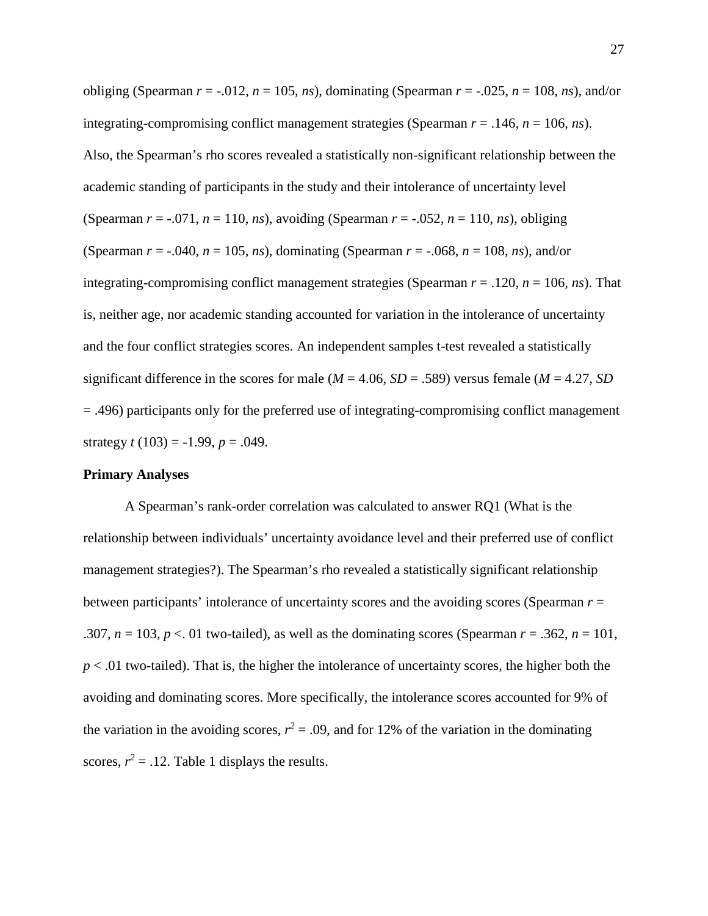obliging (Spearman $r$ = -.012, $n$ = 105, *ns*), dominating (Spearman $r$ = -.025, $n$ = 108, *ns*), and/or integrating-compromising conflict management strategies (Spearman $r$ = .146, $n$ = 106, *ns*). Also, the Spearman's rho scores revealed a statistically non-significant relationship between the academic standing of participants in the study and their intolerance of uncertainty level (Spearman $r$ = -.071, $n$ = 110, *ns*), avoiding (Spearman $r$ = -.052, $n$ = 110, *ns*), obliging (Spearman $r$ = -.040, $n$ = 105, *ns*), dominating (Spearman $r$ = -.068, $n$ = 108, *ns*), and/or integrating-compromising conflict management strategies (Spearman $r$ = .120, $n$ = 106, *ns*). That is, neither age, nor academic standing accounted for variation in the intolerance of uncertainty and the four conflict strategies scores. An independent samples t-test revealed a statistically significant difference in the scores for male ($M$ = 4.06, $SD$ = .589) versus female ($M$ = 4.27, $SD$ = .496) participants only for the preferred use of integrating-compromising conflict management strategy $t$ (103) = -1.99, $p$ = .049.

**Primary Analyses**

A Spearman's rank-order correlation was calculated to answer RQ1 (What is the relationship between individuals' uncertainty avoidance level and their preferred use of conflict management strategies?). The Spearman's rho revealed a statistically significant relationship between participants' intolerance of uncertainty scores and the avoiding scores (Spearman $r$ = .307, $n$ = 103, $p$ <. 01 two-tailed), as well as the dominating scores (Spearman $r$ = .362, $n$ = 101, $p$ < .01 two-tailed). That is, the higher the intolerance of uncertainty scores, the higher both the avoiding and dominating scores. More specifically, the intolerance scores accounted for 9% of the variation in the avoiding scores, $r^2$ = .09, and for 12% of the variation in the dominating scores, $r^2$ = .12. Table 1 displays the results.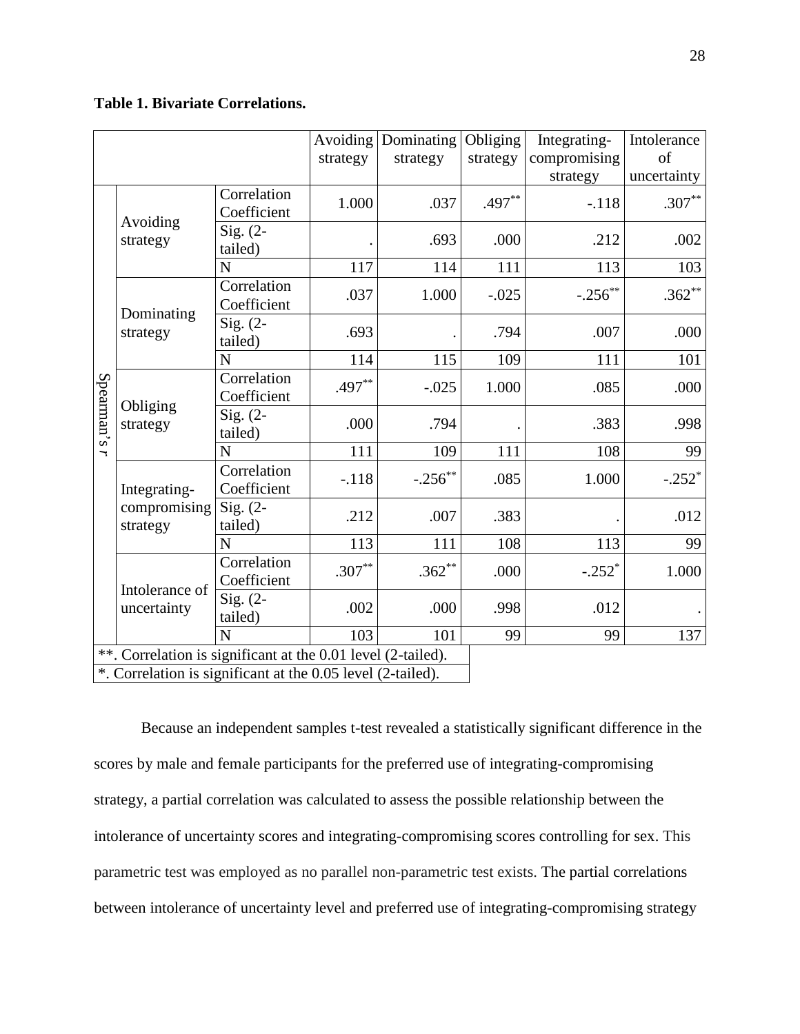**Table 1. Bivariate Correlations.**

| | | | Avoiding strategy | Dominating strategy | Obliging strategy | Integrating-compromising strategy | Intolerance of uncertainty |
|---|---|---|---|---|---|---|---|
| Spearman's *r* | Avoiding strategy | Correlation Coefficient | 1.000 | .037 | .497** | -.118 | .307** |
| | | Sig. (2-tailed) | . | .693 | .000 | .212 | .002 |
| | | N | 117 | 114 | 111 | 113 | 103 |
| | Dominating strategy | Correlation Coefficient | .037 | 1.000 | -.025 | -.256** | .362** |
| | | Sig. (2-tailed) | .693 | . | .794 | .007 | .000 |
| | | N | 114 | 115 | 109 | 111 | 101 |
| | Obliging strategy | Correlation Coefficient | .497** | -.025 | 1.000 | .085 | .000 |
| | | Sig. (2-tailed) | .000 | .794 | . | .383 | .998 |
| | | N | 111 | 109 | 111 | 108 | 99 |
| | Integrating-compromising strategy | Correlation Coefficient | -.118 | -.256** | .085 | 1.000 | -.252* |
| | | Sig. (2-tailed) | .212 | .007 | .383 | . | .012 |
| | | N | 113 | 111 | 108 | 113 | 99 |
| | Intolerance of uncertainty | Correlation Coefficient | .307** | .362** | .000 | -.252* | 1.000 |
| | | Sig. (2-tailed) | .002 | .000 | .998 | .012 | . |
| | | N | 103 | 101 | 99 | 99 | 137 |

**. Correlation is significant at the 0.01 level (2-tailed).

*. Correlation is significant at the 0.05 level (2-tailed).

Because an independent samples t-test revealed a statistically significant difference in the scores by male and female participants for the preferred use of integrating-compromising strategy, a partial correlation was calculated to assess the possible relationship between the intolerance of uncertainty scores and integrating-compromising scores controlling for sex. This parametric test was employed as no parallel non-parametric test exists. The partial correlations between intolerance of uncertainty level and preferred use of integrating-compromising strategy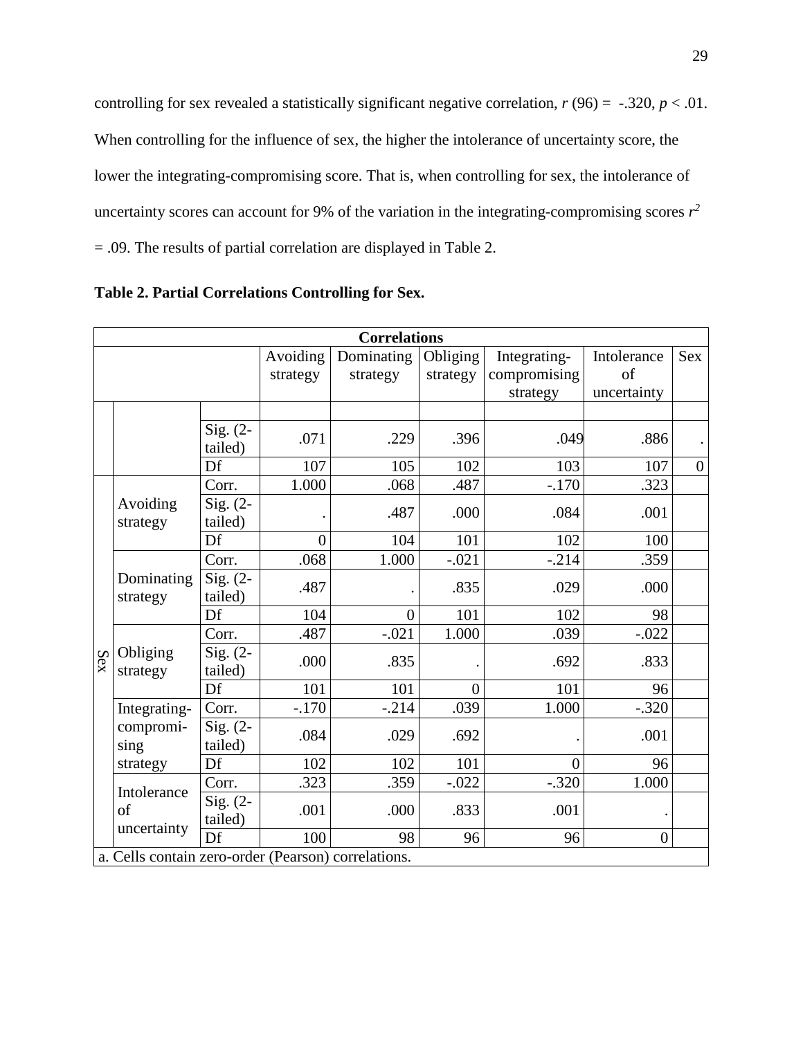controlling for sex revealed a statistically significant negative correlation, $r\ (96) = -.320$, $p < .01$. When controlling for the influence of sex, the higher the intolerance of uncertainty score, the lower the integrating-compromising score. That is, when controlling for sex, the intolerance of uncertainty scores can account for 9% of the variation in the integrating-compromising scores $r^2 = .09$. The results of partial correlation are displayed in Table 2.

**Table 2. Partial Correlations Controlling for Sex.**

| Correlations | | | | | | | | |
|---|---|---|---|---|---|---|---|---|
| | | | Avoiding strategy | Dominating strategy | Obliging strategy | Integrating-compromising strategy | Intolerance of uncertainty | Sex |
| | | | | | | | | |
| | | Sig. (2-tailed) | .071 | .229 | .396 | .049 | .886 | . |
| | | Df | 107 | 105 | 102 | 103 | 107 | 0 |
| Sex | Avoiding strategy | Corr. | 1.000 | .068 | .487 | -.170 | .323 | |
| | | Sig. (2-tailed) | . | .487 | .000 | .084 | .001 | |
| | | Df | 0 | 104 | 101 | 102 | 100 | |
| | Dominating strategy | Corr. | .068 | 1.000 | -.021 | -.214 | .359 | |
| | | Sig. (2-tailed) | .487 | . | .835 | .029 | .000 | |
| | | Df | 104 | 0 | 101 | 102 | 98 | |
| | Obliging strategy | Corr. | .487 | -.021 | 1.000 | .039 | -.022 | |
| | | Sig. (2-tailed) | .000 | .835 | . | .692 | .833 | |
| | | Df | 101 | 101 | 0 | 101 | 96 | |
| | Integrating-compromising strategy | Corr. | -.170 | -.214 | .039 | 1.000 | -.320 | |
| | | Sig. (2-tailed) | .084 | .029 | .692 | . | .001 | |
| | | Df | 102 | 102 | 101 | 0 | 96 | |
| | Intolerance of uncertainty | Corr. | .323 | .359 | -.022 | -.320 | 1.000 | |
| | | Sig. (2-tailed) | .001 | .000 | .833 | .001 | . | |
| | | Df | 100 | 98 | 96 | 96 | 0 | |

a. Cells contain zero-order (Pearson) correlations.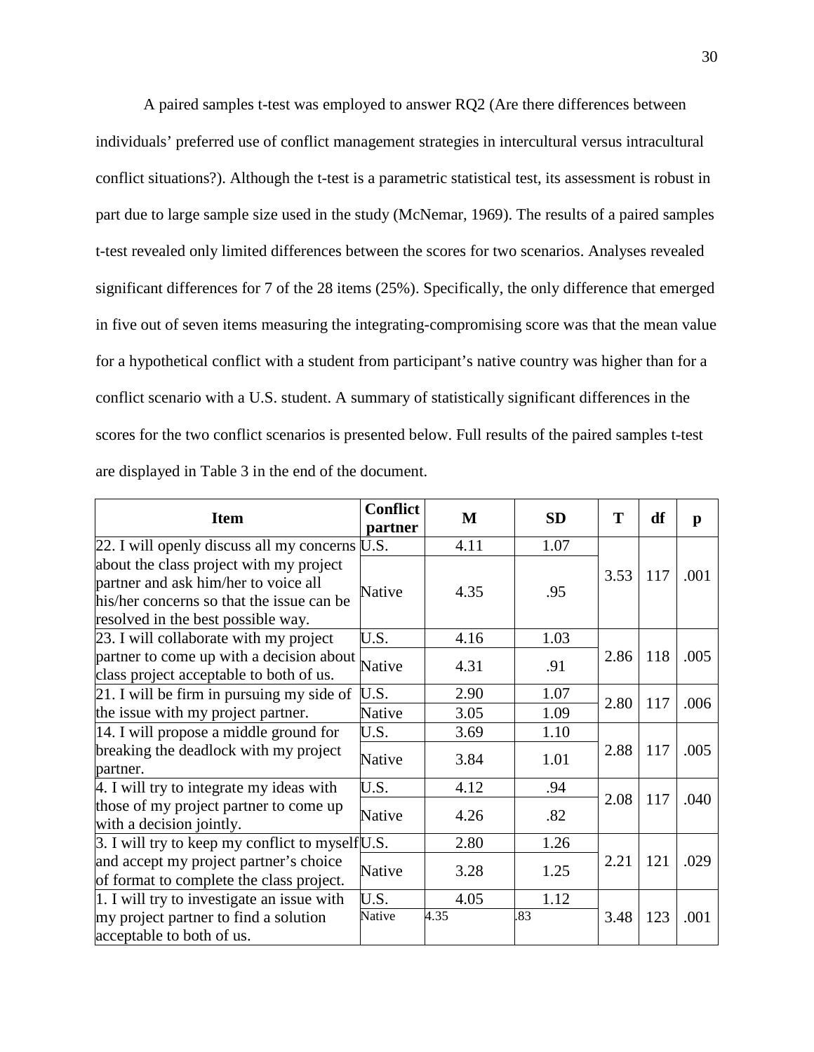A paired samples t-test was employed to answer RQ2 (Are there differences between individuals' preferred use of conflict management strategies in intercultural versus intracultural conflict situations?). Although the t-test is a parametric statistical test, its assessment is robust in part due to large sample size used in the study (McNemar, 1969). The results of a paired samples t-test revealed only limited differences between the scores for two scenarios. Analyses revealed significant differences for 7 of the 28 items (25%). Specifically, the only difference that emerged in five out of seven items measuring the integrating-compromising score was that the mean value for a hypothetical conflict with a student from participant's native country was higher than for a conflict scenario with a U.S. student. A summary of statistically significant differences in the scores for the two conflict scenarios is presented below. Full results of the paired samples t-test are displayed in Table 3 in the end of the document.

| Item | Conflict partner | M | SD | T | df | p |
|---|---|---|---|---|---|---|
| 22. I will openly discuss all my concerns about the class project with my project partner and ask him/her to voice all his/her concerns so that the issue can be resolved in the best possible way. | U.S. | 4.11 | 1.07 | 3.53 | 117 | .001 |
| | Native | 4.35 | .95 | | | |
| 23. I will collaborate with my project partner to come up with a decision about class project acceptable to both of us. | U.S. | 4.16 | 1.03 | 2.86 | 118 | .005 |
| | Native | 4.31 | .91 | | | |
| 21. I will be firm in pursuing my side of the issue with my project partner. | U.S. | 2.90 | 1.07 | 2.80 | 117 | .006 |
| | Native | 3.05 | 1.09 | | | |
| 14. I will propose a middle ground for breaking the deadlock with my project partner. | U.S. | 3.69 | 1.10 | 2.88 | 117 | .005 |
| | Native | 3.84 | 1.01 | | | |
| 4. I will try to integrate my ideas with those of my project partner to come up with a decision jointly. | U.S. | 4.12 | .94 | 2.08 | 117 | .040 |
| | Native | 4.26 | .82 | | | |
| 3. I will try to keep my conflict to myself and accept my project partner's choice of format to complete the class project. | U.S. | 2.80 | 1.26 | 2.21 | 121 | .029 |
| | Native | 3.28 | 1.25 | | | |
| 1. I will try to investigate an issue with my project partner to find a solution acceptable to both of us. | U.S. | 4.05 | 1.12 | 3.48 | 123 | .001 |
| | Native | 4.35 | .83 | | | |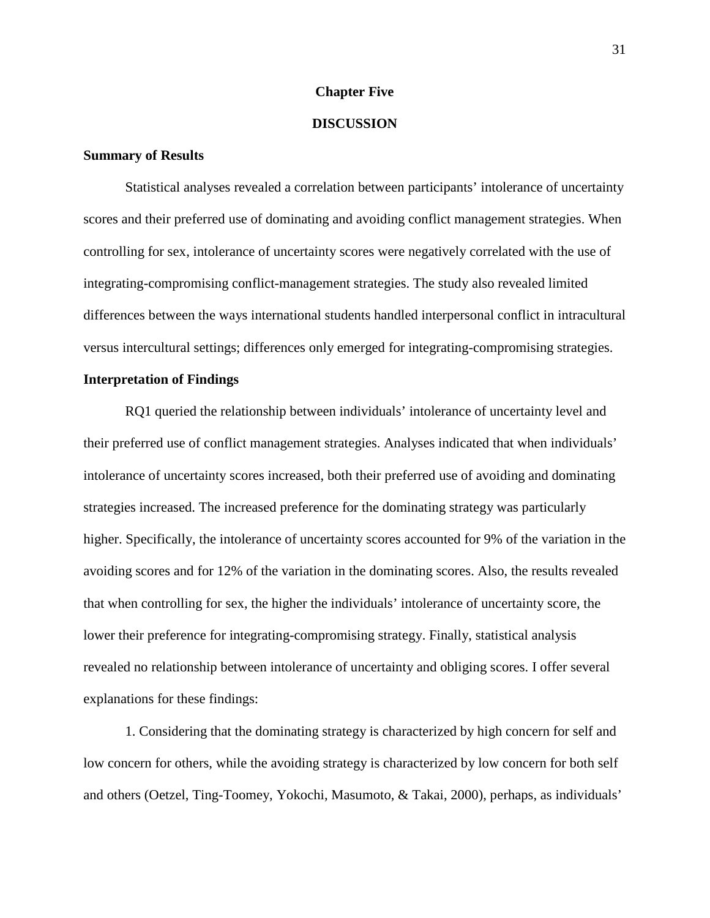# Chapter Five

# DISCUSSION

## Summary of Results

Statistical analyses revealed a correlation between participants' intolerance of uncertainty scores and their preferred use of dominating and avoiding conflict management strategies. When controlling for sex, intolerance of uncertainty scores were negatively correlated with the use of integrating-compromising conflict-management strategies. The study also revealed limited differences between the ways international students handled interpersonal conflict in intracultural versus intercultural settings; differences only emerged for integrating-compromising strategies.

## Interpretation of Findings

RQ1 queried the relationship between individuals' intolerance of uncertainty level and their preferred use of conflict management strategies. Analyses indicated that when individuals' intolerance of uncertainty scores increased, both their preferred use of avoiding and dominating strategies increased. The increased preference for the dominating strategy was particularly higher. Specifically, the intolerance of uncertainty scores accounted for 9% of the variation in the avoiding scores and for 12% of the variation in the dominating scores. Also, the results revealed that when controlling for sex, the higher the individuals' intolerance of uncertainty score, the lower their preference for integrating-compromising strategy. Finally, statistical analysis revealed no relationship between intolerance of uncertainty and obliging scores. I offer several explanations for these findings:

1. Considering that the dominating strategy is characterized by high concern for self and low concern for others, while the avoiding strategy is characterized by low concern for both self and others (Oetzel, Ting-Toomey, Yokochi, Masumoto, & Takai, 2000), perhaps, as individuals'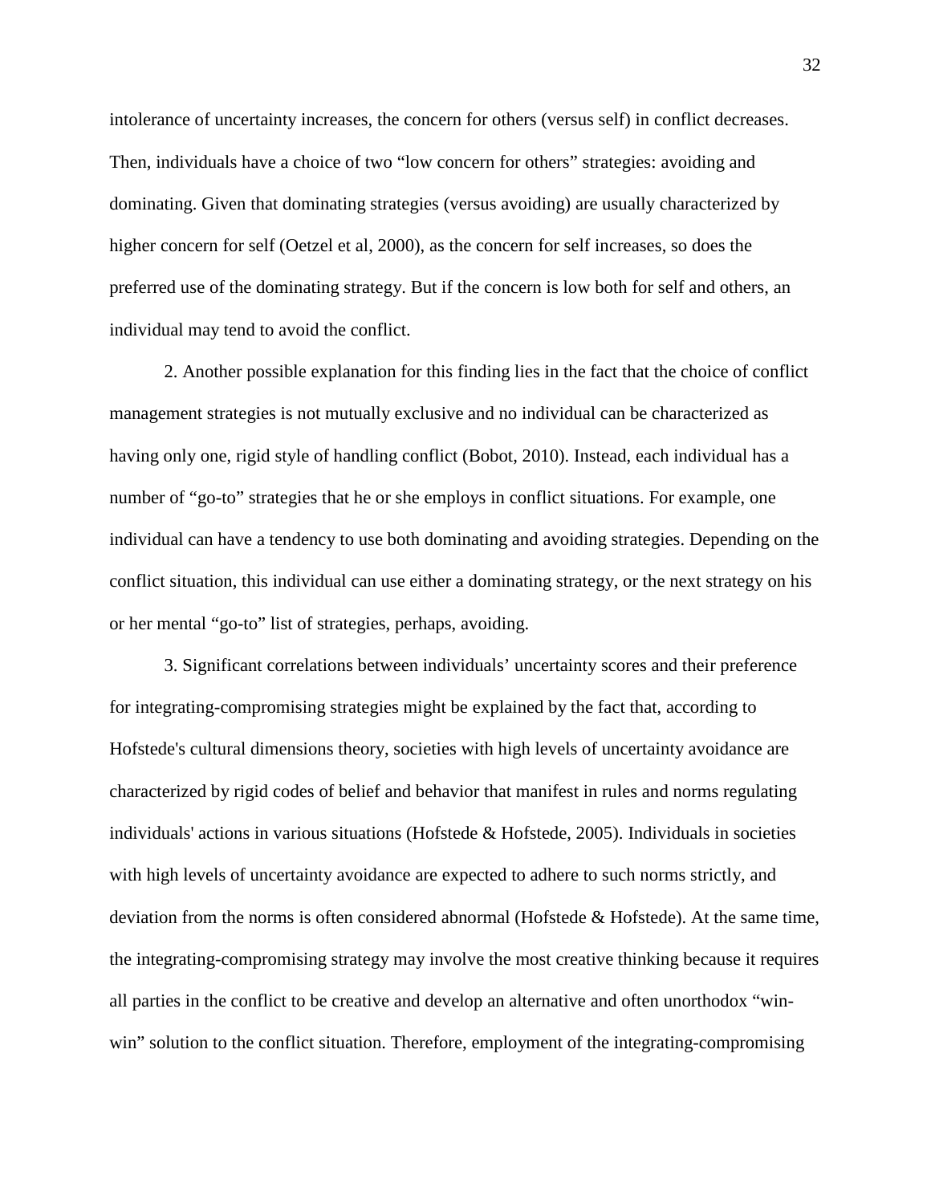intolerance of uncertainty increases, the concern for others (versus self) in conflict decreases. Then, individuals have a choice of two "low concern for others" strategies: avoiding and dominating. Given that dominating strategies (versus avoiding) are usually characterized by higher concern for self (Oetzel et al, 2000), as the concern for self increases, so does the preferred use of the dominating strategy. But if the concern is low both for self and others, an individual may tend to avoid the conflict.

2. Another possible explanation for this finding lies in the fact that the choice of conflict management strategies is not mutually exclusive and no individual can be characterized as having only one, rigid style of handling conflict (Bobot, 2010). Instead, each individual has a number of "go-to" strategies that he or she employs in conflict situations. For example, one individual can have a tendency to use both dominating and avoiding strategies. Depending on the conflict situation, this individual can use either a dominating strategy, or the next strategy on his or her mental "go-to" list of strategies, perhaps, avoiding.

3. Significant correlations between individuals' uncertainty scores and their preference for integrating-compromising strategies might be explained by the fact that, according to Hofstede's cultural dimensions theory, societies with high levels of uncertainty avoidance are characterized by rigid codes of belief and behavior that manifest in rules and norms regulating individuals' actions in various situations (Hofstede & Hofstede, 2005). Individuals in societies with high levels of uncertainty avoidance are expected to adhere to such norms strictly, and deviation from the norms is often considered abnormal (Hofstede & Hofstede). At the same time, the integrating-compromising strategy may involve the most creative thinking because it requires all parties in the conflict to be creative and develop an alternative and often unorthodox "win-win" solution to the conflict situation. Therefore, employment of the integrating-compromising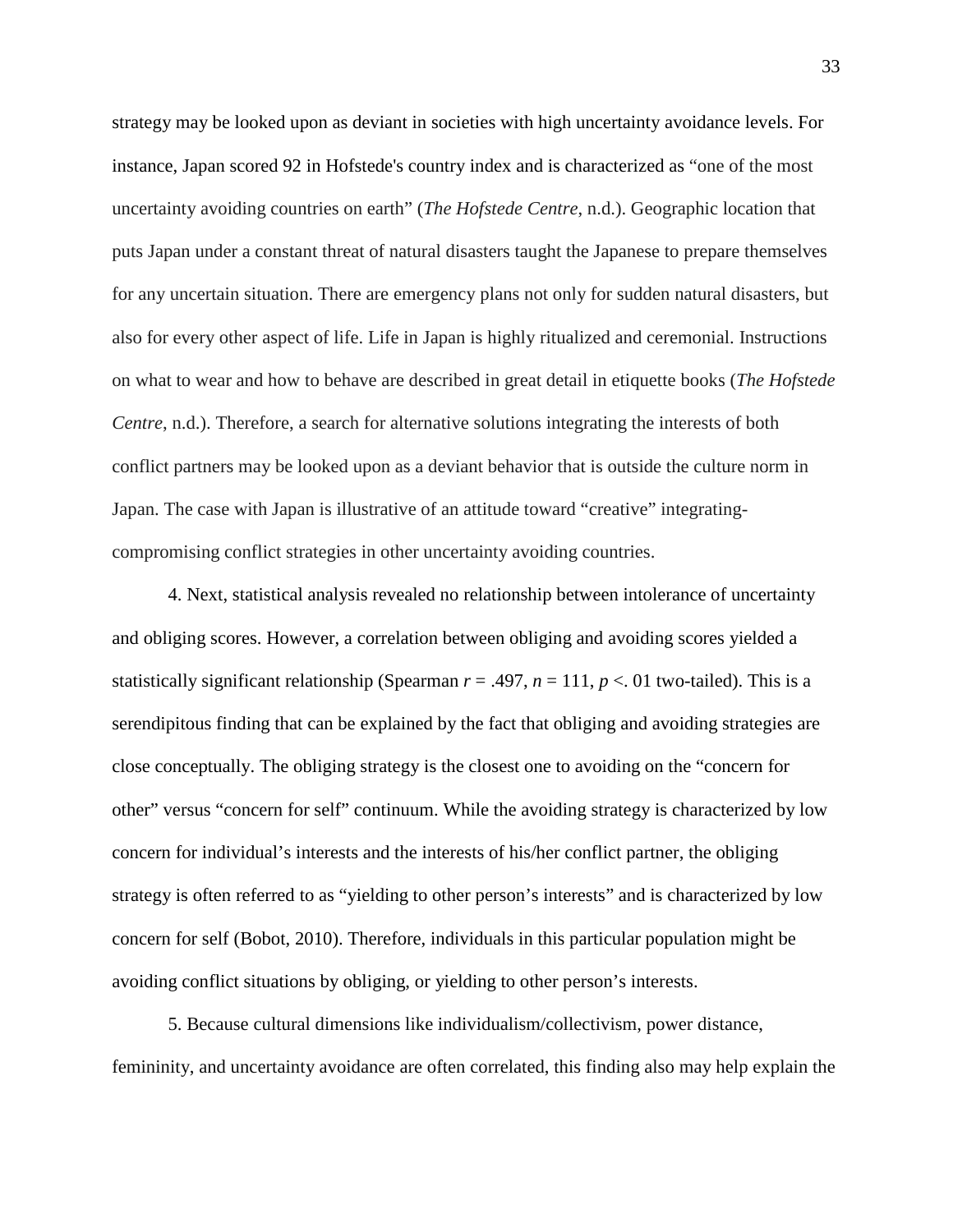strategy may be looked upon as deviant in societies with high uncertainty avoidance levels. For instance, Japan scored 92 in Hofstede's country index and is characterized as "one of the most uncertainty avoiding countries on earth" (*The Hofstede Centre*, n.d.). Geographic location that puts Japan under a constant threat of natural disasters taught the Japanese to prepare themselves for any uncertain situation. There are emergency plans not only for sudden natural disasters, but also for every other aspect of life. Life in Japan is highly ritualized and ceremonial. Instructions on what to wear and how to behave are described in great detail in etiquette books (*The Hofstede Centre*, n.d.). Therefore, a search for alternative solutions integrating the interests of both conflict partners may be looked upon as a deviant behavior that is outside the culture norm in Japan. The case with Japan is illustrative of an attitude toward "creative" integrating-compromising conflict strategies in other uncertainty avoiding countries.

4. Next, statistical analysis revealed no relationship between intolerance of uncertainty and obliging scores. However, a correlation between obliging and avoiding scores yielded a statistically significant relationship (Spearman $r$ = .497, $n$ = 111, $p$ <. 01 two-tailed). This is a serendipitous finding that can be explained by the fact that obliging and avoiding strategies are close conceptually. The obliging strategy is the closest one to avoiding on the "concern for other" versus "concern for self" continuum. While the avoiding strategy is characterized by low concern for individual's interests and the interests of his/her conflict partner, the obliging strategy is often referred to as "yielding to other person's interests" and is characterized by low concern for self (Bobot, 2010). Therefore, individuals in this particular population might be avoiding conflict situations by obliging, or yielding to other person's interests.

5. Because cultural dimensions like individualism/collectivism, power distance, femininity, and uncertainty avoidance are often correlated, this finding also may help explain the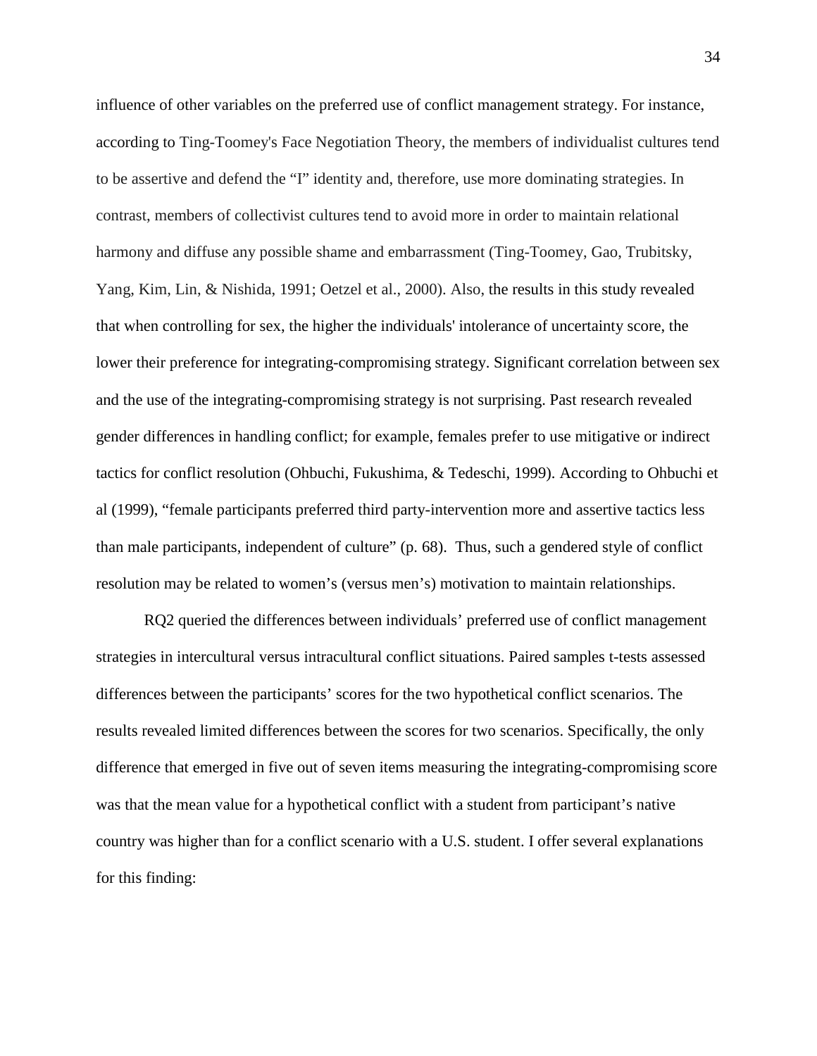influence of other variables on the preferred use of conflict management strategy. For instance, according to Ting-Toomey's Face Negotiation Theory, the members of individualist cultures tend to be assertive and defend the "I" identity and, therefore, use more dominating strategies. In contrast, members of collectivist cultures tend to avoid more in order to maintain relational harmony and diffuse any possible shame and embarrassment (Ting-Toomey, Gao, Trubitsky, Yang, Kim, Lin, & Nishida, 1991; Oetzel et al., 2000). Also, the results in this study revealed that when controlling for sex, the higher the individuals' intolerance of uncertainty score, the lower their preference for integrating-compromising strategy. Significant correlation between sex and the use of the integrating-compromising strategy is not surprising. Past research revealed gender differences in handling conflict; for example, females prefer to use mitigative or indirect tactics for conflict resolution (Ohbuchi, Fukushima, & Tedeschi, 1999). According to Ohbuchi et al (1999), "female participants preferred third party-intervention more and assertive tactics less than male participants, independent of culture" (p. 68). Thus, such a gendered style of conflict resolution may be related to women's (versus men's) motivation to maintain relationships.

RQ2 queried the differences between individuals' preferred use of conflict management strategies in intercultural versus intracultural conflict situations. Paired samples t-tests assessed differences between the participants' scores for the two hypothetical conflict scenarios. The results revealed limited differences between the scores for two scenarios. Specifically, the only difference that emerged in five out of seven items measuring the integrating-compromising score was that the mean value for a hypothetical conflict with a student from participant's native country was higher than for a conflict scenario with a U.S. student. I offer several explanations for this finding: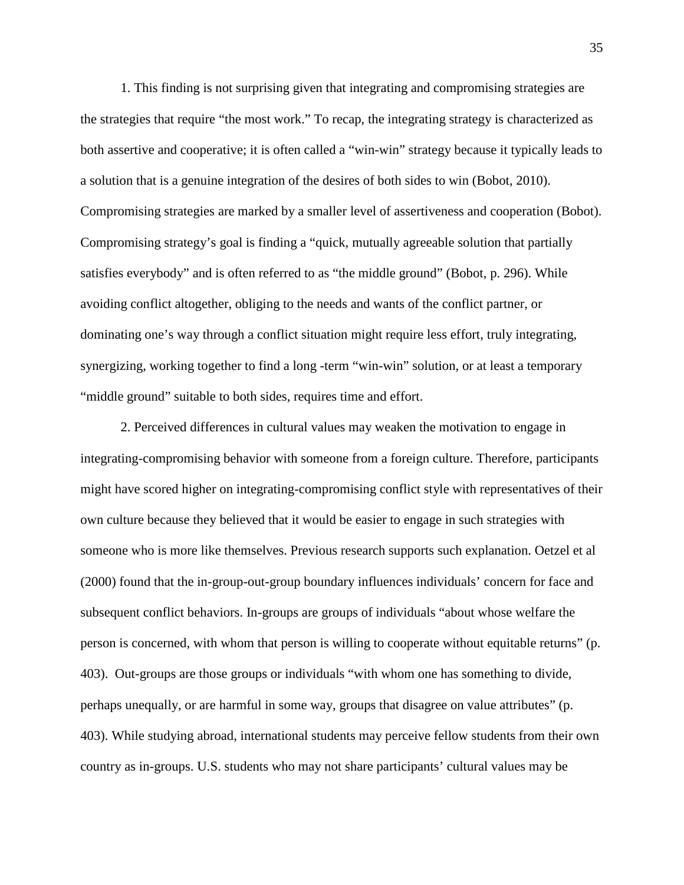1. This finding is not surprising given that integrating and compromising strategies are the strategies that require "the most work." To recap, the integrating strategy is characterized as both assertive and cooperative; it is often called a "win-win" strategy because it typically leads to a solution that is a genuine integration of the desires of both sides to win (Bobot, 2010). Compromising strategies are marked by a smaller level of assertiveness and cooperation (Bobot). Compromising strategy's goal is finding a "quick, mutually agreeable solution that partially satisfies everybody" and is often referred to as "the middle ground" (Bobot, p. 296). While avoiding conflict altogether, obliging to the needs and wants of the conflict partner, or dominating one's way through a conflict situation might require less effort, truly integrating, synergizing, working together to find a long -term "win-win" solution, or at least a temporary "middle ground" suitable to both sides, requires time and effort.

2. Perceived differences in cultural values may weaken the motivation to engage in integrating-compromising behavior with someone from a foreign culture. Therefore, participants might have scored higher on integrating-compromising conflict style with representatives of their own culture because they believed that it would be easier to engage in such strategies with someone who is more like themselves. Previous research supports such explanation. Oetzel et al (2000) found that the in-group-out-group boundary influences individuals' concern for face and subsequent conflict behaviors. In-groups are groups of individuals "about whose welfare the person is concerned, with whom that person is willing to cooperate without equitable returns" (p. 403). Out-groups are those groups or individuals "with whom one has something to divide, perhaps unequally, or are harmful in some way, groups that disagree on value attributes" (p. 403). While studying abroad, international students may perceive fellow students from their own country as in-groups. U.S. students who may not share participants' cultural values may be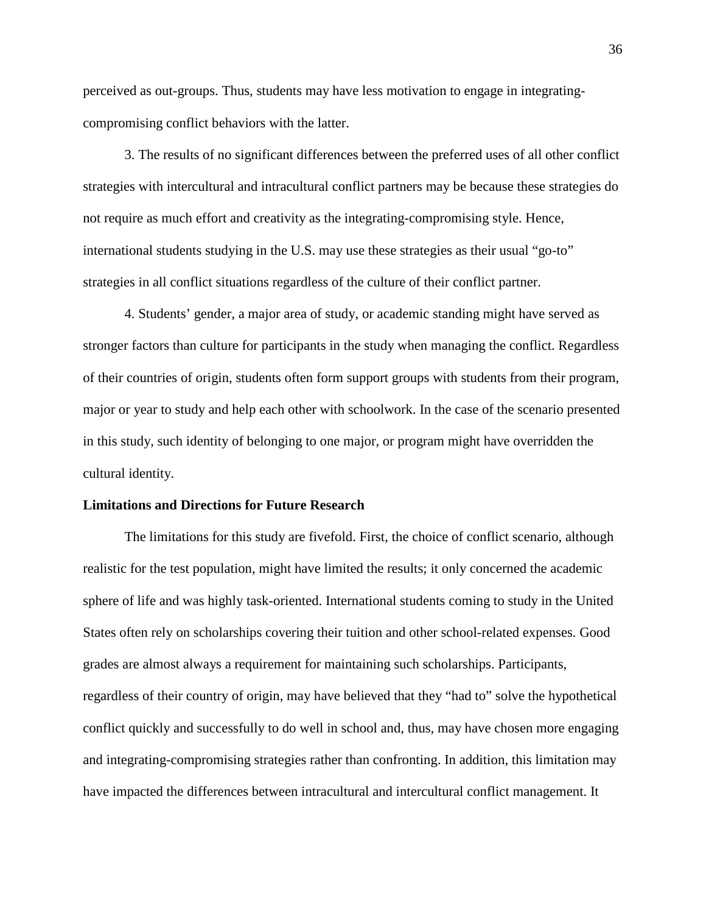perceived as out-groups. Thus, students may have less motivation to engage in integrating-compromising conflict behaviors with the latter.

3. The results of no significant differences between the preferred uses of all other conflict strategies with intercultural and intracultural conflict partners may be because these strategies do not require as much effort and creativity as the integrating-compromising style. Hence, international students studying in the U.S. may use these strategies as their usual "go-to" strategies in all conflict situations regardless of the culture of their conflict partner.

4. Students' gender, a major area of study, or academic standing might have served as stronger factors than culture for participants in the study when managing the conflict. Regardless of their countries of origin, students often form support groups with students from their program, major or year to study and help each other with schoolwork. In the case of the scenario presented in this study, such identity of belonging to one major, or program might have overridden the cultural identity.

**Limitations and Directions for Future Research**

The limitations for this study are fivefold. First, the choice of conflict scenario, although realistic for the test population, might have limited the results; it only concerned the academic sphere of life and was highly task-oriented. International students coming to study in the United States often rely on scholarships covering their tuition and other school-related expenses. Good grades are almost always a requirement for maintaining such scholarships. Participants, regardless of their country of origin, may have believed that they "had to" solve the hypothetical conflict quickly and successfully to do well in school and, thus, may have chosen more engaging and integrating-compromising strategies rather than confronting. In addition, this limitation may have impacted the differences between intracultural and intercultural conflict management. It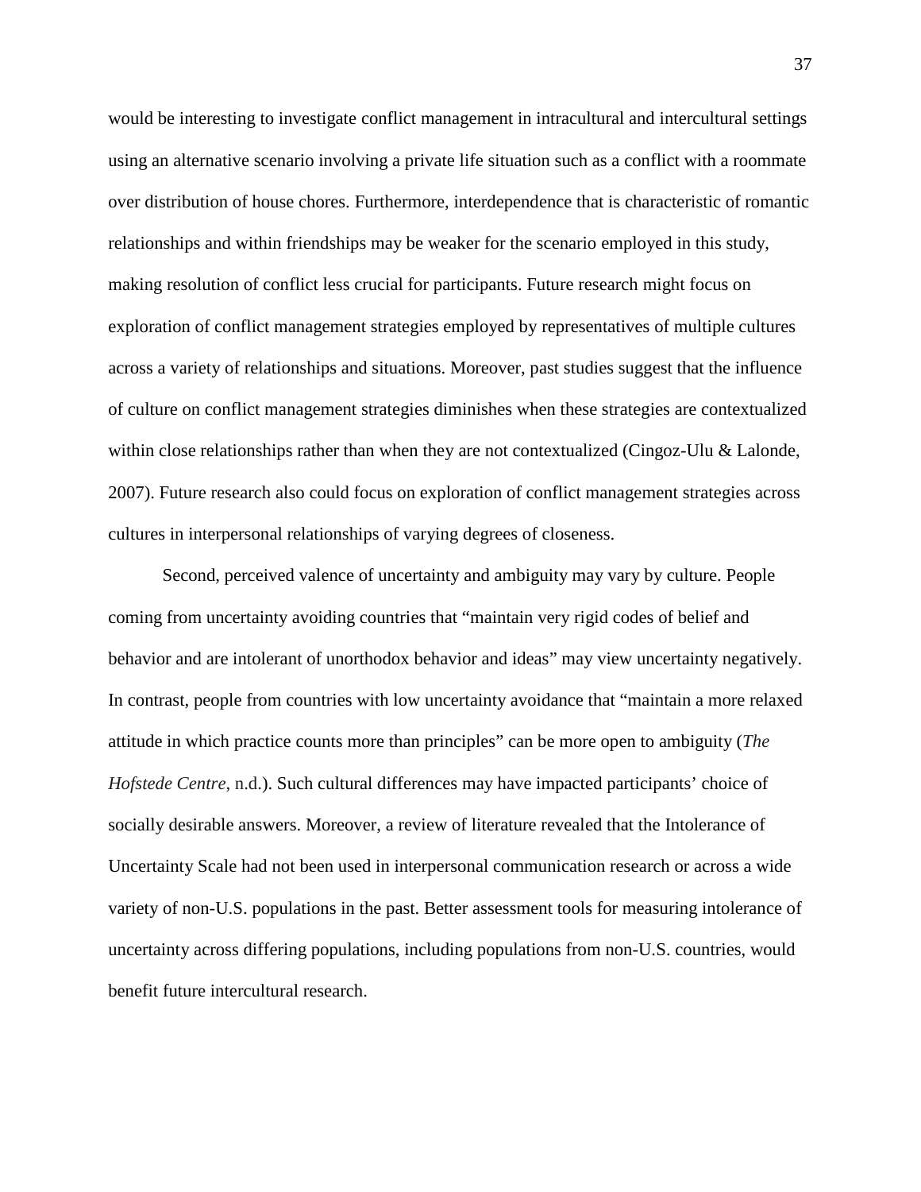would be interesting to investigate conflict management in intracultural and intercultural settings using an alternative scenario involving a private life situation such as a conflict with a roommate over distribution of house chores. Furthermore, interdependence that is characteristic of romantic relationships and within friendships may be weaker for the scenario employed in this study, making resolution of conflict less crucial for participants. Future research might focus on exploration of conflict management strategies employed by representatives of multiple cultures across a variety of relationships and situations. Moreover, past studies suggest that the influence of culture on conflict management strategies diminishes when these strategies are contextualized within close relationships rather than when they are not contextualized (Cingoz-Ulu & Lalonde, 2007). Future research also could focus on exploration of conflict management strategies across cultures in interpersonal relationships of varying degrees of closeness.

Second, perceived valence of uncertainty and ambiguity may vary by culture. People coming from uncertainty avoiding countries that "maintain very rigid codes of belief and behavior and are intolerant of unorthodox behavior and ideas" may view uncertainty negatively. In contrast, people from countries with low uncertainty avoidance that "maintain a more relaxed attitude in which practice counts more than principles" can be more open to ambiguity (*The Hofstede Centre*, n.d.). Such cultural differences may have impacted participants' choice of socially desirable answers. Moreover, a review of literature revealed that the Intolerance of Uncertainty Scale had not been used in interpersonal communication research or across a wide variety of non-U.S. populations in the past. Better assessment tools for measuring intolerance of uncertainty across differing populations, including populations from non-U.S. countries, would benefit future intercultural research.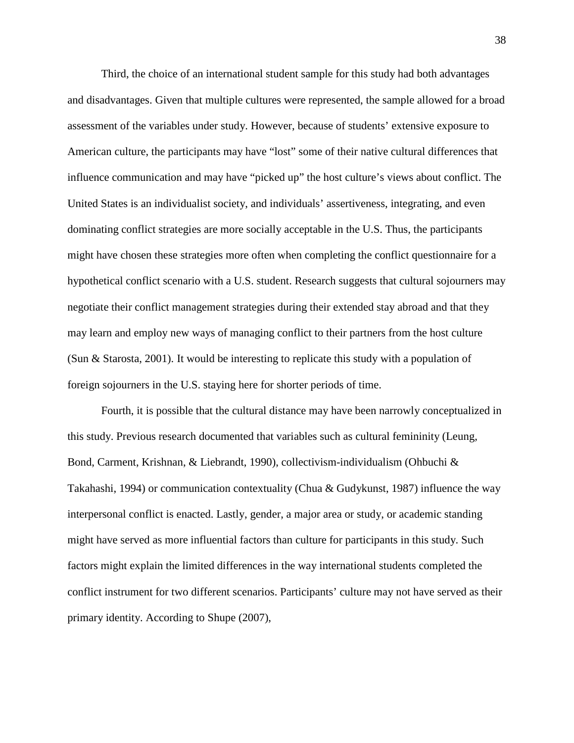Third, the choice of an international student sample for this study had both advantages and disadvantages. Given that multiple cultures were represented, the sample allowed for a broad assessment of the variables under study. However, because of students' extensive exposure to American culture, the participants may have "lost" some of their native cultural differences that influence communication and may have "picked up" the host culture's views about conflict. The United States is an individualist society, and individuals' assertiveness, integrating, and even dominating conflict strategies are more socially acceptable in the U.S. Thus, the participants might have chosen these strategies more often when completing the conflict questionnaire for a hypothetical conflict scenario with a U.S. student. Research suggests that cultural sojourners may negotiate their conflict management strategies during their extended stay abroad and that they may learn and employ new ways of managing conflict to their partners from the host culture (Sun & Starosta, 2001). It would be interesting to replicate this study with a population of foreign sojourners in the U.S. staying here for shorter periods of time.

Fourth, it is possible that the cultural distance may have been narrowly conceptualized in this study. Previous research documented that variables such as cultural femininity (Leung, Bond, Carment, Krishnan, & Liebrandt, 1990), collectivism-individualism (Ohbuchi & Takahashi, 1994) or communication contextuality (Chua & Gudykunst, 1987) influence the way interpersonal conflict is enacted. Lastly, gender, a major area or study, or academic standing might have served as more influential factors than culture for participants in this study. Such factors might explain the limited differences in the way international students completed the conflict instrument for two different scenarios. Participants' culture may not have served as their primary identity. According to Shupe (2007),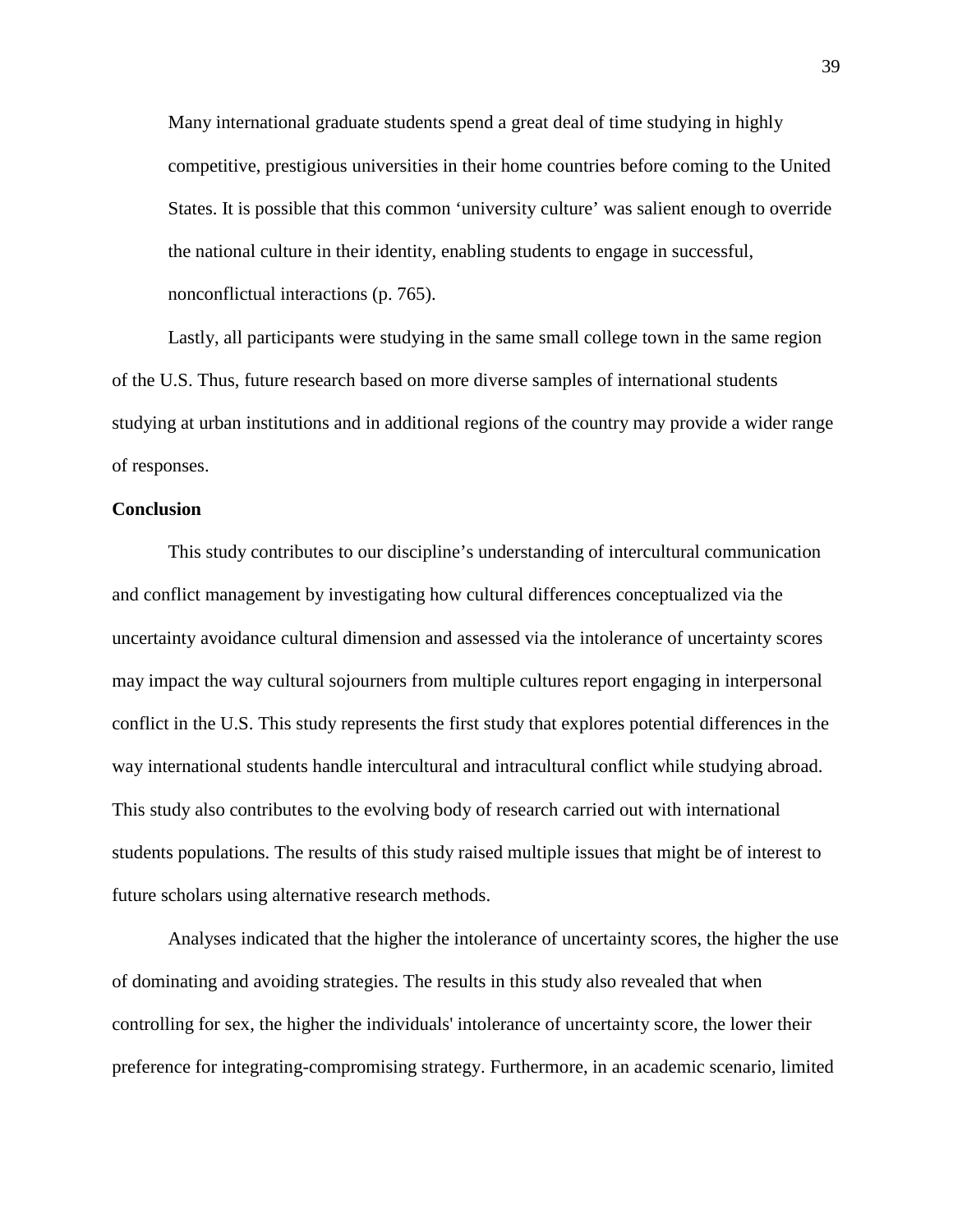> Many international graduate students spend a great deal of time studying in highly competitive, prestigious universities in their home countries before coming to the United States. It is possible that this common 'university culture' was salient enough to override the national culture in their identity, enabling students to engage in successful, nonconflictual interactions (p. 765).

Lastly, all participants were studying in the same small college town in the same region of the U.S. Thus, future research based on more diverse samples of international students studying at urban institutions and in additional regions of the country may provide a wider range of responses.

**Conclusion**

This study contributes to our discipline's understanding of intercultural communication and conflict management by investigating how cultural differences conceptualized via the uncertainty avoidance cultural dimension and assessed via the intolerance of uncertainty scores may impact the way cultural sojourners from multiple cultures report engaging in interpersonal conflict in the U.S. This study represents the first study that explores potential differences in the way international students handle intercultural and intracultural conflict while studying abroad. This study also contributes to the evolving body of research carried out with international students populations. The results of this study raised multiple issues that might be of interest to future scholars using alternative research methods.

Analyses indicated that the higher the intolerance of uncertainty scores, the higher the use of dominating and avoiding strategies. The results in this study also revealed that when controlling for sex, the higher the individuals' intolerance of uncertainty score, the lower their preference for integrating-compromising strategy. Furthermore, in an academic scenario, limited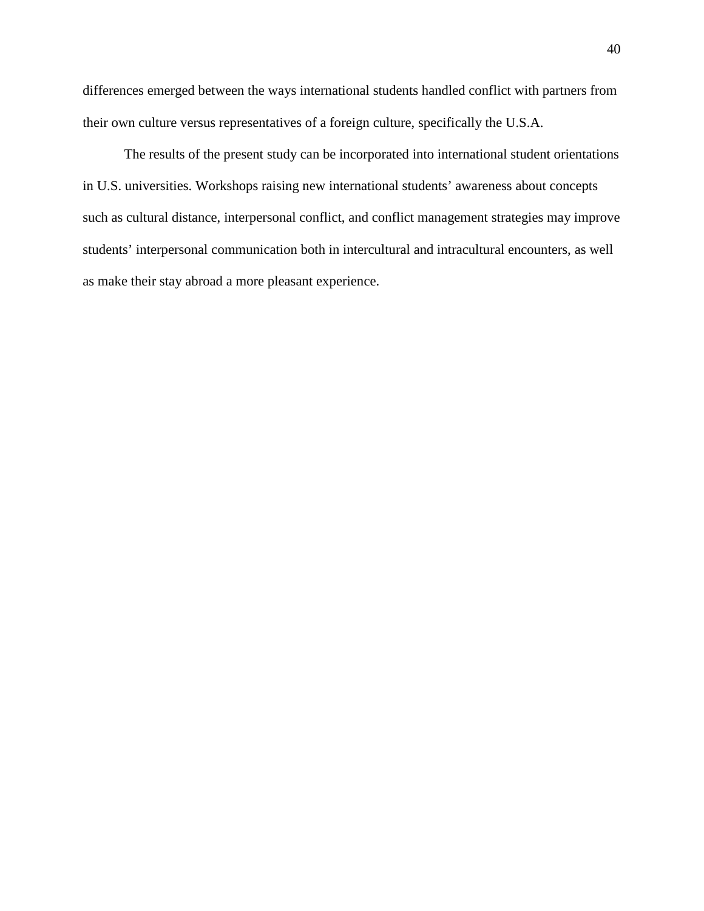differences emerged between the ways international students handled conflict with partners from their own culture versus representatives of a foreign culture, specifically the U.S.A.

The results of the present study can be incorporated into international student orientations in U.S. universities. Workshops raising new international students' awareness about concepts such as cultural distance, interpersonal conflict, and conflict management strategies may improve students' interpersonal communication both in intercultural and intracultural encounters, as well as make their stay abroad a more pleasant experience.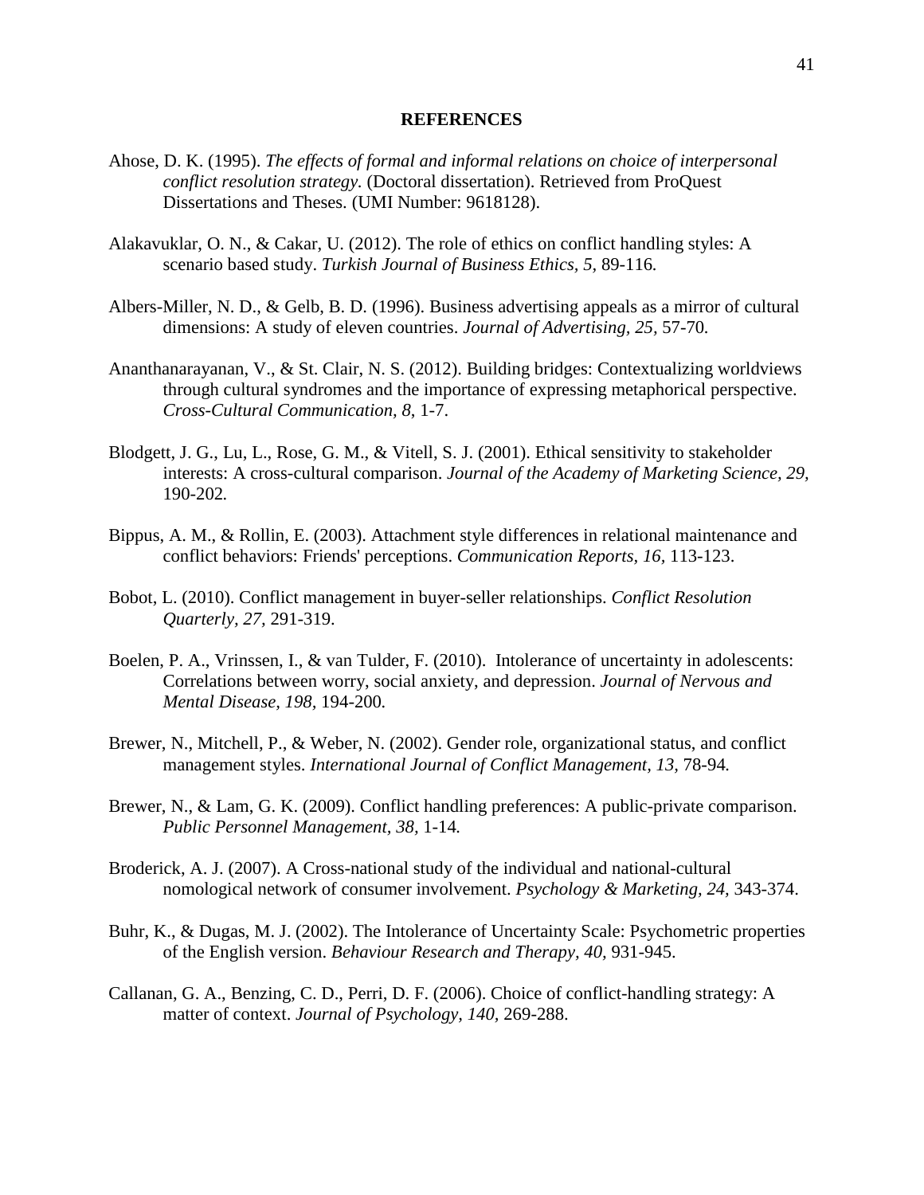# REFERENCES

Ahose, D. K. (1995). *The effects of formal and informal relations on choice of interpersonal conflict resolution strategy.* (Doctoral dissertation). Retrieved from ProQuest Dissertations and Theses. (UMI Number: 9618128).

Alakavuklar, O. N., & Cakar, U. (2012). The role of ethics on conflict handling styles: A scenario based study. *Turkish Journal of Business Ethics, 5,* 89-116.

Albers-Miller, N. D., & Gelb, B. D. (1996). Business advertising appeals as a mirror of cultural dimensions: A study of eleven countries. *Journal of Advertising, 25,* 57-70.

Ananthanarayanan, V., & St. Clair, N. S. (2012). Building bridges: Contextualizing worldviews through cultural syndromes and the importance of expressing metaphorical perspective. *Cross-Cultural Communication, 8,* 1-7.

Blodgett, J. G., Lu, L., Rose, G. M., & Vitell, S. J. (2001). Ethical sensitivity to stakeholder interests: A cross-cultural comparison. *Journal of the Academy of Marketing Science, 29,* 190-202.

Bippus, A. M., & Rollin, E. (2003). Attachment style differences in relational maintenance and conflict behaviors: Friends' perceptions. *Communication Reports, 16,* 113-123.

Bobot, L. (2010). Conflict management in buyer-seller relationships. *Conflict Resolution Quarterly, 27,* 291-319.

Boelen, P. A., Vrinssen, I., & van Tulder, F. (2010). Intolerance of uncertainty in adolescents: Correlations between worry, social anxiety, and depression. *Journal of Nervous and Mental Disease, 198,* 194-200.

Brewer, N., Mitchell, P., & Weber, N. (2002). Gender role, organizational status, and conflict management styles. *International Journal of Conflict Management, 13,* 78-94.

Brewer, N., & Lam, G. K. (2009). Conflict handling preferences: A public-private comparison. *Public Personnel Management, 38,* 1-14.

Broderick, A. J. (2007). A Cross-national study of the individual and national-cultural nomological network of consumer involvement. *Psychology & Marketing, 24,* 343-374.

Buhr, K., & Dugas, M. J. (2002). The Intolerance of Uncertainty Scale: Psychometric properties of the English version. *Behaviour Research and Therapy, 40,* 931-945.

Callanan, G. A., Benzing, C. D., Perri, D. F. (2006). Choice of conflict-handling strategy: A matter of context. *Journal of Psychology, 140,* 269-288.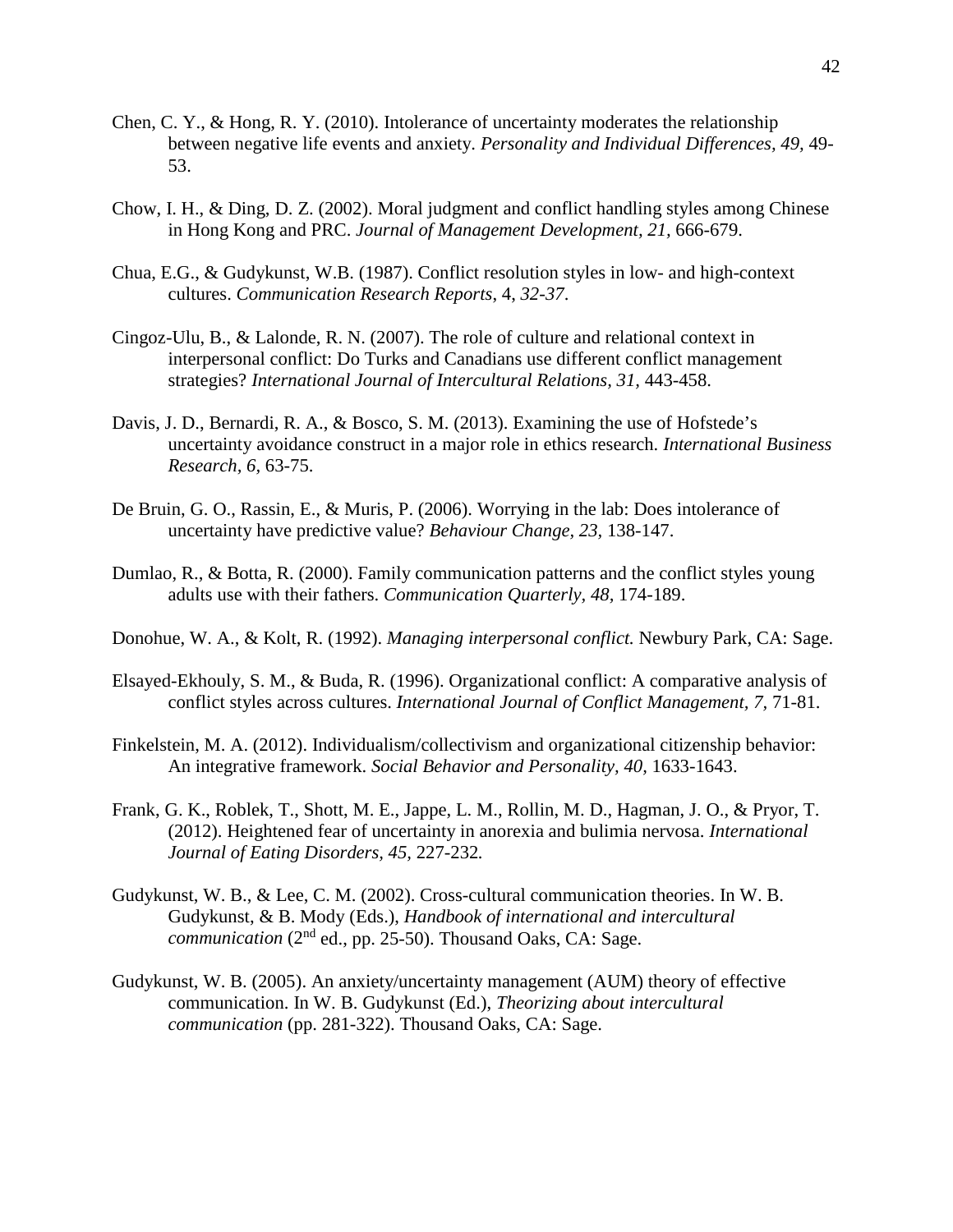Chen, C. Y., & Hong, R. Y. (2010). Intolerance of uncertainty moderates the relationship between negative life events and anxiety. *Personality and Individual Differences, 49,* 49-53.

Chow, I. H., & Ding, D. Z. (2002). Moral judgment and conflict handling styles among Chinese in Hong Kong and PRC. *Journal of Management Development, 21,* 666-679.

Chua, E.G., & Gudykunst, W.B. (1987). Conflict resolution styles in low- and high-context cultures. *Communication Research Reports*, 4, *32-37*.

Cingoz-Ulu, B., & Lalonde, R. N. (2007). The role of culture and relational context in interpersonal conflict: Do Turks and Canadians use different conflict management strategies? *International Journal of Intercultural Relations, 31,* 443-458.

Davis, J. D., Bernardi, R. A., & Bosco, S. M. (2013). Examining the use of Hofstede's uncertainty avoidance construct in a major role in ethics research. *International Business Research, 6,* 63-75.

De Bruin, G. O., Rassin, E., & Muris, P. (2006). Worrying in the lab: Does intolerance of uncertainty have predictive value? *Behaviour Change, 23,* 138-147.

Dumlao, R., & Botta, R. (2000). Family communication patterns and the conflict styles young adults use with their fathers. *Communication Quarterly, 48,* 174-189.

Donohue, W. A., & Kolt, R. (1992). *Managing interpersonal conflict.* Newbury Park, CA: Sage.

Elsayed-Ekhouly, S. M., & Buda, R. (1996). Organizational conflict: A comparative analysis of conflict styles across cultures. *International Journal of Conflict Management, 7,* 71-81.

Finkelstein, M. A. (2012). Individualism/collectivism and organizational citizenship behavior: An integrative framework. *Social Behavior and Personality, 40,* 1633-1643.

Frank, G. K., Roblek, T., Shott, M. E., Jappe, L. M., Rollin, M. D., Hagman, J. O., & Pryor, T. (2012). Heightened fear of uncertainty in anorexia and bulimia nervosa. *International Journal of Eating Disorders, 45,* 227-232*.*

Gudykunst, W. B., & Lee, C. M. (2002). Cross-cultural communication theories. In W. B. Gudykunst, & B. Mody (Eds.), *Handbook of international and intercultural communication* (2nd ed., pp. 25-50). Thousand Oaks, CA: Sage.

Gudykunst, W. B. (2005). An anxiety/uncertainty management (AUM) theory of effective communication. In W. B. Gudykunst (Ed.), *Theorizing about intercultural communication* (pp. 281-322). Thousand Oaks, CA: Sage.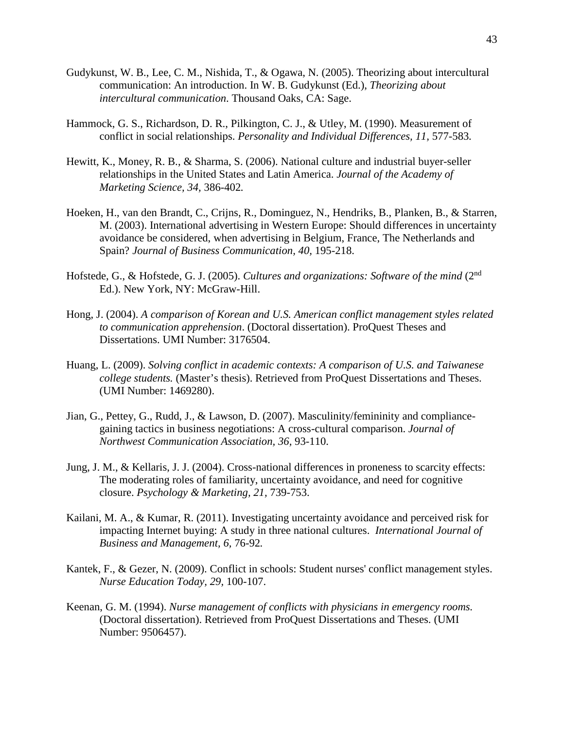Gudykunst, W. B., Lee, C. M., Nishida, T., & Ogawa, N. (2005). Theorizing about intercultural communication: An introduction. In W. B. Gudykunst (Ed.), *Theorizing about intercultural communication*. Thousand Oaks, CA: Sage.

Hammock, G. S., Richardson, D. R., Pilkington, C. J., & Utley, M. (1990). Measurement of conflict in social relationships. *Personality and Individual Differences, 11,* 577-583.

Hewitt, K., Money, R. B., & Sharma, S. (2006). National culture and industrial buyer-seller relationships in the United States and Latin America. *Journal of the Academy of Marketing Science, 34,* 386-402.

Hoeken, H., van den Brandt, C., Crijns, R., Dominguez, N., Hendriks, B., Planken, B., & Starren, M. (2003). International advertising in Western Europe: Should differences in uncertainty avoidance be considered, when advertising in Belgium, France, The Netherlands and Spain? *Journal of Business Communication, 40,* 195-218.

Hofstede, G., & Hofstede, G. J. (2005). *Cultures and organizations: Software of the mind* (2nd Ed.). New York, NY: McGraw-Hill.

Hong, J. (2004). *A comparison of Korean and U.S. American conflict management styles related to communication apprehension*. (Doctoral dissertation). ProQuest Theses and Dissertations. UMI Number: 3176504.

Huang, L. (2009). *Solving conflict in academic contexts: A comparison of U.S. and Taiwanese college students.* (Master's thesis). Retrieved from ProQuest Dissertations and Theses. (UMI Number: 1469280).

Jian, G., Pettey, G., Rudd, J., & Lawson, D. (2007). Masculinity/femininity and compliance-gaining tactics in business negotiations: A cross-cultural comparison. *Journal of Northwest Communication Association, 36,* 93-110.

Jung, J. M., & Kellaris, J. J. (2004). Cross-national differences in proneness to scarcity effects: The moderating roles of familiarity, uncertainty avoidance, and need for cognitive closure. *Psychology & Marketing, 21,* 739-753.

Kailani, M. A., & Kumar, R. (2011). Investigating uncertainty avoidance and perceived risk for impacting Internet buying: A study in three national cultures. *International Journal of Business and Management, 6,* 76-92.

Kantek, F., & Gezer, N. (2009). Conflict in schools: Student nurses' conflict management styles. *Nurse Education Today, 29,* 100-107.

Keenan, G. M. (1994). *Nurse management of conflicts with physicians in emergency rooms.* (Doctoral dissertation). Retrieved from ProQuest Dissertations and Theses. (UMI Number: 9506457).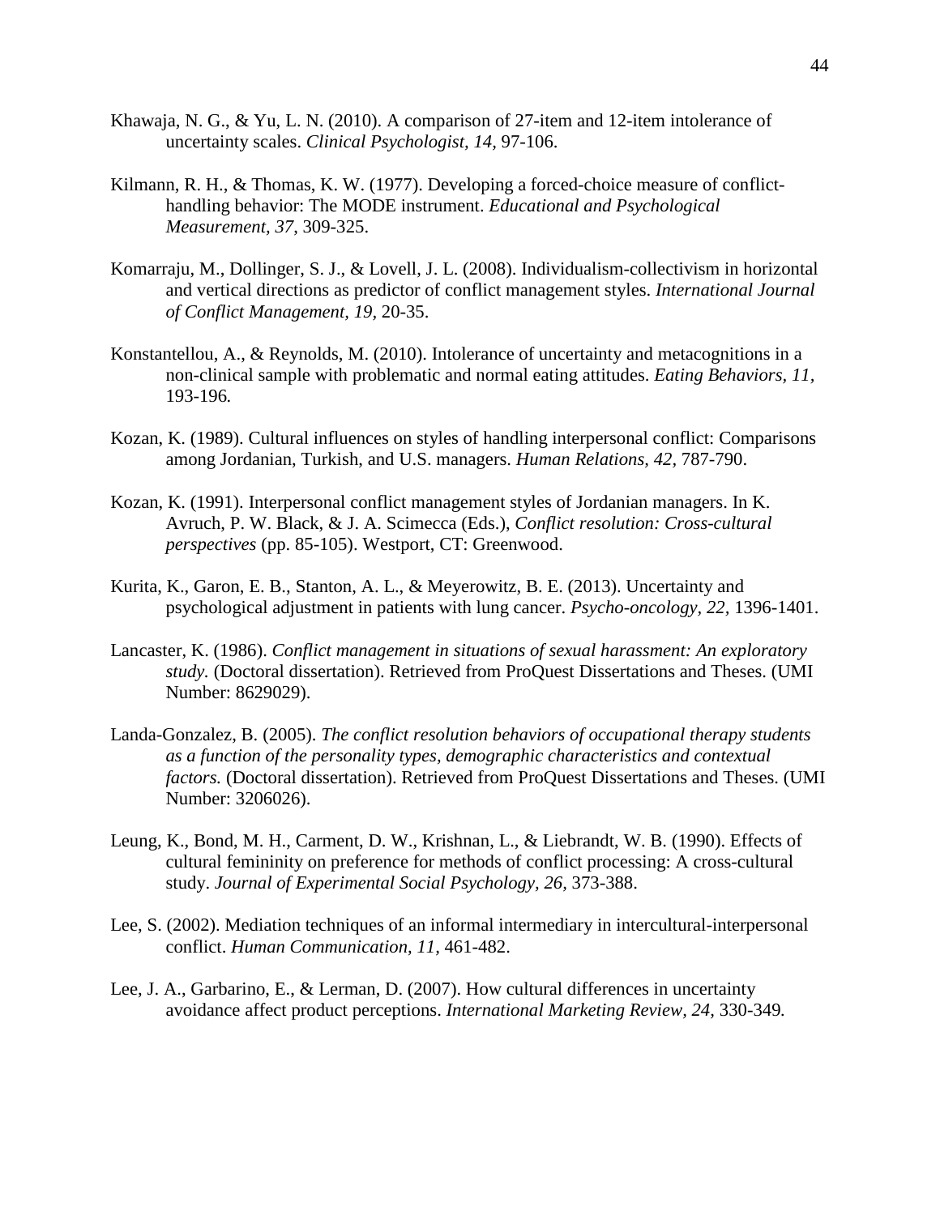Khawaja, N. G., & Yu, L. N. (2010). A comparison of 27-item and 12-item intolerance of uncertainty scales. *Clinical Psychologist, 14,* 97-106.

Kilmann, R. H., & Thomas, K. W. (1977). Developing a forced-choice measure of conflict-handling behavior: The MODE instrument. *Educational and Psychological Measurement, 37,* 309-325.

Komarraju, M., Dollinger, S. J., & Lovell, J. L. (2008). Individualism-collectivism in horizontal and vertical directions as predictor of conflict management styles. *International Journal of Conflict Management, 19,* 20-35.

Konstantellou, A., & Reynolds, M. (2010). Intolerance of uncertainty and metacognitions in a non-clinical sample with problematic and normal eating attitudes. *Eating Behaviors, 11,* 193-196*.*

Kozan, K. (1989). Cultural influences on styles of handling interpersonal conflict: Comparisons among Jordanian, Turkish, and U.S. managers. *Human Relations, 42,* 787-790.

Kozan, K. (1991). Interpersonal conflict management styles of Jordanian managers. In K. Avruch, P. W. Black, & J. A. Scimecca (Eds.), *Conflict resolution: Cross-cultural perspectives* (pp. 85-105). Westport, CT: Greenwood.

Kurita, K., Garon, E. B., Stanton, A. L., & Meyerowitz, B. E. (2013). Uncertainty and psychological adjustment in patients with lung cancer. *Psycho-oncology, 22,* 1396-1401.

Lancaster, K. (1986). *Conflict management in situations of sexual harassment: An exploratory study.* (Doctoral dissertation). Retrieved from ProQuest Dissertations and Theses. (UMI Number: 8629029).

Landa-Gonzalez, B. (2005). *The conflict resolution behaviors of occupational therapy students as a function of the personality types, demographic characteristics and contextual factors.* (Doctoral dissertation). Retrieved from ProQuest Dissertations and Theses. (UMI Number: 3206026).

Leung, K., Bond, M. H., Carment, D. W., Krishnan, L., & Liebrandt, W. B. (1990). Effects of cultural femininity on preference for methods of conflict processing: A cross-cultural study. *Journal of Experimental Social Psychology, 26,* 373-388.

Lee, S. (2002). Mediation techniques of an informal intermediary in intercultural-interpersonal conflict. *Human Communication, 11,* 461-482.

Lee, J. A., Garbarino, E., & Lerman, D. (2007). How cultural differences in uncertainty avoidance affect product perceptions. *International Marketing Review, 24,* 330-349*.*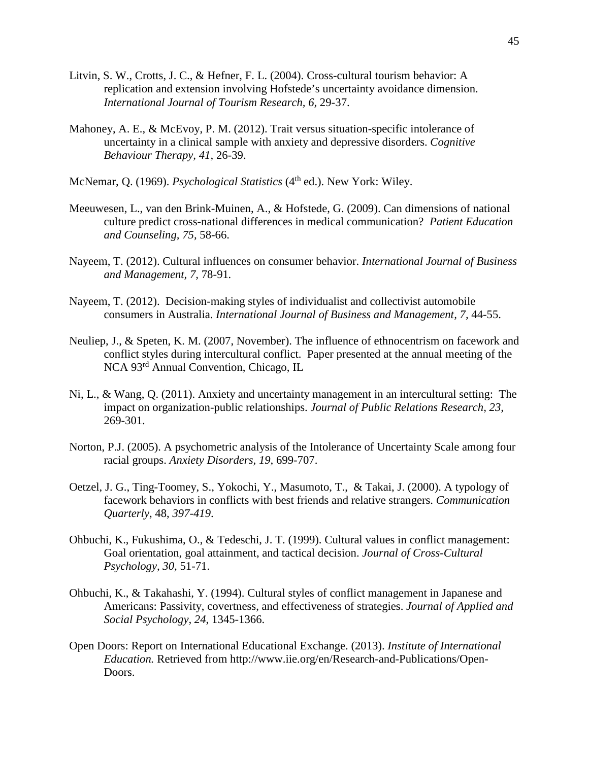Litvin, S. W., Crotts, J. C., & Hefner, F. L. (2004). Cross-cultural tourism behavior: A replication and extension involving Hofstede's uncertainty avoidance dimension. *International Journal of Tourism Research, 6*, 29-37.

Mahoney, A. E., & McEvoy, P. M. (2012). Trait versus situation-specific intolerance of uncertainty in a clinical sample with anxiety and depressive disorders. *Cognitive Behaviour Therapy, 41*, 26-39.

McNemar, Q. (1969). *Psychological Statistics* (4th ed.). New York: Wiley.

Meeuwesen, L., van den Brink-Muinen, A., & Hofstede, G. (2009). Can dimensions of national culture predict cross-national differences in medical communication? *Patient Education and Counseling, 75*, 58-66.

Nayeem, T. (2012). Cultural influences on consumer behavior. *International Journal of Business and Management, 7*, 78-91.

Nayeem, T. (2012). Decision-making styles of individualist and collectivist automobile consumers in Australia. *International Journal of Business and Management, 7*, 44-55.

Neuliep, J., & Speten, K. M. (2007, November). The influence of ethnocentrism on facework and conflict styles during intercultural conflict. Paper presented at the annual meeting of the NCA 93rd Annual Convention, Chicago, IL

Ni, L., & Wang, Q. (2011). Anxiety and uncertainty management in an intercultural setting: The impact on organization-public relationships. *Journal of Public Relations Research, 23*, 269-301.

Norton, P.J. (2005). A psychometric analysis of the Intolerance of Uncertainty Scale among four racial groups. *Anxiety Disorders, 19*, 699-707.

Oetzel, J. G., Ting-Toomey, S., Yokochi, Y., Masumoto, T., & Takai, J. (2000). A typology of facework behaviors in conflicts with best friends and relative strangers. *Communication Quarterly*, 48, *397-419*.

Ohbuchi, K., Fukushima, O., & Tedeschi, J. T. (1999). Cultural values in conflict management: Goal orientation, goal attainment, and tactical decision. *Journal of Cross-Cultural Psychology, 30*, 51-71.

Ohbuchi, K., & Takahashi, Y. (1994). Cultural styles of conflict management in Japanese and Americans: Passivity, covertness, and effectiveness of strategies. *Journal of Applied and Social Psychology, 24*, 1345-1366.

Open Doors: Report on International Educational Exchange. (2013). *Institute of International Education.* Retrieved from http://www.iie.org/en/Research-and-Publications/Open-Doors.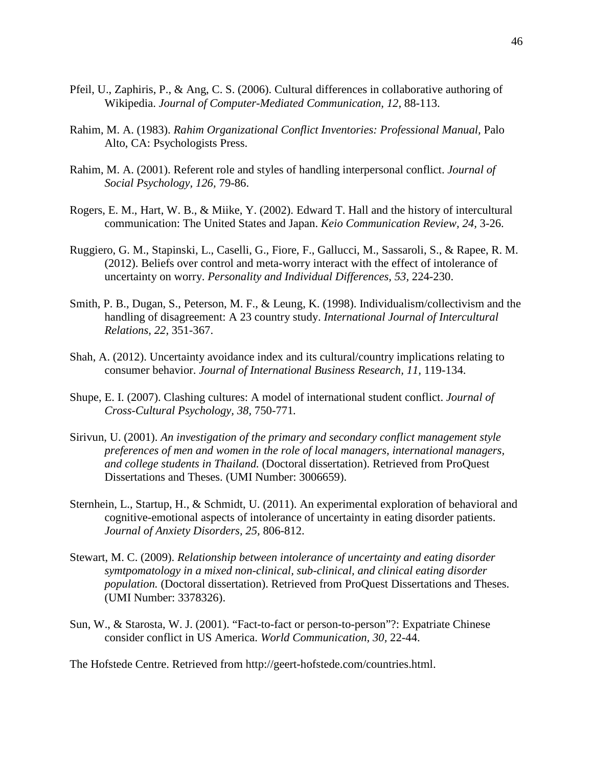Pfeil, U., Zaphiris, P., & Ang, C. S. (2006). Cultural differences in collaborative authoring of Wikipedia. *Journal of Computer-Mediated Communication, 12,* 88-113.

Rahim, M. A. (1983). *Rahim Organizational Conflict Inventories: Professional Manual*, Palo Alto, CA: Psychologists Press.

Rahim, M. A. (2001). Referent role and styles of handling interpersonal conflict. *Journal of Social Psychology*, *126*, 79-86.

Rogers, E. M., Hart, W. B., & Miike, Y. (2002). Edward T. Hall and the history of intercultural communication: The United States and Japan. *Keio Communication Review, 24,* 3-26.

Ruggiero, G. M., Stapinski, L., Caselli, G., Fiore, F., Gallucci, M., Sassaroli, S., & Rapee, R. M. (2012). Beliefs over control and meta-worry interact with the effect of intolerance of uncertainty on worry. *Personality and Individual Differences, 53*, 224-230.

Smith, P. B., Dugan, S., Peterson, M. F., & Leung, K. (1998). Individualism/collectivism and the handling of disagreement: A 23 country study. *International Journal of Intercultural Relations, 22,* 351-367.

Shah, A. (2012). Uncertainty avoidance index and its cultural/country implications relating to consumer behavior. *Journal of International Business Research, 11,* 119-134.

Shupe, E. I. (2007). Clashing cultures: A model of international student conflict. *Journal of Cross-Cultural Psychology*, *38*, 750-771.

Sirivun, U. (2001). *An investigation of the primary and secondary conflict management style preferences of men and women in the role of local managers, international managers, and college students in Thailand.* (Doctoral dissertation). Retrieved from ProQuest Dissertations and Theses. (UMI Number: 3006659).

Sternhein, L., Startup, H., & Schmidt, U. (2011). An experimental exploration of behavioral and cognitive-emotional aspects of intolerance of uncertainty in eating disorder patients. *Journal of Anxiety Disorders, 25,* 806-812.

Stewart, M. C. (2009). *Relationship between intolerance of uncertainty and eating disorder symtpomatology in a mixed non-clinical, sub-clinical, and clinical eating disorder population.* (Doctoral dissertation). Retrieved from ProQuest Dissertations and Theses. (UMI Number: 3378326).

Sun, W., & Starosta, W. J. (2001). "Fact-to-fact or person-to-person"?: Expatriate Chinese consider conflict in US America. *World Communication, 30,* 22-44.

The Hofstede Centre. Retrieved from http://geert-hofstede.com/countries.html.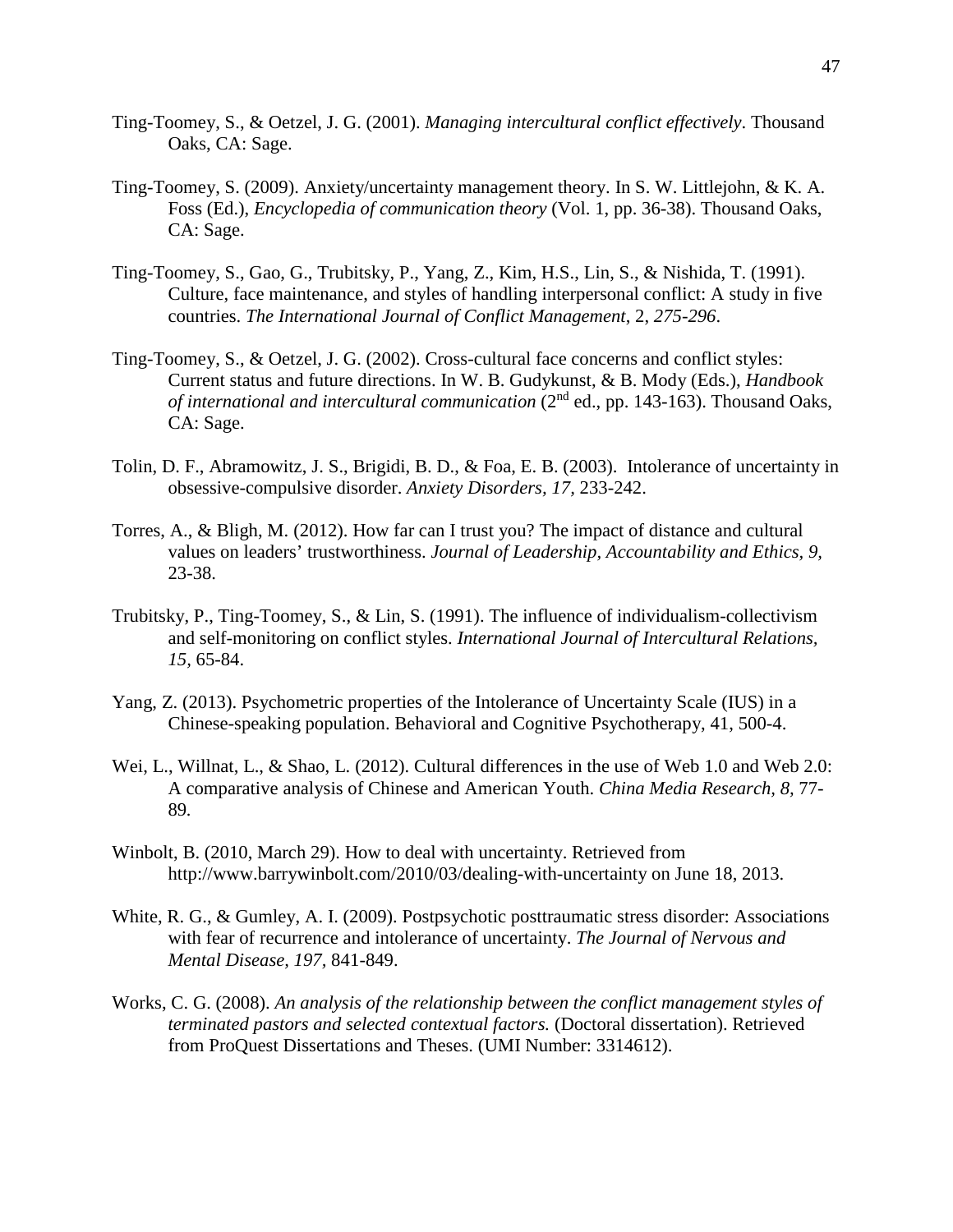Ting-Toomey, S., & Oetzel, J. G. (2001). *Managing intercultural conflict effectively*. Thousand Oaks, CA: Sage.

Ting-Toomey, S. (2009). Anxiety/uncertainty management theory. In S. W. Littlejohn, & K. A. Foss (Ed.), *Encyclopedia of communication theory* (Vol. 1, pp. 36-38). Thousand Oaks, CA: Sage.

Ting-Toomey, S., Gao, G., Trubitsky, P., Yang, Z., Kim, H.S., Lin, S., & Nishida, T. (1991). Culture, face maintenance, and styles of handling interpersonal conflict: A study in five countries. *The International Journal of Conflict Management*, 2, *275-296*.

Ting-Toomey, S., & Oetzel, J. G. (2002). Cross-cultural face concerns and conflict styles: Current status and future directions. In W. B. Gudykunst, & B. Mody (Eds.), *Handbook of international and intercultural communication* (2nd ed., pp. 143-163). Thousand Oaks, CA: Sage.

Tolin, D. F., Abramowitz, J. S., Brigidi, B. D., & Foa, E. B. (2003). Intolerance of uncertainty in obsessive-compulsive disorder. *Anxiety Disorders, 17*, 233-242.

Torres, A., & Bligh, M. (2012). How far can I trust you? The impact of distance and cultural values on leaders' trustworthiness. *Journal of Leadership, Accountability and Ethics, 9*, 23-38.

Trubitsky, P., Ting-Toomey, S., & Lin, S. (1991). The influence of individualism-collectivism and self-monitoring on conflict styles. *International Journal of Intercultural Relations, 15*, 65-84.

Yang, Z. (2013). Psychometric properties of the Intolerance of Uncertainty Scale (IUS) in a Chinese-speaking population. Behavioral and Cognitive Psychotherapy, 41, 500-4.

Wei, L., Willnat, L., & Shao, L. (2012). Cultural differences in the use of Web 1.0 and Web 2.0: A comparative analysis of Chinese and American Youth. *China Media Research, 8*, 77-89.

Winbolt, B. (2010, March 29). How to deal with uncertainty. Retrieved from http://www.barrywinbolt.com/2010/03/dealing-with-uncertainty on June 18, 2013.

White, R. G., & Gumley, A. I. (2009). Postpsychotic posttraumatic stress disorder: Associations with fear of recurrence and intolerance of uncertainty. *The Journal of Nervous and Mental Disease, 197*, 841-849.

Works, C. G. (2008). *An analysis of the relationship between the conflict management styles of terminated pastors and selected contextual factors.* (Doctoral dissertation). Retrieved from ProQuest Dissertations and Theses. (UMI Number: 3314612).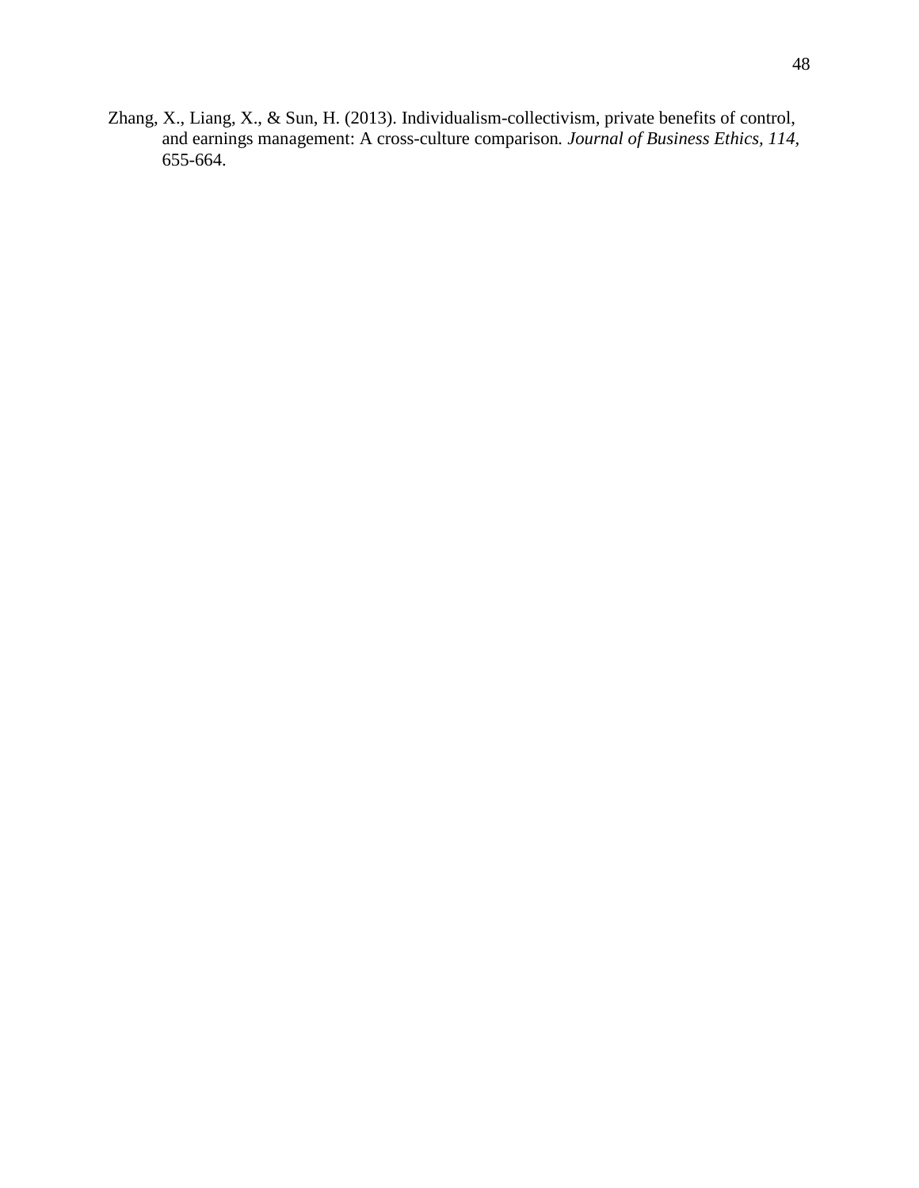Zhang, X., Liang, X., & Sun, H. (2013). Individualism-collectivism, private benefits of control, and earnings management: A cross-culture comparison. *Journal of Business Ethics, 114,* 655-664.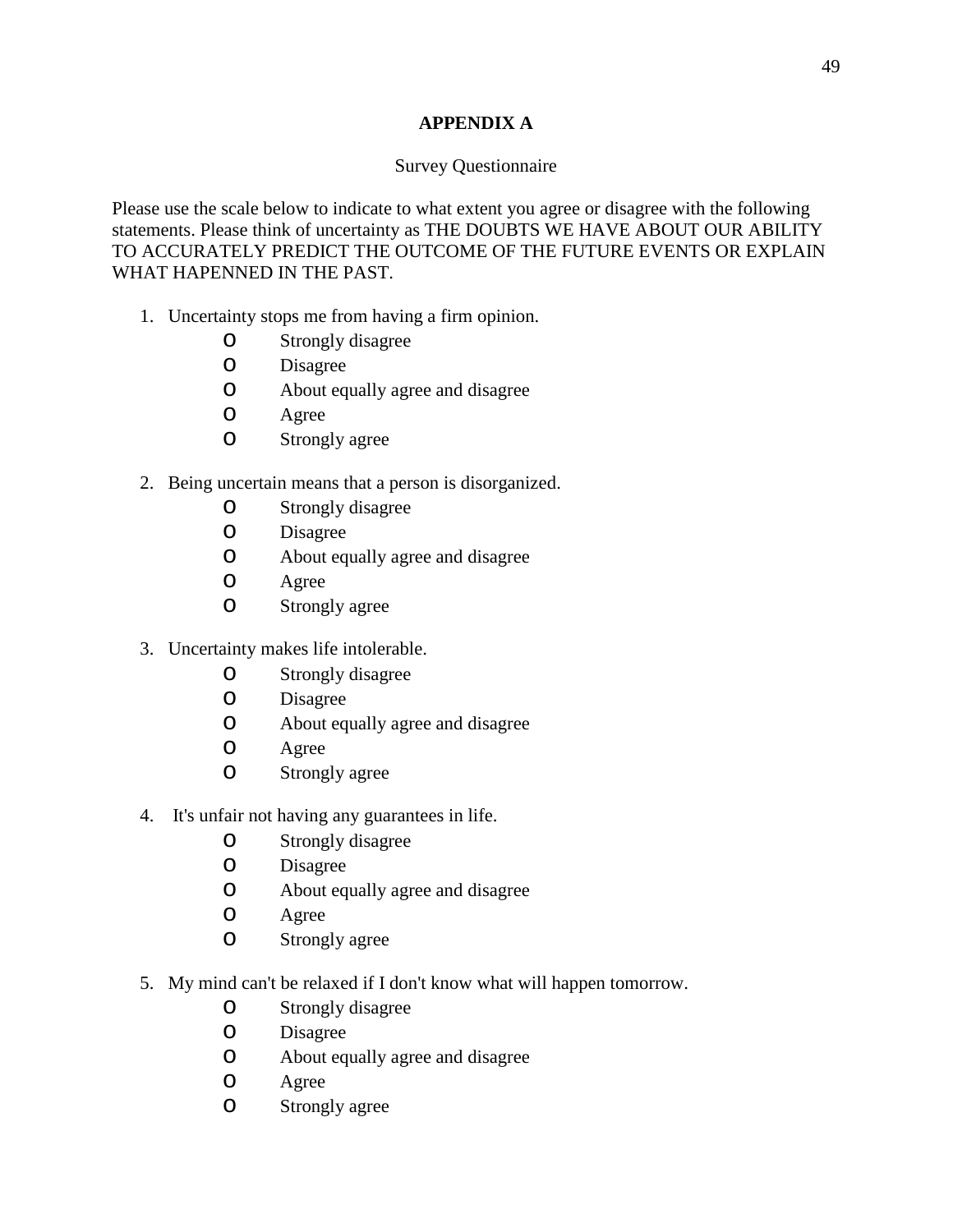# APPENDIX A

Survey Questionnaire

Please use the scale below to indicate to what extent you agree or disagree with the following statements. Please think of uncertainty as THE DOUBTS WE HAVE ABOUT OUR ABILITY TO ACCURATELY PREDICT THE OUTCOME OF THE FUTURE EVENTS OR EXPLAIN WHAT HAPENNED IN THE PAST.

1. Uncertainty stops me from having a firm opinion.
   - o Strongly disagree
   - o Disagree
   - o About equally agree and disagree
   - o Agree
   - o Strongly agree

2. Being uncertain means that a person is disorganized.
   - o Strongly disagree
   - o Disagree
   - o About equally agree and disagree
   - o Agree
   - o Strongly agree

3. Uncertainty makes life intolerable.
   - o Strongly disagree
   - o Disagree
   - o About equally agree and disagree
   - o Agree
   - o Strongly agree

4. It's unfair not having any guarantees in life.
   - o Strongly disagree
   - o Disagree
   - o About equally agree and disagree
   - o Agree
   - o Strongly agree

5. My mind can't be relaxed if I don't know what will happen tomorrow.
   - o Strongly disagree
   - o Disagree
   - o About equally agree and disagree
   - o Agree
   - o Strongly agree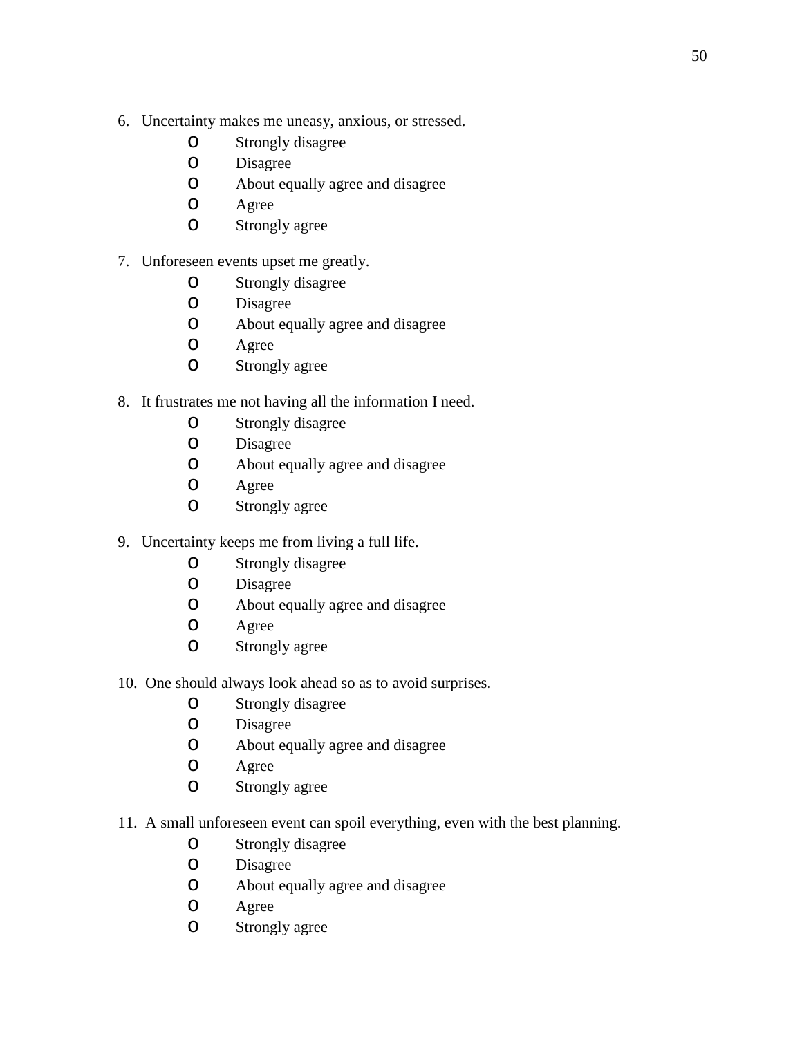6. Uncertainty makes me uneasy, anxious, or stressed.
    - o Strongly disagree
    - o Disagree
    - o About equally agree and disagree
    - o Agree
    - o Strongly agree

7. Unforeseen events upset me greatly.
    - o Strongly disagree
    - o Disagree
    - o About equally agree and disagree
    - o Agree
    - o Strongly agree

8. It frustrates me not having all the information I need.
    - o Strongly disagree
    - o Disagree
    - o About equally agree and disagree
    - o Agree
    - o Strongly agree

9. Uncertainty keeps me from living a full life.
    - o Strongly disagree
    - o Disagree
    - o About equally agree and disagree
    - o Agree
    - o Strongly agree

10. One should always look ahead so as to avoid surprises.
    - o Strongly disagree
    - o Disagree
    - o About equally agree and disagree
    - o Agree
    - o Strongly agree

11. A small unforeseen event can spoil everything, even with the best planning.
    - o Strongly disagree
    - o Disagree
    - o About equally agree and disagree
    - o Agree
    - o Strongly agree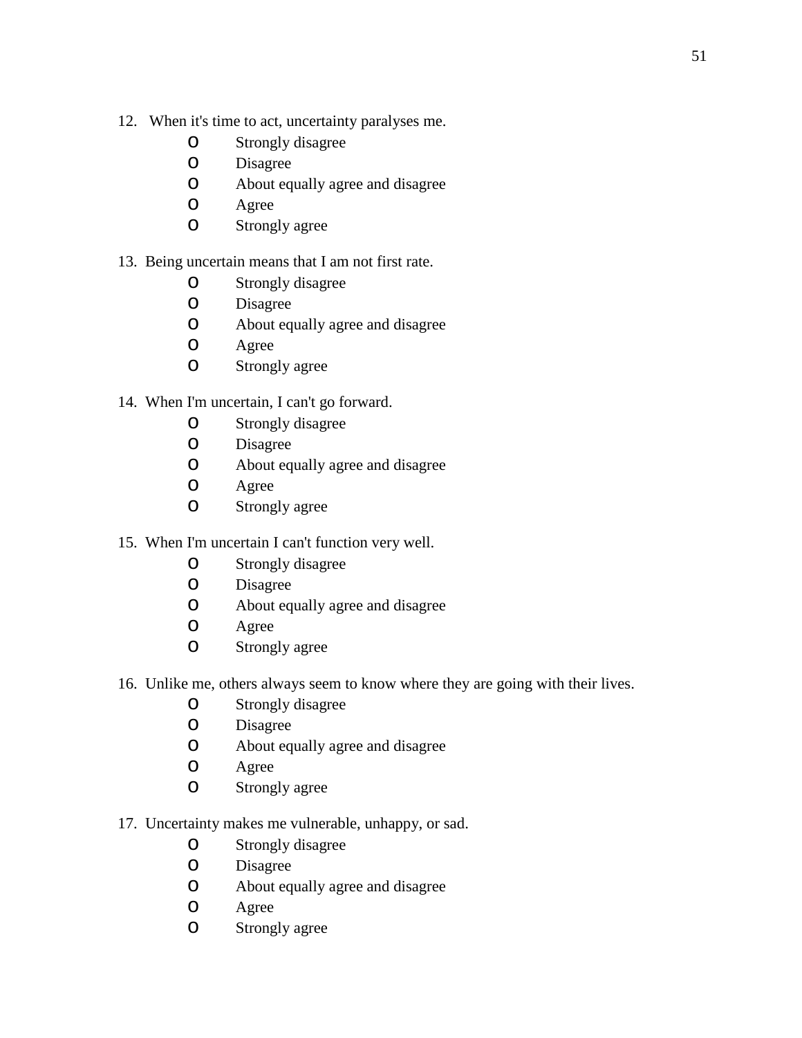12. When it's time to act, uncertainty paralyses me.
    - o Strongly disagree
    - o Disagree
    - o About equally agree and disagree
    - o Agree
    - o Strongly agree

13. Being uncertain means that I am not first rate.
    - o Strongly disagree
    - o Disagree
    - o About equally agree and disagree
    - o Agree
    - o Strongly agree

14. When I'm uncertain, I can't go forward.
    - o Strongly disagree
    - o Disagree
    - o About equally agree and disagree
    - o Agree
    - o Strongly agree

15. When I'm uncertain I can't function very well.
    - o Strongly disagree
    - o Disagree
    - o About equally agree and disagree
    - o Agree
    - o Strongly agree

16. Unlike me, others always seem to know where they are going with their lives.
    - o Strongly disagree
    - o Disagree
    - o About equally agree and disagree
    - o Agree
    - o Strongly agree

17. Uncertainty makes me vulnerable, unhappy, or sad.
    - o Strongly disagree
    - o Disagree
    - o About equally agree and disagree
    - o Agree
    - o Strongly agree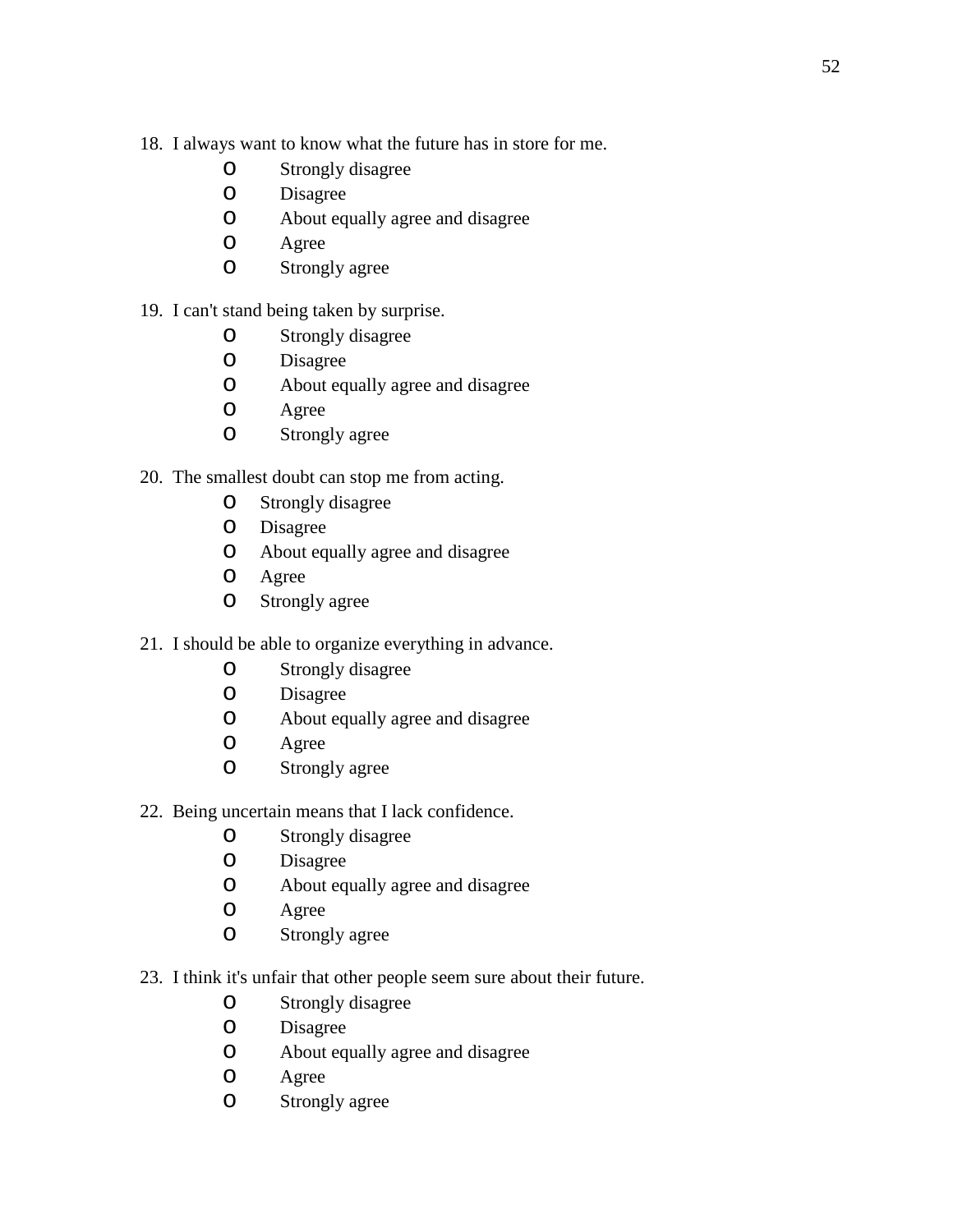18. I always want to know what the future has in store for me.
    - o Strongly disagree
    - o Disagree
    - o About equally agree and disagree
    - o Agree
    - o Strongly agree

19. I can't stand being taken by surprise.
    - o Strongly disagree
    - o Disagree
    - o About equally agree and disagree
    - o Agree
    - o Strongly agree

20. The smallest doubt can stop me from acting.
    - o Strongly disagree
    - o Disagree
    - o About equally agree and disagree
    - o Agree
    - o Strongly agree

21. I should be able to organize everything in advance.
    - o Strongly disagree
    - o Disagree
    - o About equally agree and disagree
    - o Agree
    - o Strongly agree

22. Being uncertain means that I lack confidence.
    - o Strongly disagree
    - o Disagree
    - o About equally agree and disagree
    - o Agree
    - o Strongly agree

23. I think it's unfair that other people seem sure about their future.
    - o Strongly disagree
    - o Disagree
    - o About equally agree and disagree
    - o Agree
    - o Strongly agree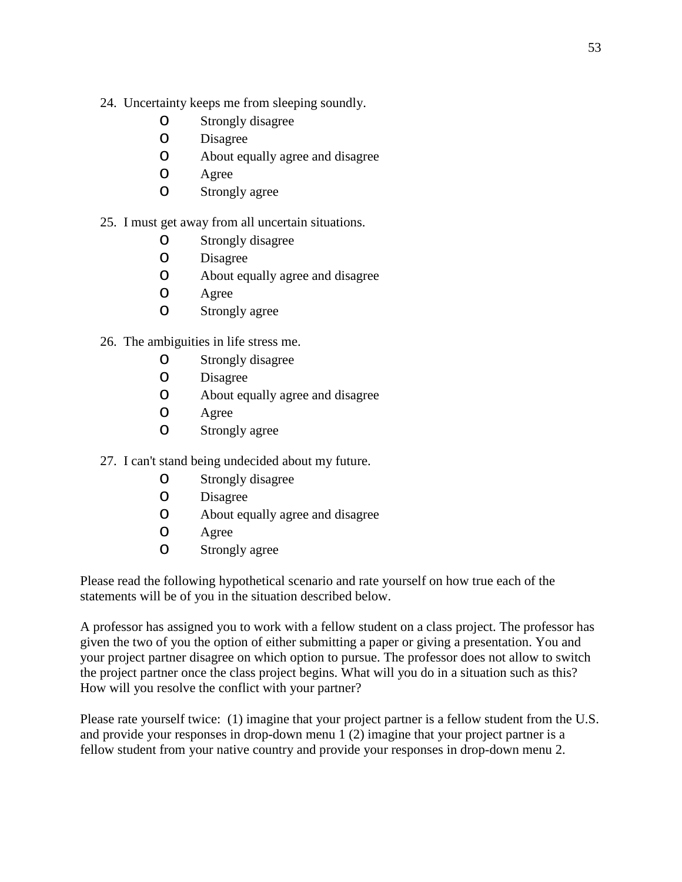24. Uncertainty keeps me from sleeping soundly.
    - o Strongly disagree
    - o Disagree
    - o About equally agree and disagree
    - o Agree
    - o Strongly agree

25. I must get away from all uncertain situations.
    - o Strongly disagree
    - o Disagree
    - o About equally agree and disagree
    - o Agree
    - o Strongly agree

26. The ambiguities in life stress me.
    - o Strongly disagree
    - o Disagree
    - o About equally agree and disagree
    - o Agree
    - o Strongly agree

27. I can't stand being undecided about my future.
    - o Strongly disagree
    - o Disagree
    - o About equally agree and disagree
    - o Agree
    - o Strongly agree

Please read the following hypothetical scenario and rate yourself on how true each of the statements will be of you in the situation described below.

A professor has assigned you to work with a fellow student on a class project. The professor has given the two of you the option of either submitting a paper or giving a presentation. You and your project partner disagree on which option to pursue. The professor does not allow to switch the project partner once the class project begins. What will you do in a situation such as this? How will you resolve the conflict with your partner?

Please rate yourself twice: (1) imagine that your project partner is a fellow student from the U.S. and provide your responses in drop-down menu 1 (2) imagine that your project partner is a fellow student from your native country and provide your responses in drop-down menu 2.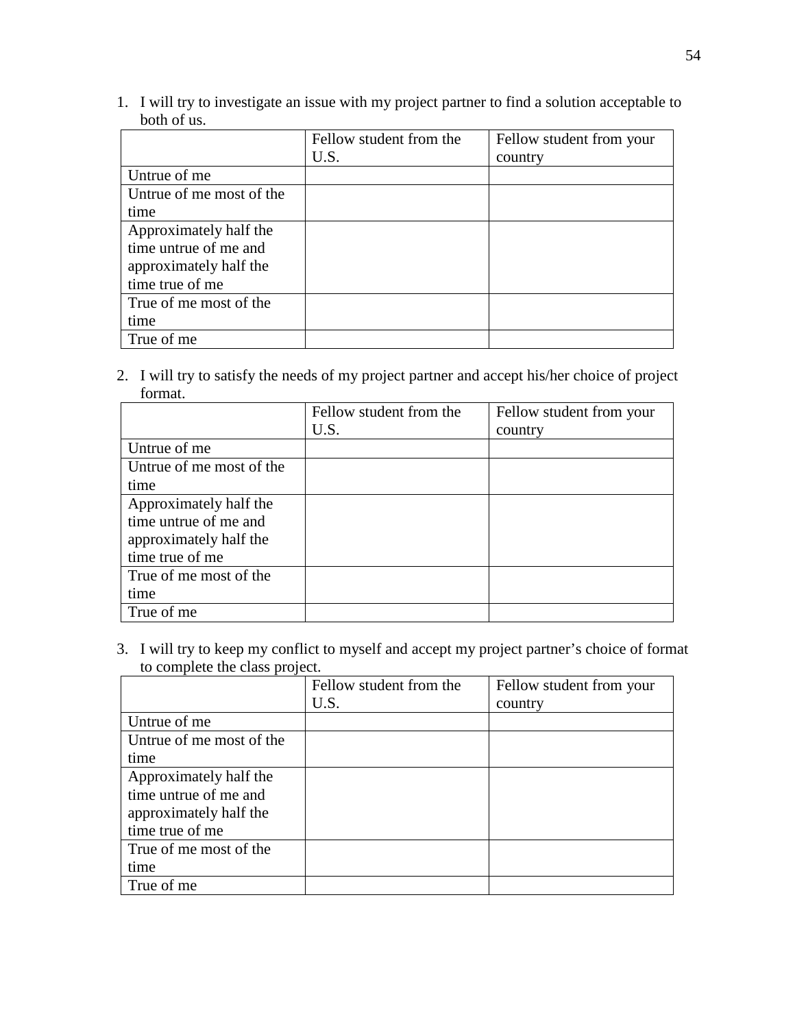1. I will try to investigate an issue with my project partner to find a solution acceptable to both of us.

| | Fellow student from the U.S. | Fellow student from your country |
|---|---|---|
| Untrue of me | | |
| Untrue of me most of the time | | |
| Approximately half the time untrue of me and approximately half the time true of me | | |
| True of me most of the time | | |
| True of me | | |

2. I will try to satisfy the needs of my project partner and accept his/her choice of project format.

| | Fellow student from the U.S. | Fellow student from your country |
|---|---|---|
| Untrue of me | | |
| Untrue of me most of the time | | |
| Approximately half the time untrue of me and approximately half the time true of me | | |
| True of me most of the time | | |
| True of me | | |

3. I will try to keep my conflict to myself and accept my project partner's choice of format to complete the class project.

| | Fellow student from the U.S. | Fellow student from your country |
|---|---|---|
| Untrue of me | | |
| Untrue of me most of the time | | |
| Approximately half the time untrue of me and approximately half the time true of me | | |
| True of me most of the time | | |
| True of me | | |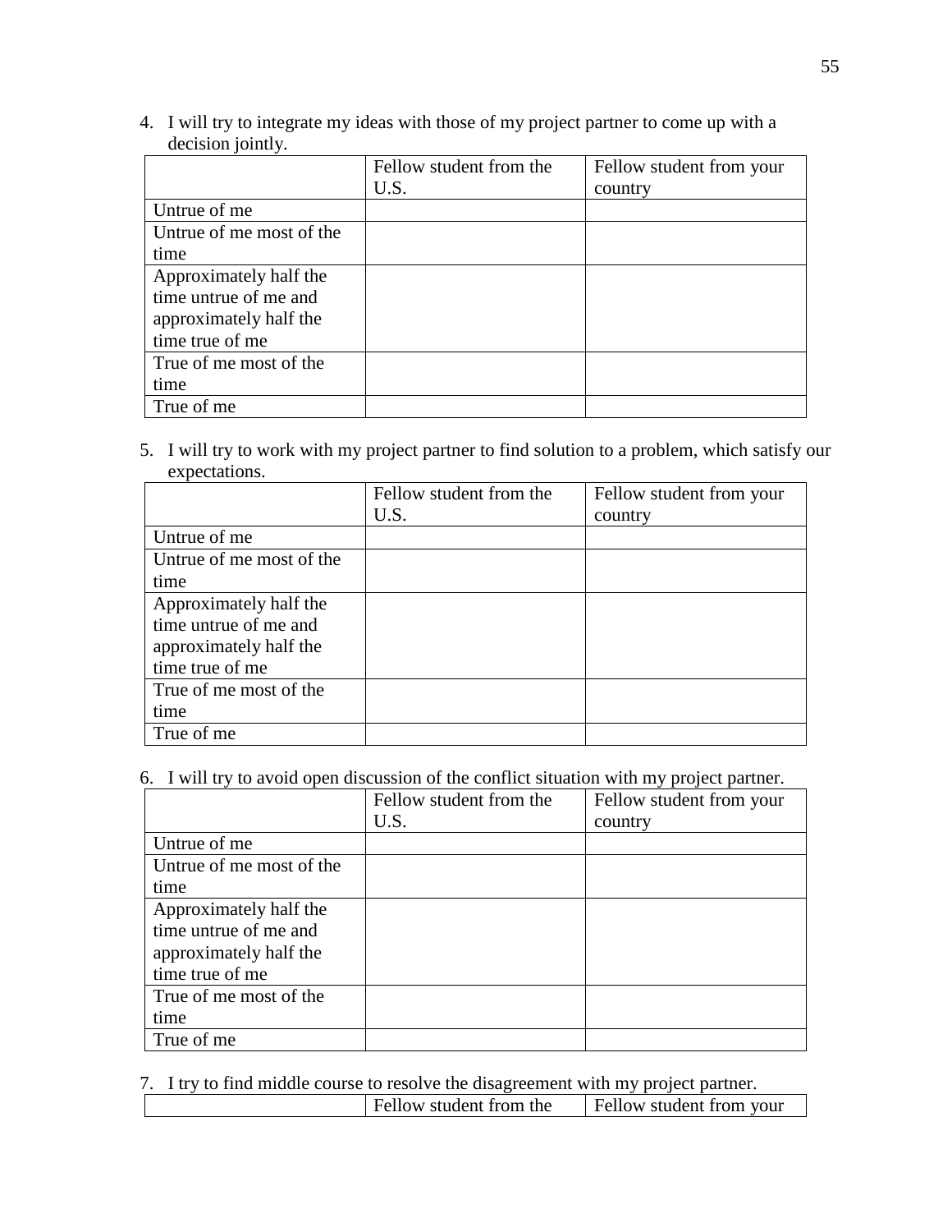4. I will try to integrate my ideas with those of my project partner to come up with a decision jointly.

| | Fellow student from the U.S. | Fellow student from your country |
|---|---|---|
| Untrue of me | | |
| Untrue of me most of the time | | |
| Approximately half the time untrue of me and approximately half the time true of me | | |
| True of me most of the time | | |
| True of me | | |

5. I will try to work with my project partner to find solution to a problem, which satisfy our expectations.

| | Fellow student from the U.S. | Fellow student from your country |
|---|---|---|
| Untrue of me | | |
| Untrue of me most of the time | | |
| Approximately half the time untrue of me and approximately half the time true of me | | |
| True of me most of the time | | |
| True of me | | |

6. I will try to avoid open discussion of the conflict situation with my project partner.

| | Fellow student from the U.S. | Fellow student from your country |
|---|---|---|
| Untrue of me | | |
| Untrue of me most of the time | | |
| Approximately half the time untrue of me and approximately half the time true of me | | |
| True of me most of the time | | |
| True of me | | |

7. I try to find middle course to resolve the disagreement with my project partner.

| | Fellow student from the | Fellow student from your |
|---|---|---|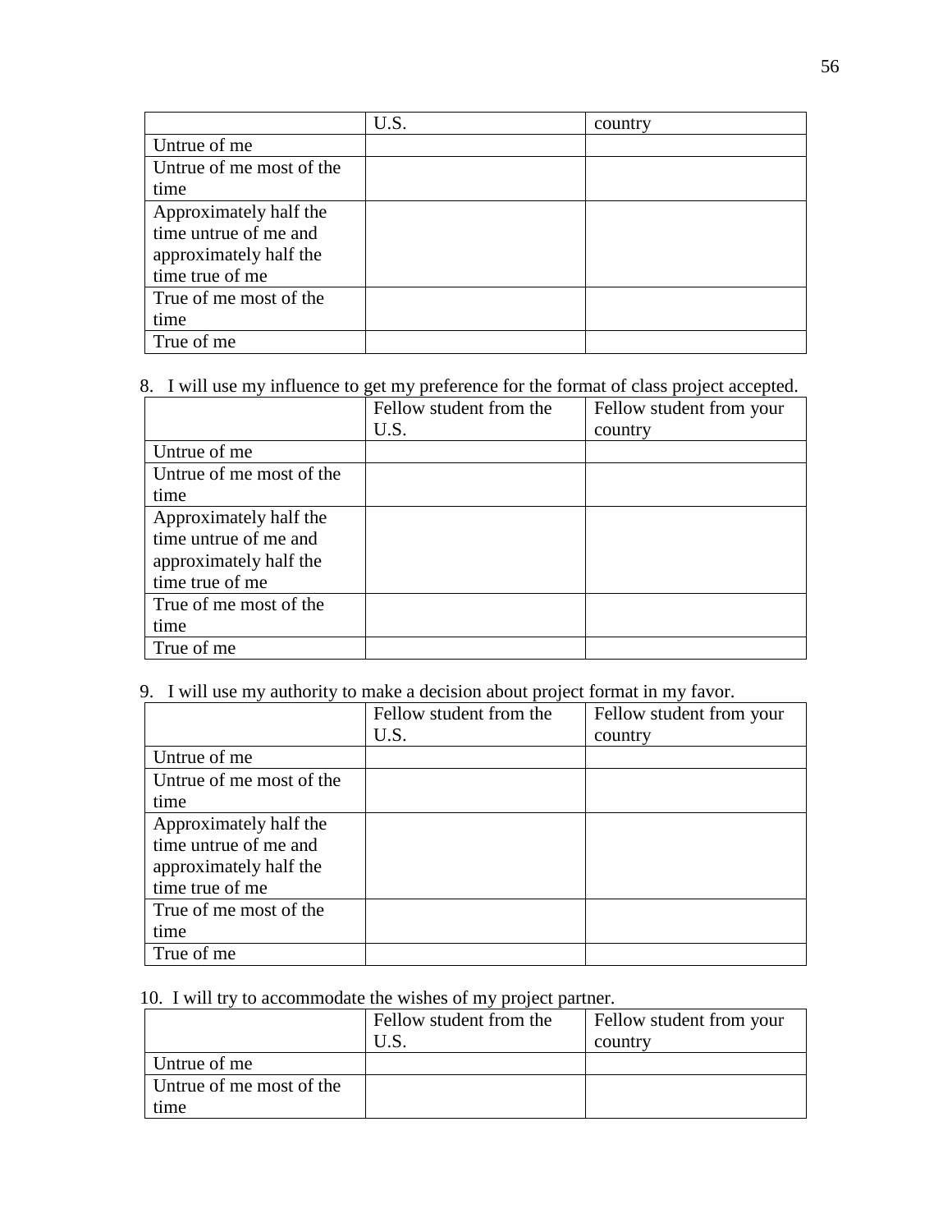| | U.S. | country |
|---|---|---|
| Untrue of me | | |
| Untrue of me most of the time | | |
| Approximately half the time untrue of me and approximately half the time true of me | | |
| True of me most of the time | | |
| True of me | | |

8. I will use my influence to get my preference for the format of class project accepted.

| | Fellow student from the U.S. | Fellow student from your country |
|---|---|---|
| Untrue of me | | |
| Untrue of me most of the time | | |
| Approximately half the time untrue of me and approximately half the time true of me | | |
| True of me most of the time | | |
| True of me | | |

9. I will use my authority to make a decision about project format in my favor.

| | Fellow student from the U.S. | Fellow student from your country |
|---|---|---|
| Untrue of me | | |
| Untrue of me most of the time | | |
| Approximately half the time untrue of me and approximately half the time true of me | | |
| True of me most of the time | | |
| True of me | | |

10. I will try to accommodate the wishes of my project partner.

| | Fellow student from the U.S. | Fellow student from your country |
|---|---|---|
| Untrue of me | | |
| Untrue of me most of the time | | |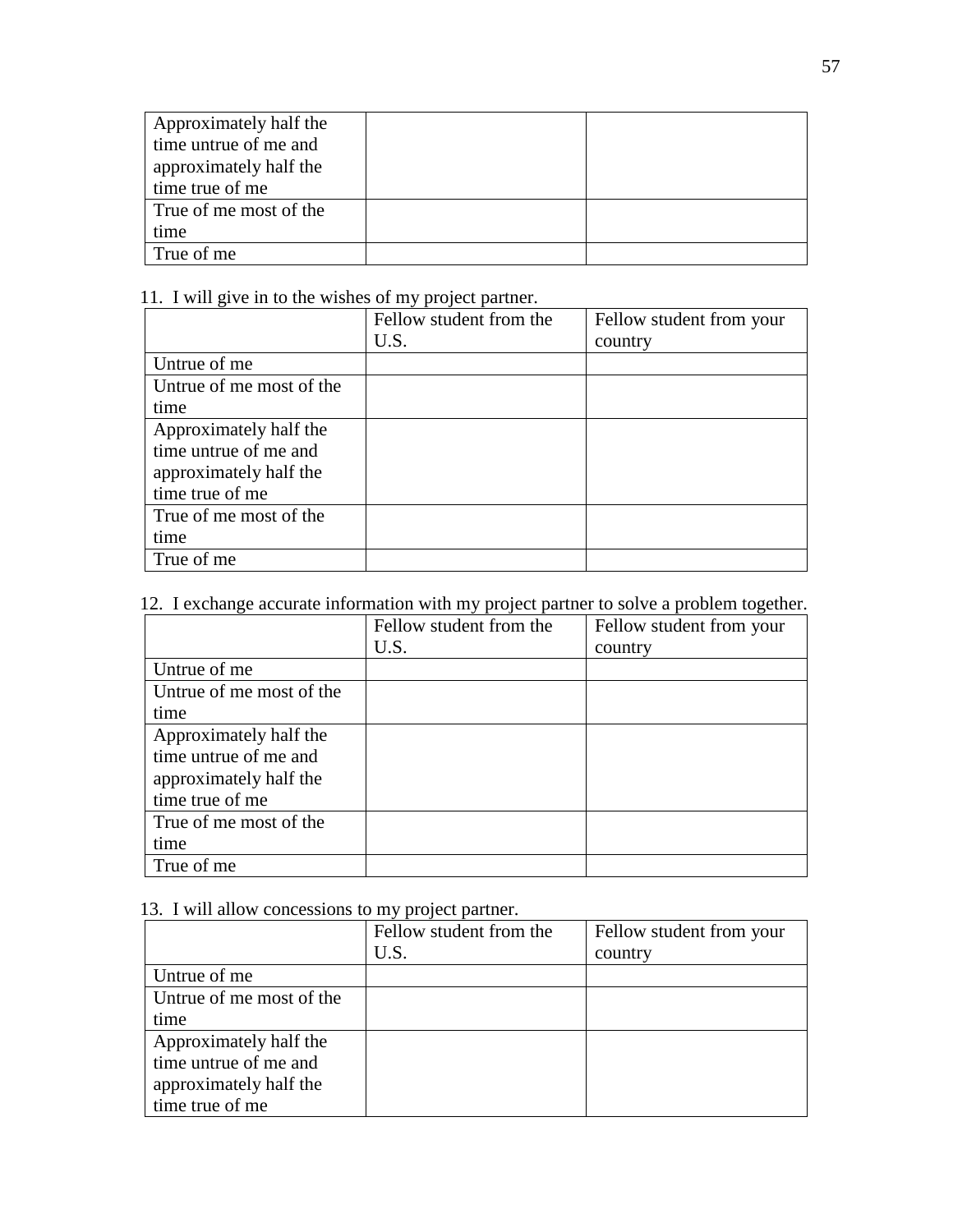| | | |
|---|---|---|
| Approximately half the time untrue of me and approximately half the time true of me | | |
| True of me most of the time | | |
| True of me | | |

11. I will give in to the wishes of my project partner.

| | Fellow student from the U.S. | Fellow student from your country |
|---|---|---|
| Untrue of me | | |
| Untrue of me most of the time | | |
| Approximately half the time untrue of me and approximately half the time true of me | | |
| True of me most of the time | | |
| True of me | | |

12. I exchange accurate information with my project partner to solve a problem together.

| | Fellow student from the U.S. | Fellow student from your country |
|---|---|---|
| Untrue of me | | |
| Untrue of me most of the time | | |
| Approximately half the time untrue of me and approximately half the time true of me | | |
| True of me most of the time | | |
| True of me | | |

13. I will allow concessions to my project partner.

| | Fellow student from the U.S. | Fellow student from your country |
|---|---|---|
| Untrue of me | | |
| Untrue of me most of the time | | |
| Approximately half the time untrue of me and approximately half the time true of me | | |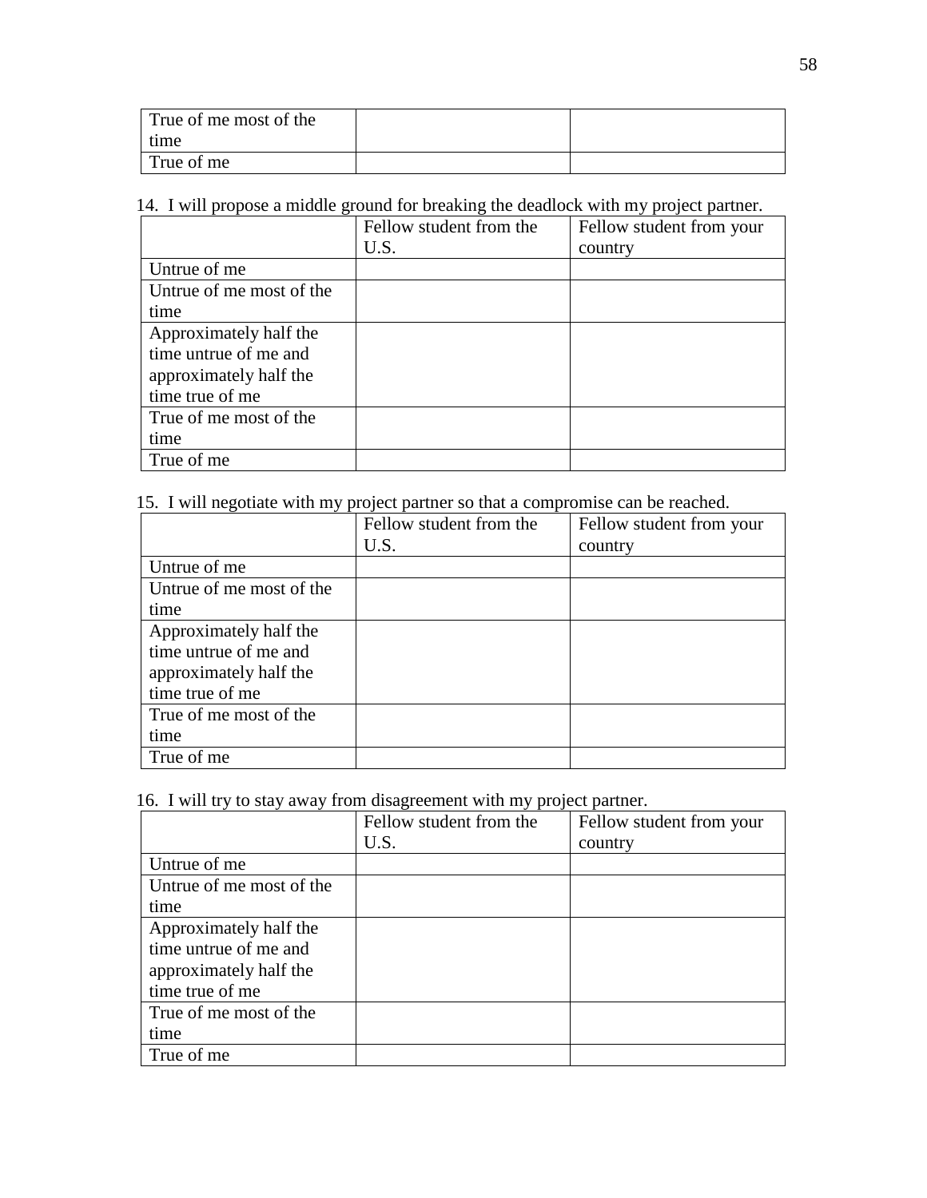| | | |
|---|---|---|
| True of me most of the time | | |
| True of me | | |

14. I will propose a middle ground for breaking the deadlock with my project partner.

| | Fellow student from the U.S. | Fellow student from your country |
|---|---|---|
| Untrue of me | | |
| Untrue of me most of the time | | |
| Approximately half the time untrue of me and approximately half the time true of me | | |
| True of me most of the time | | |
| True of me | | |

15. I will negotiate with my project partner so that a compromise can be reached.

| | Fellow student from the U.S. | Fellow student from your country |
|---|---|---|
| Untrue of me | | |
| Untrue of me most of the time | | |
| Approximately half the time untrue of me and approximately half the time true of me | | |
| True of me most of the time | | |
| True of me | | |

16. I will try to stay away from disagreement with my project partner.

| | Fellow student from the U.S. | Fellow student from your country |
|---|---|---|
| Untrue of me | | |
| Untrue of me most of the time | | |
| Approximately half the time untrue of me and approximately half the time true of me | | |
| True of me most of the time | | |
| True of me | | |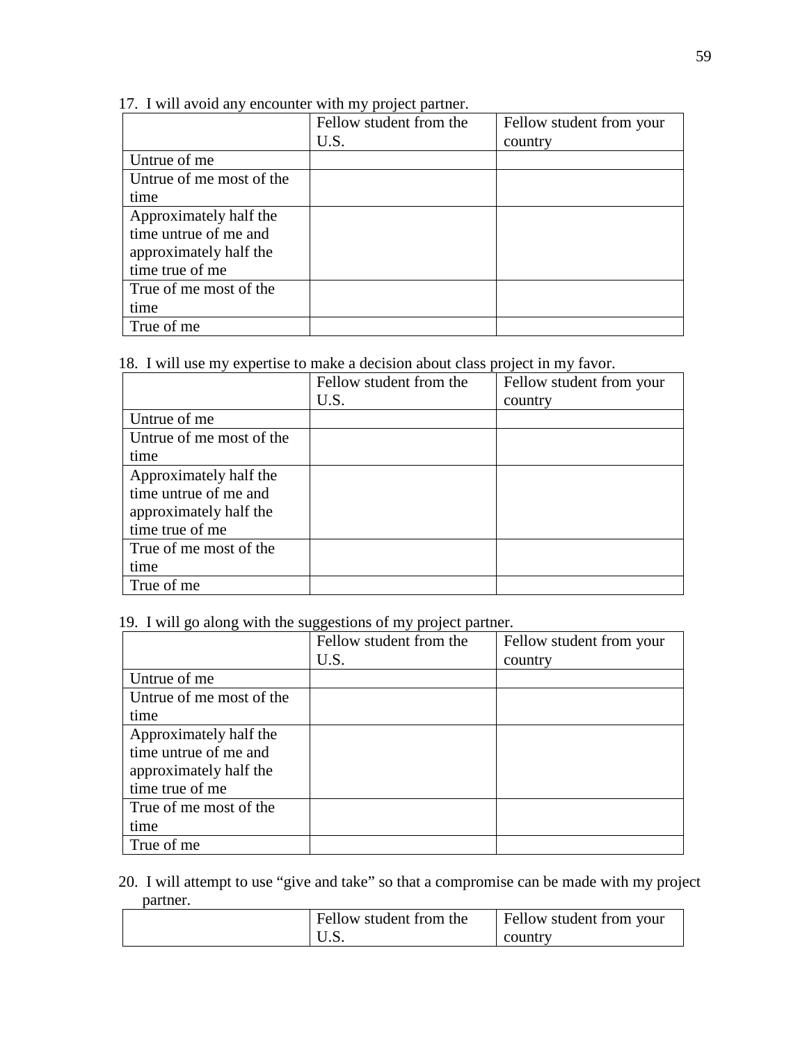17. I will avoid any encounter with my project partner.

| | Fellow student from the U.S. | Fellow student from your country |
|---|---|---|
| Untrue of me | | |
| Untrue of me most of the time | | |
| Approximately half the time untrue of me and approximately half the time true of me | | |
| True of me most of the time | | |
| True of me | | |

18. I will use my expertise to make a decision about class project in my favor.

| | Fellow student from the U.S. | Fellow student from your country |
|---|---|---|
| Untrue of me | | |
| Untrue of me most of the time | | |
| Approximately half the time untrue of me and approximately half the time true of me | | |
| True of me most of the time | | |
| True of me | | |

19. I will go along with the suggestions of my project partner.

| | Fellow student from the U.S. | Fellow student from your country |
|---|---|---|
| Untrue of me | | |
| Untrue of me most of the time | | |
| Approximately half the time untrue of me and approximately half the time true of me | | |
| True of me most of the time | | |
| True of me | | |

20. I will attempt to use "give and take" so that a compromise can be made with my project partner.

| | Fellow student from the U.S. | Fellow student from your country |
|---|---|---|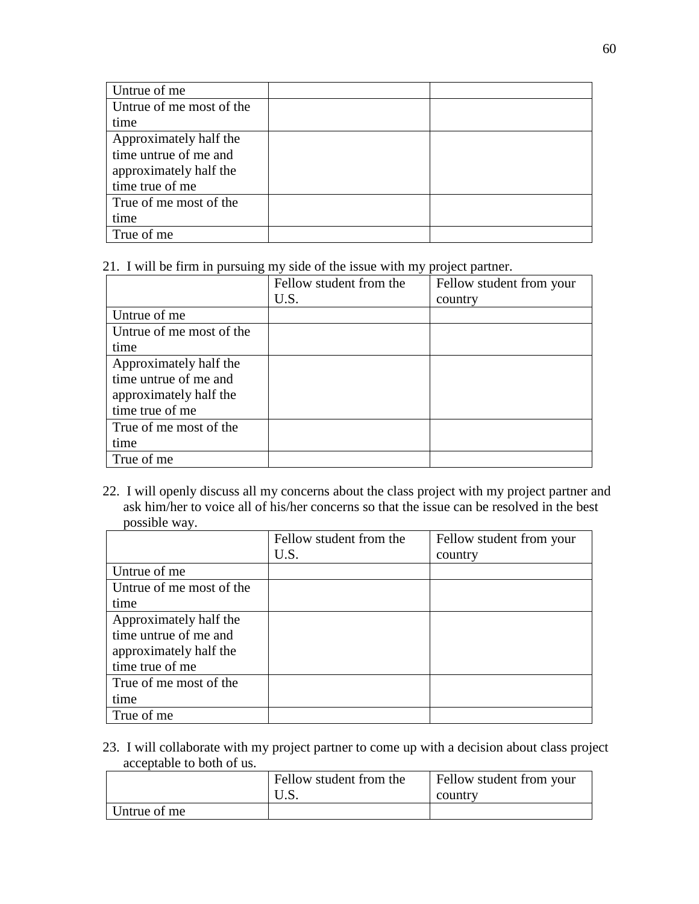| | | |
|---|---|---|
| Untrue of me | | |
| Untrue of me most of the time | | |
| Approximately half the time untrue of me and approximately half the time true of me | | |
| True of me most of the time | | |
| True of me | | |

21. I will be firm in pursuing my side of the issue with my project partner.

| | Fellow student from the U.S. | Fellow student from your country |
|---|---|---|
| Untrue of me | | |
| Untrue of me most of the time | | |
| Approximately half the time untrue of me and approximately half the time true of me | | |
| True of me most of the time | | |
| True of me | | |

22. I will openly discuss all my concerns about the class project with my project partner and ask him/her to voice all of his/her concerns so that the issue can be resolved in the best possible way.

| | Fellow student from the U.S. | Fellow student from your country |
|---|---|---|
| Untrue of me | | |
| Untrue of me most of the time | | |
| Approximately half the time untrue of me and approximately half the time true of me | | |
| True of me most of the time | | |
| True of me | | |

23. I will collaborate with my project partner to come up with a decision about class project acceptable to both of us.

| | Fellow student from the U.S. | Fellow student from your country |
|---|---|---|
| Untrue of me | | |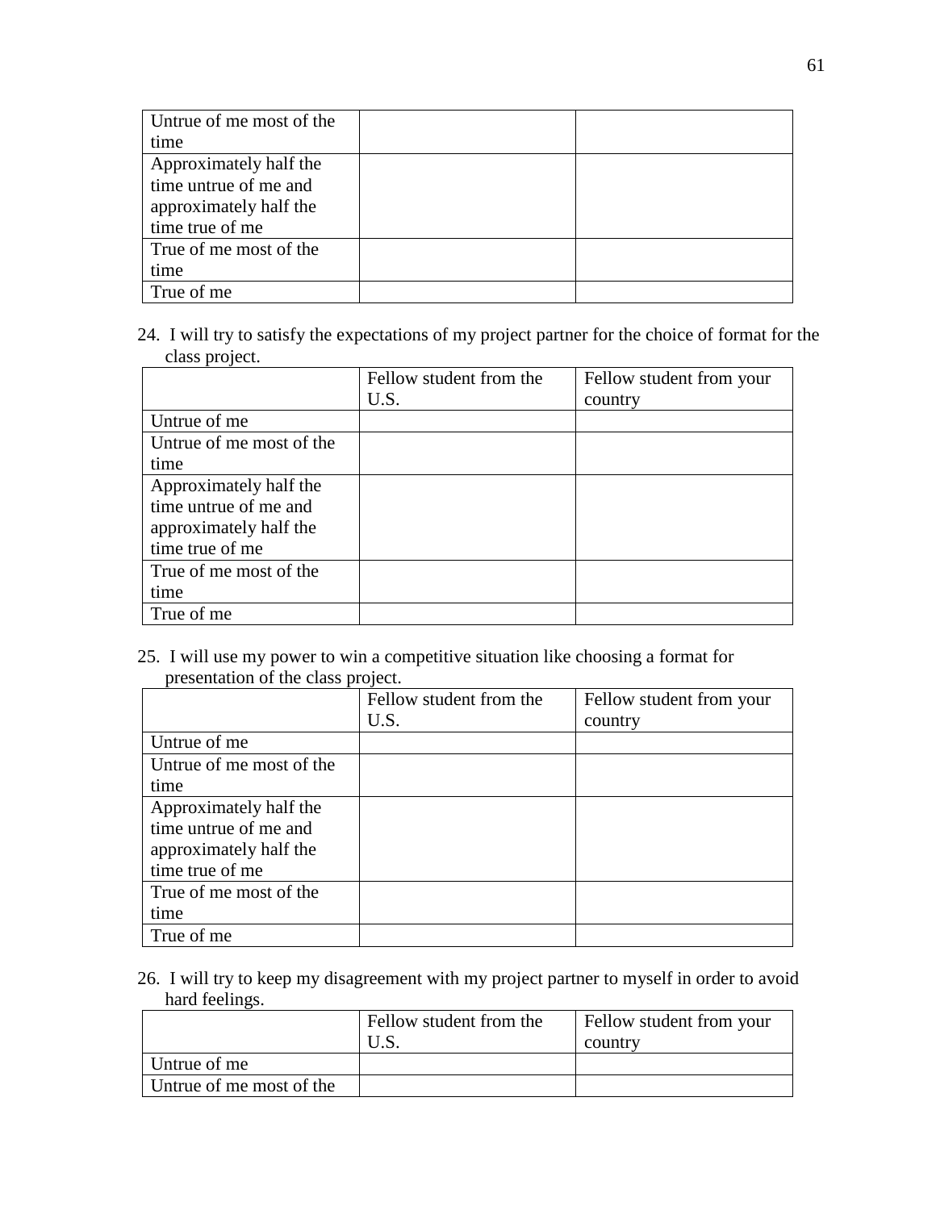| | | |
|---|---|---|
| Untrue of me most of the time | | |
| Approximately half the time untrue of me and approximately half the time true of me | | |
| True of me most of the time | | |
| True of me | | |

24. I will try to satisfy the expectations of my project partner for the choice of format for the class project.

| | Fellow student from the U.S. | Fellow student from your country |
|---|---|---|
| Untrue of me | | |
| Untrue of me most of the time | | |
| Approximately half the time untrue of me and approximately half the time true of me | | |
| True of me most of the time | | |
| True of me | | |

25. I will use my power to win a competitive situation like choosing a format for presentation of the class project.

| | Fellow student from the U.S. | Fellow student from your country |
|---|---|---|
| Untrue of me | | |
| Untrue of me most of the time | | |
| Approximately half the time untrue of me and approximately half the time true of me | | |
| True of me most of the time | | |
| True of me | | |

26. I will try to keep my disagreement with my project partner to myself in order to avoid hard feelings.

| | Fellow student from the U.S. | Fellow student from your country |
|---|---|---|
| Untrue of me | | |
| Untrue of me most of the | | |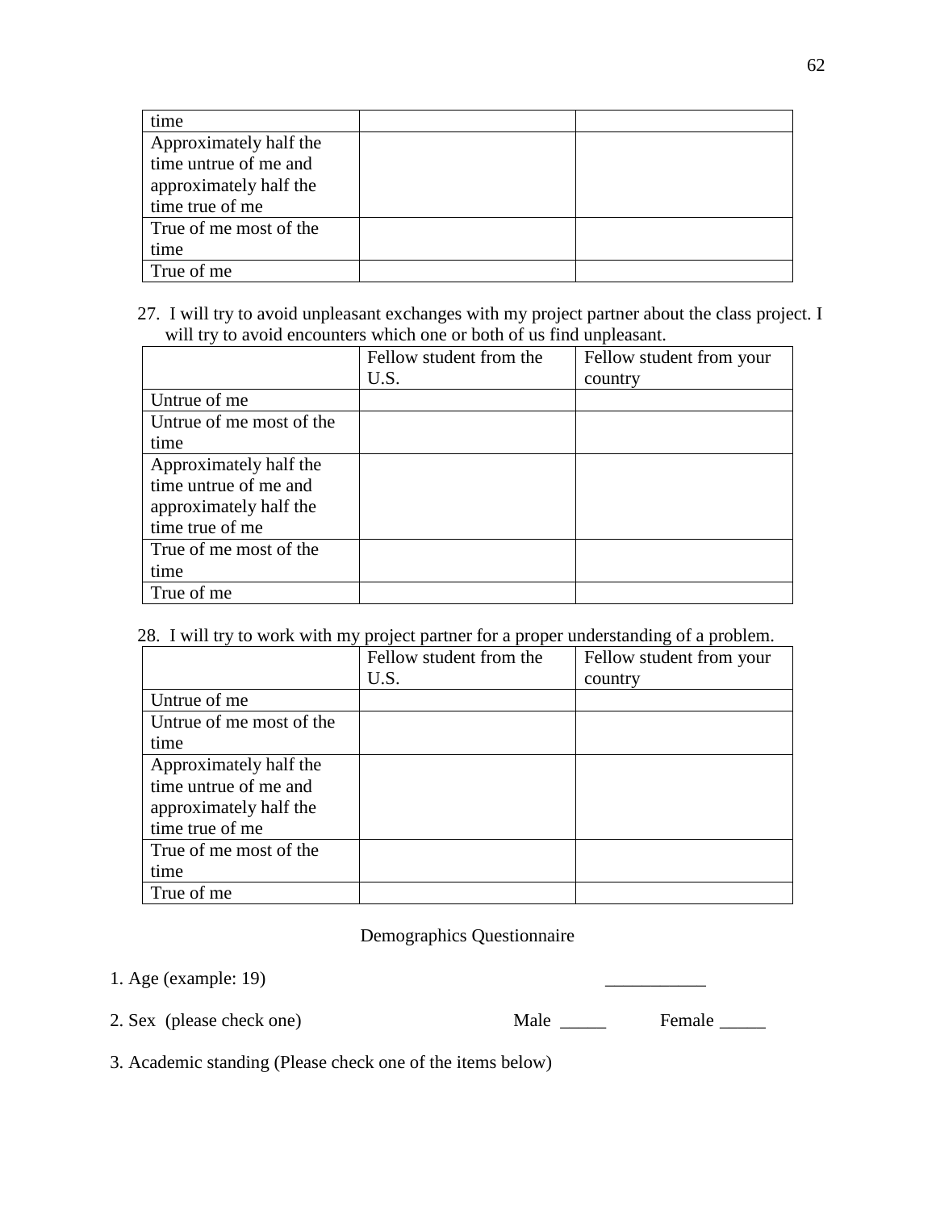| | | |
|---|---|---|
| time | | |
| Approximately half the time untrue of me and approximately half the time true of me | | |
| True of me most of the time | | |
| True of me | | |

27. I will try to avoid unpleasant exchanges with my project partner about the class project. I will try to avoid encounters which one or both of us find unpleasant.

| | Fellow student from the U.S. | Fellow student from your country |
|---|---|---|
| Untrue of me | | |
| Untrue of me most of the time | | |
| Approximately half the time untrue of me and approximately half the time true of me | | |
| True of me most of the time | | |
| True of me | | |

28. I will try to work with my project partner for a proper understanding of a problem.

| | Fellow student from the U.S. | Fellow student from your country |
|---|---|---|
| Untrue of me | | |
| Untrue of me most of the time | | |
| Approximately half the time untrue of me and approximately half the time true of me | | |
| True of me most of the time | | |
| True of me | | |

## Demographics Questionnaire

1. Age (example: 19) ___________

2. Sex (please check one) Male _____ Female _____

3. Academic standing (Please check one of the items below)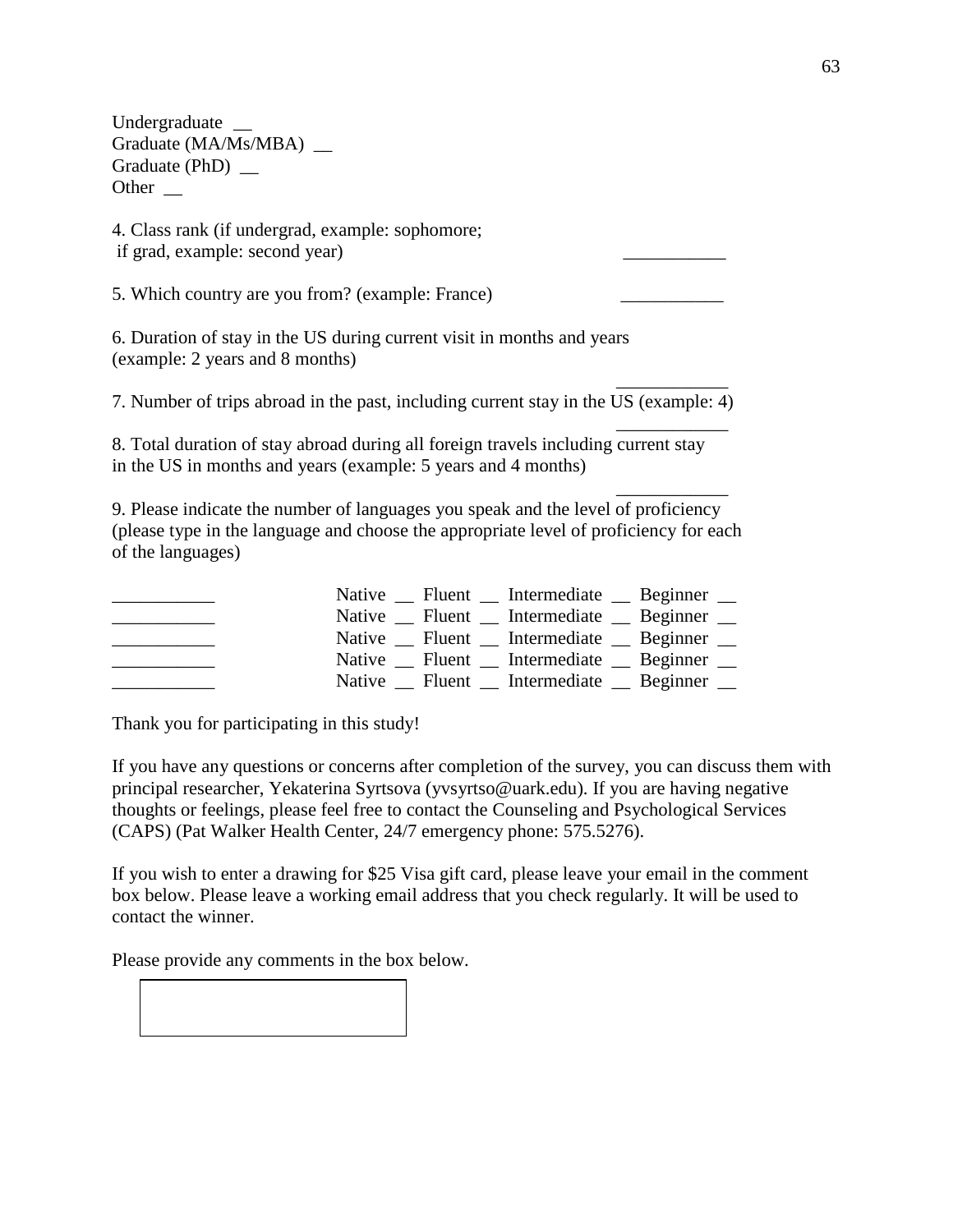Undergraduate __
Graduate (MA/Ms/MBA) __
Graduate (PhD) __
Other __

4. Class rank (if undergrad, example: sophomore;
if grad, example: second year) ___________

5. Which country are you from? (example: France) ___________

6. Duration of stay in the US during current visit in months and years
(example: 2 years and 8 months) ___________

7. Number of trips abroad in the past, including current stay in the US (example: 4) ___________

8. Total duration of stay abroad during all foreign travels including current stay
in the US in months and years (example: 5 years and 4 months) ___________

9. Please indicate the number of languages you speak and the level of proficiency
(please type in the language and choose the appropriate level of proficiency for each
of the languages)

___________ Native __ Fluent __ Intermediate __ Beginner __
___________ Native __ Fluent __ Intermediate __ Beginner __
___________ Native __ Fluent __ Intermediate __ Beginner __
___________ Native __ Fluent __ Intermediate __ Beginner __
___________ Native __ Fluent __ Intermediate __ Beginner __

Thank you for participating in this study!

If you have any questions or concerns after completion of the survey, you can discuss them with principal researcher, Yekaterina Syrtsova (yvsyrtso@uark.edu). If you are having negative thoughts or feelings, please feel free to contact the Counseling and Psychological Services (CAPS) (Pat Walker Health Center, 24/7 emergency phone: 575.5276).

If you wish to enter a drawing for $25 Visa gift card, please leave your email in the comment box below. Please leave a working email address that you check regularly. It will be used to contact the winner.

Please provide any comments in the box below.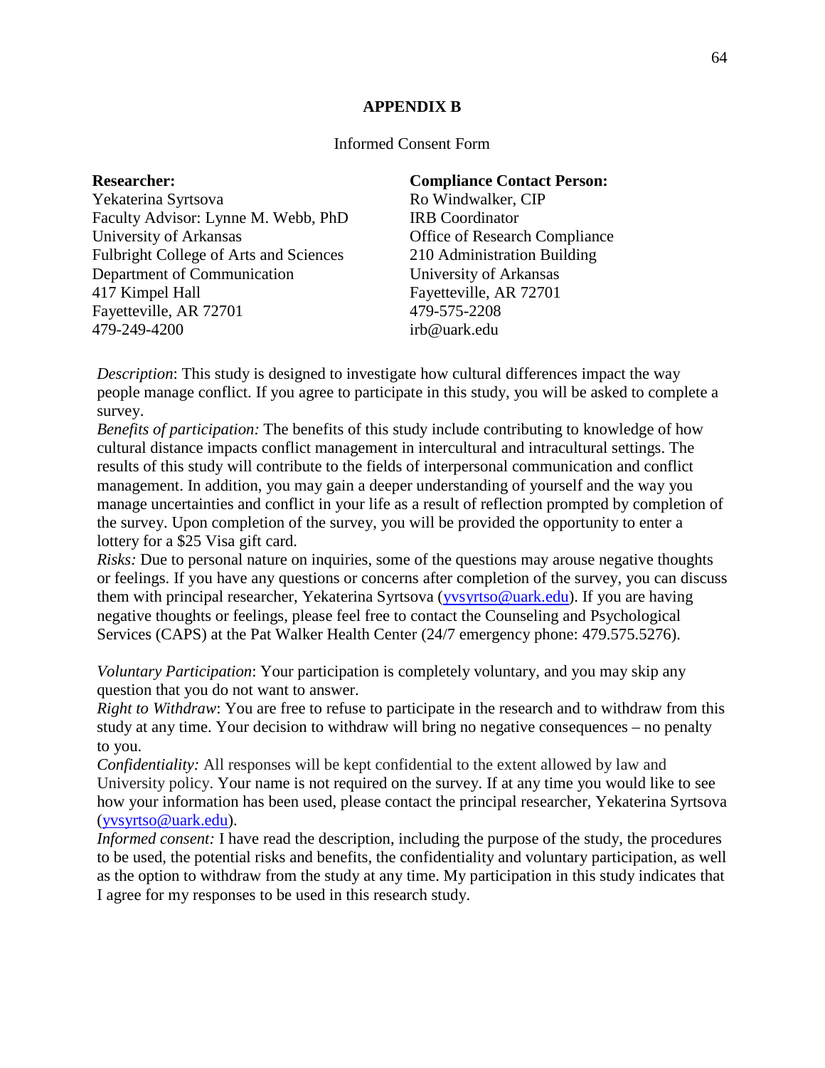# APPENDIX B

Informed Consent Form

**Researcher:**
Yekaterina Syrtsova
Faculty Advisor: Lynne M. Webb, PhD
University of Arkansas
Fulbright College of Arts and Sciences
Department of Communication
417 Kimpel Hall
Fayetteville, AR 72701
479-249-4200

**Compliance Contact Person:**
Ro Windwalker, CIP
IRB Coordinator
Office of Research Compliance
210 Administration Building
University of Arkansas
Fayetteville, AR 72701
479-575-2208
irb@uark.edu

*Description*: This study is designed to investigate how cultural differences impact the way people manage conflict. If you agree to participate in this study, you will be asked to complete a survey.
*Benefits of participation:* The benefits of this study include contributing to knowledge of how cultural distance impacts conflict management in intercultural and intracultural settings. The results of this study will contribute to the fields of interpersonal communication and conflict management. In addition, you may gain a deeper understanding of yourself and the way you manage uncertainties and conflict in your life as a result of reflection prompted by completion of the survey. Upon completion of the survey, you will be provided the opportunity to enter a lottery for a $25 Visa gift card.
*Risks:* Due to personal nature on inquiries, some of the questions may arouse negative thoughts or feelings. If you have any questions or concerns after completion of the survey, you can discuss them with principal researcher, Yekaterina Syrtsova (yvsyrtso@uark.edu). If you are having negative thoughts or feelings, please feel free to contact the Counseling and Psychological Services (CAPS) at the Pat Walker Health Center (24/7 emergency phone: 479.575.5276).

*Voluntary Participation*: Your participation is completely voluntary, and you may skip any question that you do not want to answer.
*Right to Withdraw*: You are free to refuse to participate in the research and to withdraw from this study at any time. Your decision to withdraw will bring no negative consequences – no penalty to you.
*Confidentiality:* All responses will be kept confidential to the extent allowed by law and University policy. Your name is not required on the survey. If at any time you would like to see how your information has been used, please contact the principal researcher, Yekaterina Syrtsova (yvsyrtso@uark.edu).
*Informed consent:* I have read the description, including the purpose of the study, the procedures to be used, the potential risks and benefits, the confidentiality and voluntary participation, as well as the option to withdraw from the study at any time. My participation in this study indicates that I agree for my responses to be used in this research study.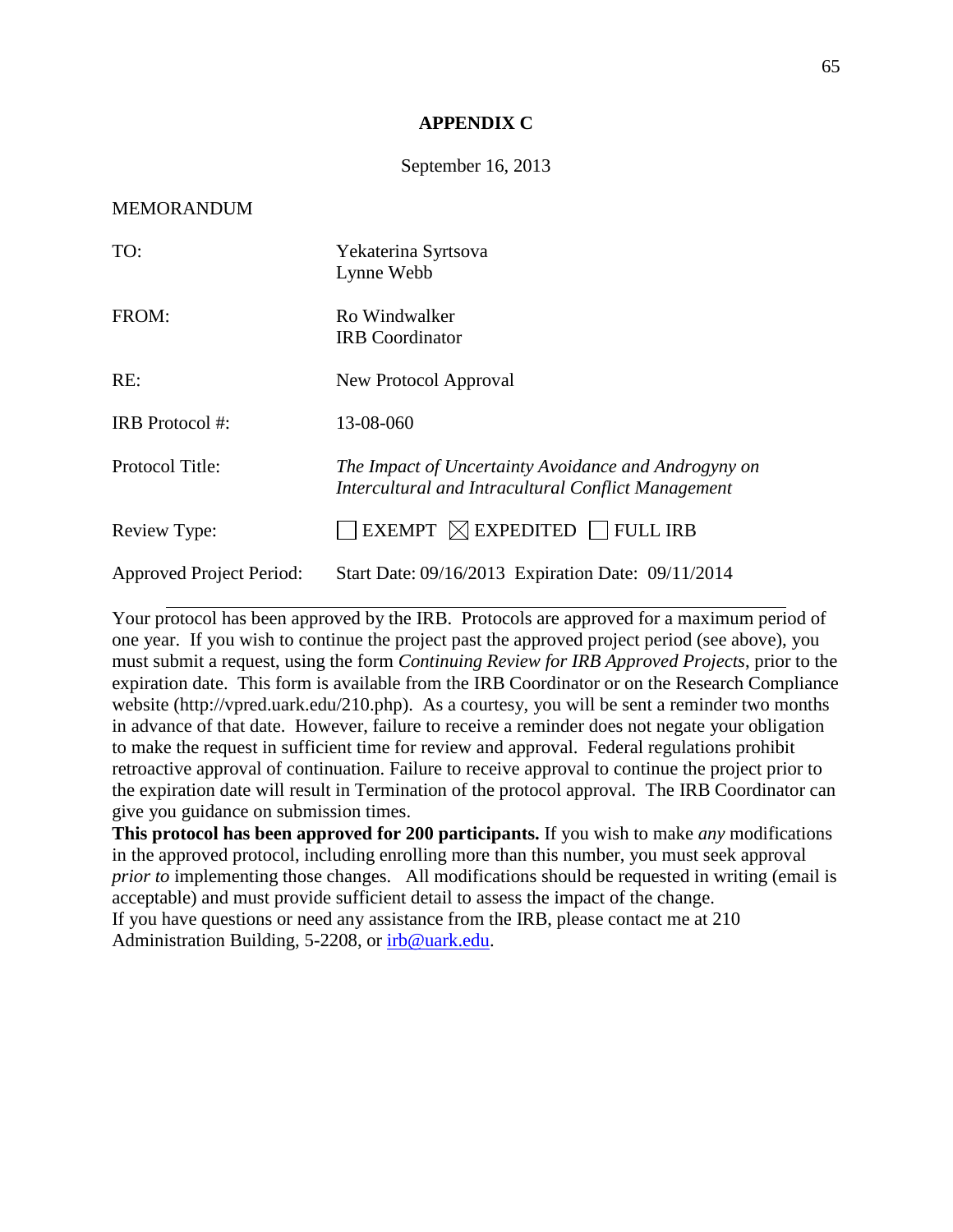**APPENDIX C**

September 16, 2013

MEMORANDUM

| | |
|---|---|
| TO: | Yekaterina Syrtsova<br>Lynne Webb |
| FROM: | Ro Windwalker<br>IRB Coordinator |
| RE: | New Protocol Approval |
| IRB Protocol #: | 13-08-060 |
| Protocol Title: | *The Impact of Uncertainty Avoidance and Androgyny on Intercultural and Intracultural Conflict Management* |
| Review Type: | ☐ EXEMPT ☒ EXPEDITED ☐ FULL IRB |
| Approved Project Period: | Start Date: 09/16/2013 Expiration Date: 09/11/2014 |

Your protocol has been approved by the IRB. Protocols are approved for a maximum period of one year. If you wish to continue the project past the approved project period (see above), you must submit a request, using the form *Continuing Review for IRB Approved Projects*, prior to the expiration date. This form is available from the IRB Coordinator or on the Research Compliance website (http://vpred.uark.edu/210.php). As a courtesy, you will be sent a reminder two months in advance of that date. However, failure to receive a reminder does not negate your obligation to make the request in sufficient time for review and approval. Federal regulations prohibit retroactive approval of continuation. Failure to receive approval to continue the project prior to the expiration date will result in Termination of the protocol approval. The IRB Coordinator can give you guidance on submission times.

**This protocol has been approved for 200 participants.** If you wish to make *any* modifications in the approved protocol, including enrolling more than this number, you must seek approval *prior to* implementing those changes. All modifications should be requested in writing (email is acceptable) and must provide sufficient detail to assess the impact of the change.

If you have questions or need any assistance from the IRB, please contact me at 210 Administration Building, 5-2208, or irb@uark.edu.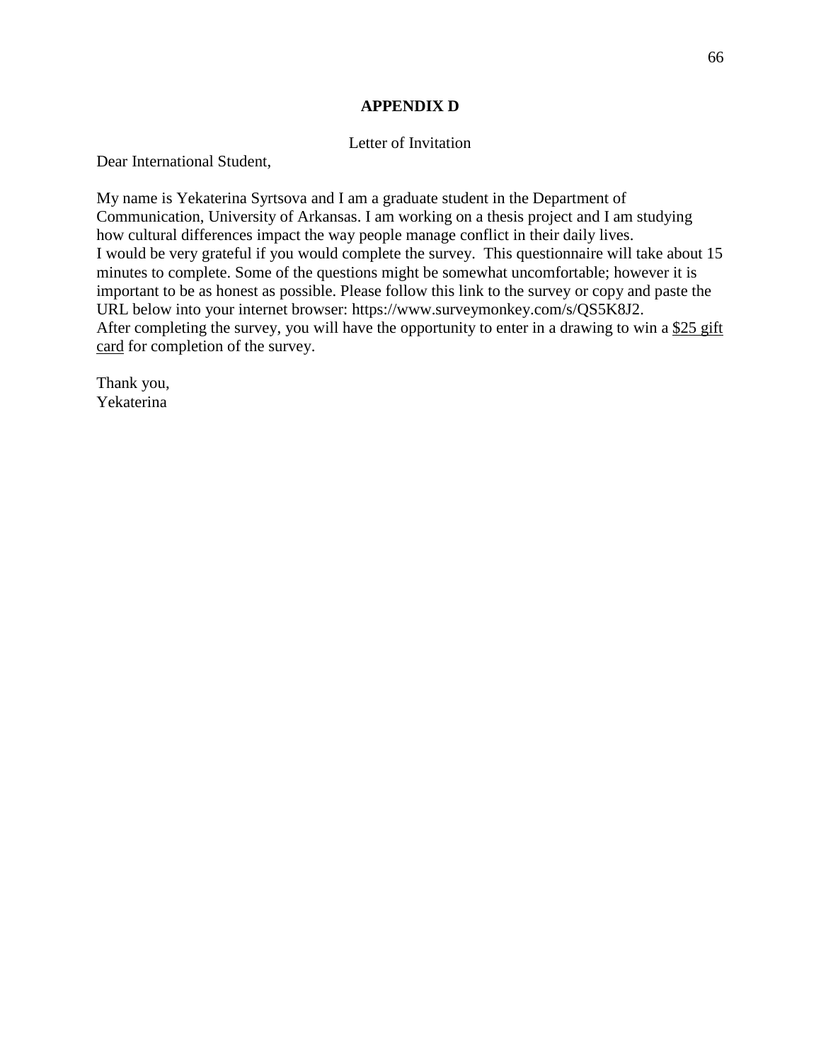# APPENDIX D

Letter of Invitation

Dear International Student,

My name is Yekaterina Syrtsova and I am a graduate student in the Department of Communication, University of Arkansas. I am working on a thesis project and I am studying how cultural differences impact the way people manage conflict in their daily lives.
I would be very grateful if you would complete the survey. This questionnaire will take about 15 minutes to complete. Some of the questions might be somewhat uncomfortable; however it is important to be as honest as possible. Please follow this link to the survey or copy and paste the URL below into your internet browser: https://www.surveymonkey.com/s/QS5K8J2.
After completing the survey, you will have the opportunity to enter in a drawing to win a <u>$25 gift card</u> for completion of the survey.

Thank you,
Yekaterina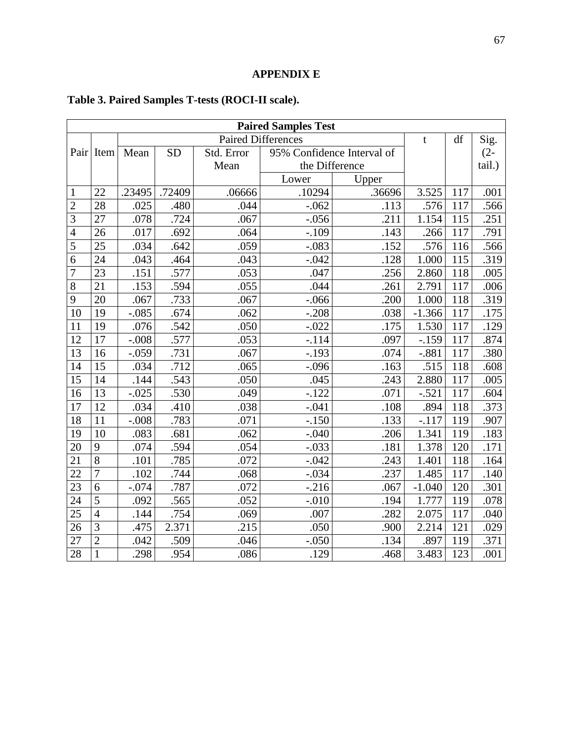## APPENDIX E

**Table 3. Paired Samples T-tests (ROCI-II scale).**

| **Paired Samples Test** | | | | | | | | | | |
|---|---|---|---|---|---|---|---|---|---|---|
| | | Paired Differences | | | | | t | df | Sig. (2-tail.) |
| Pair | Item | Mean | SD | Std. Error Mean | 95% Confidence Interval of the Difference | | | | |
| | | | | | Lower | Upper | | | |
| 1 | 22 | .23495 | .72409 | .06666 | .10294 | .36696 | 3.525 | 117 | .001 |
| 2 | 28 | .025 | .480 | .044 | -.062 | .113 | .576 | 117 | .566 |
| 3 | 27 | .078 | .724 | .067 | -.056 | .211 | 1.154 | 115 | .251 |
| 4 | 26 | .017 | .692 | .064 | -.109 | .143 | .266 | 117 | .791 |
| 5 | 25 | .034 | .642 | .059 | -.083 | .152 | .576 | 116 | .566 |
| 6 | 24 | .043 | .464 | .043 | -.042 | .128 | 1.000 | 115 | .319 |
| 7 | 23 | .151 | .577 | .053 | .047 | .256 | 2.860 | 118 | .005 |
| 8 | 21 | .153 | .594 | .055 | .044 | .261 | 2.791 | 117 | .006 |
| 9 | 20 | .067 | .733 | .067 | -.066 | .200 | 1.000 | 118 | .319 |
| 10 | 19 | -.085 | .674 | .062 | -.208 | .038 | -1.366 | 117 | .175 |
| 11 | 19 | .076 | .542 | .050 | -.022 | .175 | 1.530 | 117 | .129 |
| 12 | 17 | -.008 | .577 | .053 | -.114 | .097 | -.159 | 117 | .874 |
| 13 | 16 | -.059 | .731 | .067 | -.193 | .074 | -.881 | 117 | .380 |
| 14 | 15 | .034 | .712 | .065 | -.096 | .163 | .515 | 118 | .608 |
| 15 | 14 | .144 | .543 | .050 | .045 | .243 | 2.880 | 117 | .005 |
| 16 | 13 | -.025 | .530 | .049 | -.122 | .071 | -.521 | 117 | .604 |
| 17 | 12 | .034 | .410 | .038 | -.041 | .108 | .894 | 118 | .373 |
| 18 | 11 | -.008 | .783 | .071 | -.150 | .133 | -.117 | 119 | .907 |
| 19 | 10 | .083 | .681 | .062 | -.040 | .206 | 1.341 | 119 | .183 |
| 20 | 9 | .074 | .594 | .054 | -.033 | .181 | 1.378 | 120 | .171 |
| 21 | 8 | .101 | .785 | .072 | -.042 | .243 | 1.401 | 118 | .164 |
| 22 | 7 | .102 | .744 | .068 | -.034 | .237 | 1.485 | 117 | .140 |
| 23 | 6 | -.074 | .787 | .072 | -.216 | .067 | -1.040 | 120 | .301 |
| 24 | 5 | .092 | .565 | .052 | -.010 | .194 | 1.777 | 119 | .078 |
| 25 | 4 | .144 | .754 | .069 | .007 | .282 | 2.075 | 117 | .040 |
| 26 | 3 | .475 | 2.371 | .215 | .050 | .900 | 2.214 | 121 | .029 |
| 27 | 2 | .042 | .509 | .046 | -.050 | .134 | .897 | 119 | .371 |
| 28 | 1 | .298 | .954 | .086 | .129 | .468 | 3.483 | 123 | .001 |